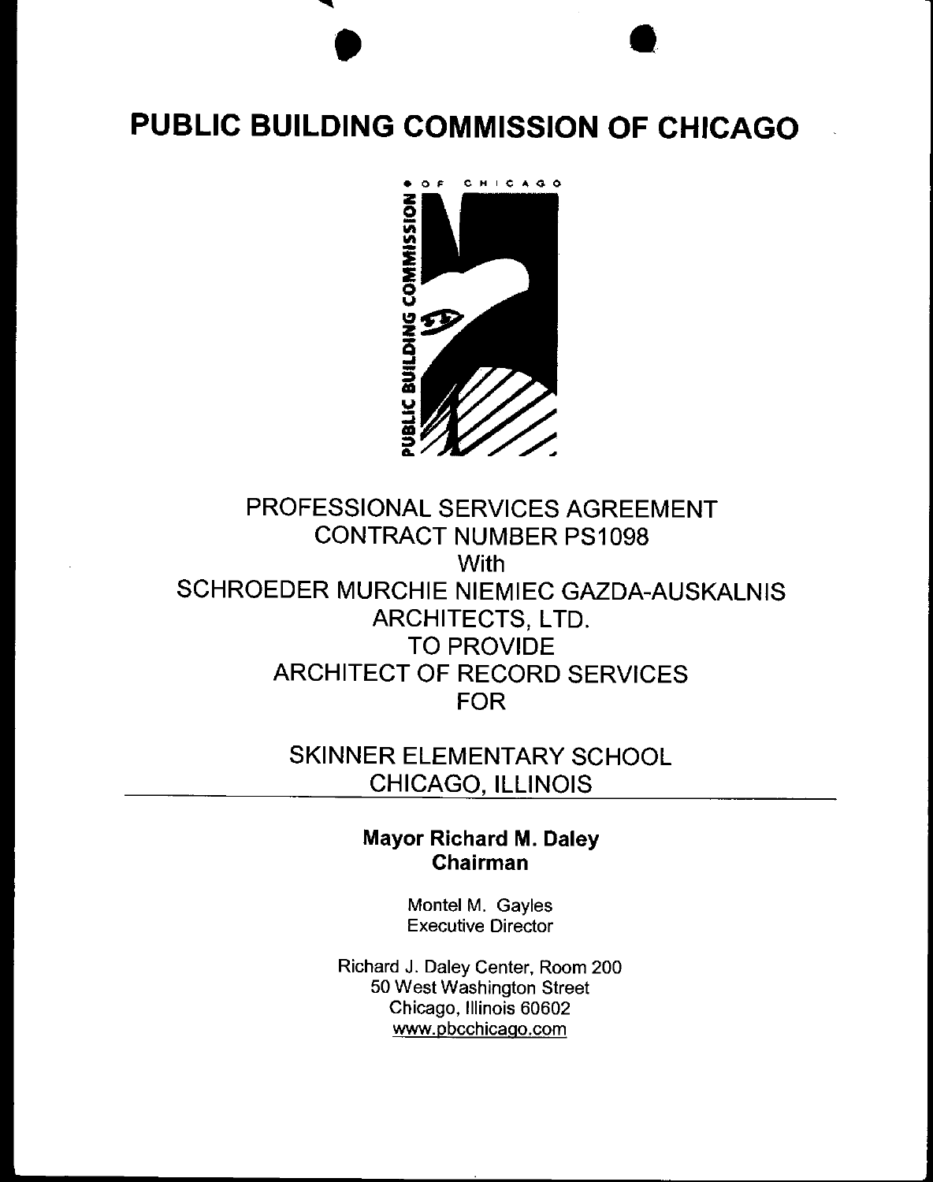# PUBLIC BUILDING COMMISSION OF CHICAGO

PROFESSIONAL SERVICES AGREEMENT
CONTRACT NUMBER PS1098
With
SCHROEDER MURCHIE NIEMIEC GAZDA-AUSKALNIS
ARCHITECTS, LTD.
TO PROVIDE
ARCHITECT OF RECORD SERVICES
FOR

SKINNER ELEMENTARY SCHOOL
CHICAGO, ILLINOIS

---

**Mayor Richard M. Daley**
**Chairman**

Montel M. Gayles
Executive Director

Richard J. Daley Center, Room 200
50 West Washington Street
Chicago, Illinois 60602
www.pbcchicago.com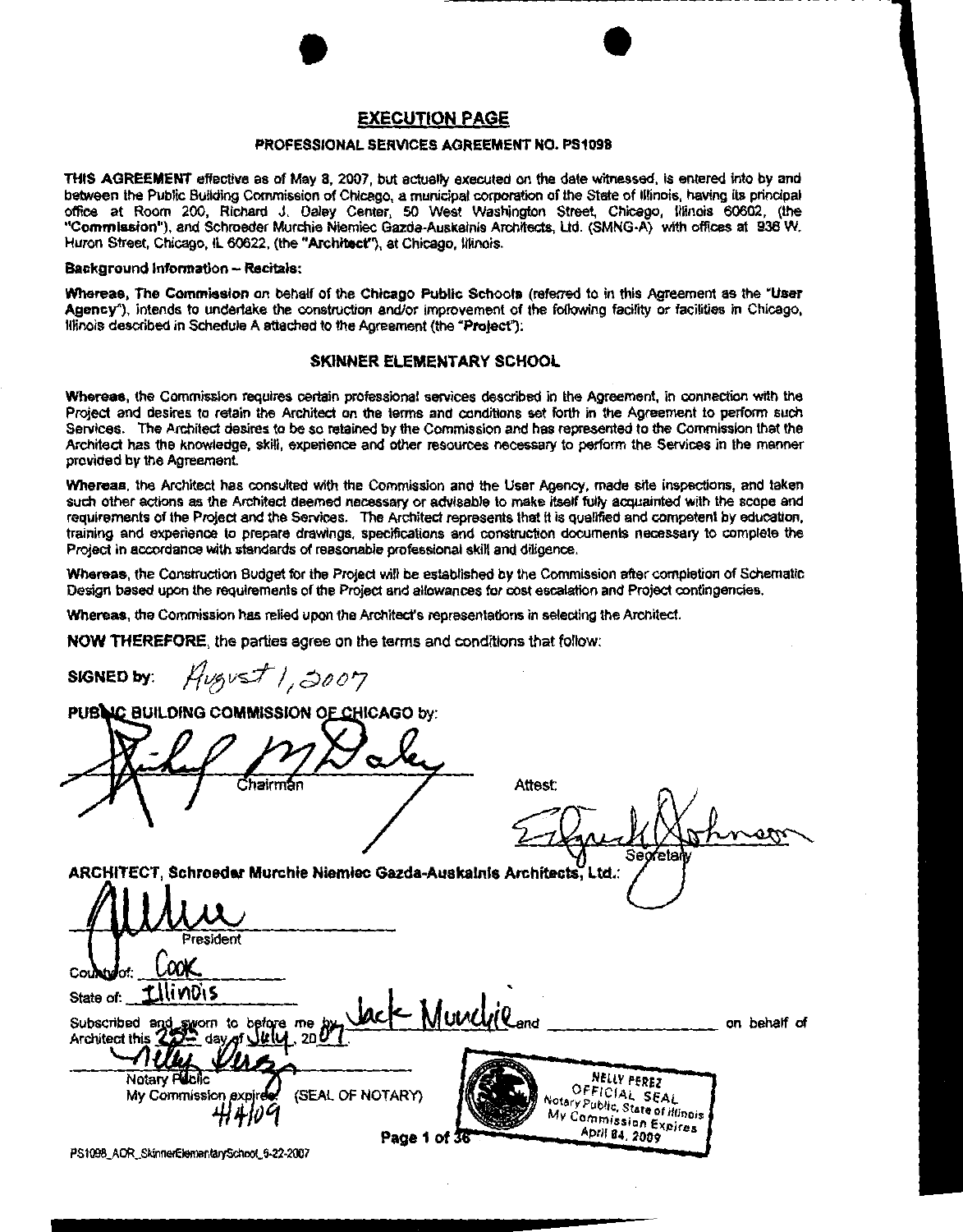# EXECUTION PAGE

## PROFESSIONAL SERVICES AGREEMENT NO. PS1098

**THIS AGREEMENT** effective as of May 8, 2007, but actually executed on the date witnessed, is entered into by and between the Public Building Commission of Chicago, a municipal corporation of the State of Illinois, having its principal office at Room 200, Richard J. Daley Center, 50 West Washington Street, Chicago, Illinois 60602, (the "**Commission**"), and Schroeder Murchie Niemiec Gazda-Auskalnis Architects, Ltd. (SMNG-A) with offices at 936 W. Huron Street, Chicago, IL 60622, (the "**Architect**"), at Chicago, Illinois.

**Background Information – Recitals:**

**Whereas, The Commission** on behalf of the **Chicago Public Schools** (referred to in this Agreement as the "**User Agency**"), intends to undertake the construction and/or improvement of the following facility or facilities in Chicago, Illinois described in Schedule A attached to the Agreement (the "**Project**"):

### SKINNER ELEMENTARY SCHOOL

**Whereas**, the Commission requires certain professional services described in the Agreement, in connection with the Project and desires to retain the Architect on the terms and conditions set forth in the Agreement to perform such Services. The Architect desires to be so retained by the Commission and has represented to the Commission that the Architect has the knowledge, skill, experience and other resources necessary to perform the Services in the manner provided by the Agreement.

**Whereas**, the Architect has consulted with the Commission and the User Agency, made site inspections, and taken such other actions as the Architect deemed necessary or advisable to make itself fully acquainted with the scope and requirements of the Project and the Services. The Architect represents that it is qualified and competent by education, training and experience to prepare drawings, specifications and construction documents necessary to complete the Project in accordance with standards of reasonable professional skill and diligence.

**Whereas**, the Construction Budget for the Project will be established by the Commission after completion of Schematic Design based upon the requirements of the Project and allowances for cost escalation and Project contingencies.

**Whereas**, the Commission has relied upon the Architect's representations in selecting the Architect.

**NOW THEREFORE**, the parties agree on the terms and conditions that follow:

**SIGNED by:** August 1, 2007

**PUBLIC BUILDING COMMISSION OF CHICAGO** by:

[Signature]
Chairman

Attest:

[Signature]
Secretary

**ARCHITECT, Schroeder Murchie Niemiec Gazda-Auskalnis Architects, Ltd.**:

[Signature]
President

County of: Cook

State of: Illinois

Subscribed and sworn to before me by Jack Murchie and ____________ on behalf of Architect this 25 day of July, 2007.

[Signature]
Notary Public
My Commission expires: 4/4/09 (SEAL OF NOTARY)

NELLY PEREZ
OFFICIAL SEAL
Notary Public, State of Illinois
My Commission Expires
April 04, 2009

PS1098_AOR_SkinnerElementarySchool_6-22-2007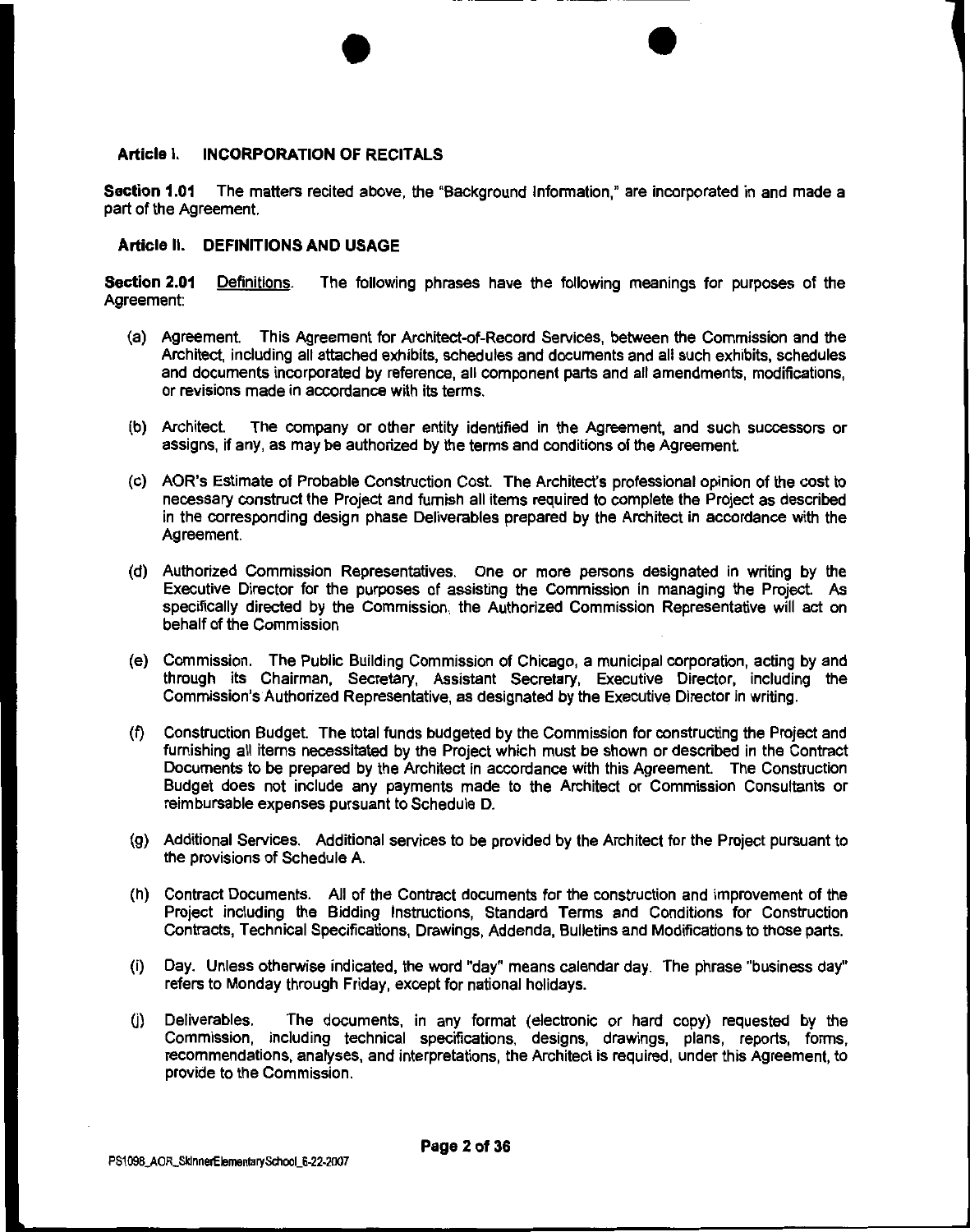**Article I. INCORPORATION OF RECITALS**

**Section 1.01** The matters recited above, the "Background Information," are incorporated in and made a part of the Agreement.

**Article II. DEFINITIONS AND USAGE**

**Section 2.01** Definitions. The following phrases have the following meanings for purposes of the Agreement:

(a) Agreement. This Agreement for Architect-of-Record Services, between the Commission and the Architect, including all attached exhibits, schedules and documents and all such exhibits, schedules and documents incorporated by reference, all component parts and all amendments, modifications, or revisions made in accordance with its terms.

(b) Architect. The company or other entity identified in the Agreement, and such successors or assigns, if any, as may be authorized by the terms and conditions of the Agreement.

(c) AOR's Estimate of Probable Construction Cost. The Architect's professional opinion of the cost to necessary construct the Project and furnish all items required to complete the Project as described in the corresponding design phase Deliverables prepared by the Architect in accordance with the Agreement.

(d) Authorized Commission Representatives. One or more persons designated in writing by the Executive Director for the purposes of assisting the Commission in managing the Project. As specifically directed by the Commission, the Authorized Commission Representative will act on behalf of the Commission

(e) Commission. The Public Building Commission of Chicago, a municipal corporation, acting by and through its Chairman, Secretary, Assistant Secretary, Executive Director, including the Commission's Authorized Representative, as designated by the Executive Director in writing.

(f) Construction Budget. The total funds budgeted by the Commission for constructing the Project and furnishing all items necessitated by the Project which must be shown or described in the Contract Documents to be prepared by the Architect in accordance with this Agreement. The Construction Budget does not include any payments made to the Architect or Commission Consultants or reimbursable expenses pursuant to Schedule D.

(g) Additional Services. Additional services to be provided by the Architect for the Project pursuant to the provisions of Schedule A.

(h) Contract Documents. All of the Contract documents for the construction and improvement of the Project including the Bidding Instructions, Standard Terms and Conditions for Construction Contracts, Technical Specifications, Drawings, Addenda, Bulletins and Modifications to those parts.

(i) Day. Unless otherwise indicated, the word "day" means calendar day. The phrase "business day" refers to Monday through Friday, except for national holidays.

(j) Deliverables. The documents, in any format (electronic or hard copy) requested by the Commission, including technical specifications, designs, drawings, plans, reports, forms, recommendations, analyses, and interpretations, the Architect is required, under this Agreement, to provide to the Commission.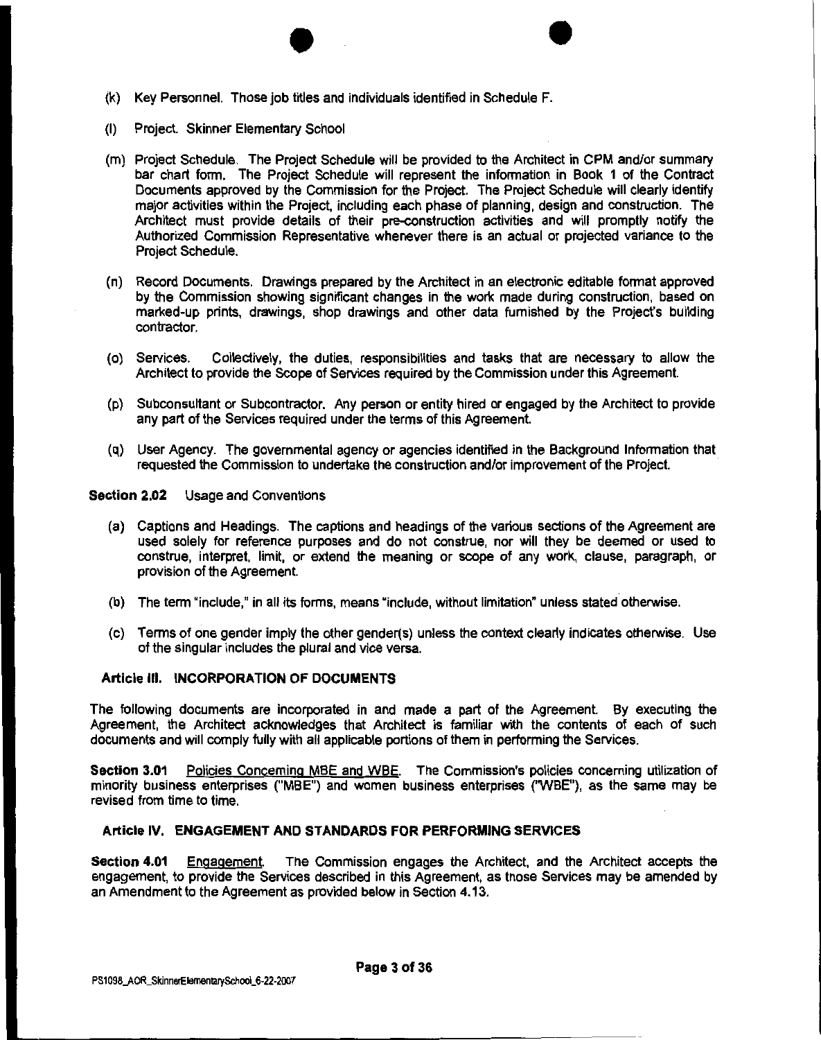(k) Key Personnel. Those job titles and individuals identified in Schedule F.

(l) Project. Skinner Elementary School

(m) Project Schedule. The Project Schedule will be provided to the Architect in CPM and/or summary bar chart form. The Project Schedule will represent the information in Book 1 of the Contract Documents approved by the Commission for the Project. The Project Schedule will clearly identify major activities within the Project, including each phase of planning, design and construction. The Architect must provide details of their pre-construction activities and will promptly notify the Authorized Commission Representative whenever there is an actual or projected variance to the Project Schedule.

(n) Record Documents. Drawings prepared by the Architect in an electronic editable format approved by the Commission showing significant changes in the work made during construction, based on marked-up prints, drawings, shop drawings and other data furnished by the Project's building contractor.

(o) Services. Collectively, the duties, responsibilities and tasks that are necessary to allow the Architect to provide the Scope of Services required by the Commission under this Agreement.

(p) Subconsultant or Subcontractor. Any person or entity hired or engaged by the Architect to provide any part of the Services required under the terms of this Agreement.

(q) User Agency. The governmental agency or agencies identified in the Background Information that requested the Commission to undertake the construction and/or improvement of the Project.

**Section 2.02** Usage and Conventions

(a) Captions and Headings. The captions and headings of the various sections of the Agreement are used solely for reference purposes and do not construe, nor will they be deemed or used to construe, interpret, limit, or extend the meaning or scope of any work, clause, paragraph, or provision of the Agreement.

(b) The term "include," in all its forms, means "include, without limitation" unless stated otherwise.

(c) Terms of one gender imply the other gender(s) unless the context clearly indicates otherwise. Use of the singular includes the plural and vice versa.

## Article III. INCORPORATION OF DOCUMENTS

The following documents are incorporated in and made a part of the Agreement. By executing the Agreement, the Architect acknowledges that Architect is familiar with the contents of each of such documents and will comply fully with all applicable portions of them in performing the Services.

**Section 3.01** Policies Concerning MBE and WBE. The Commission's policies concerning utilization of minority business enterprises ("MBE") and women business enterprises ("WBE"), as the same may be revised from time to time.

## Article IV. ENGAGEMENT AND STANDARDS FOR PERFORMING SERVICES

**Section 4.01** Engagement. The Commission engages the Architect, and the Architect accepts the engagement, to provide the Services described in this Agreement, as those Services may be amended by an Amendment to the Agreement as provided below in Section 4.13.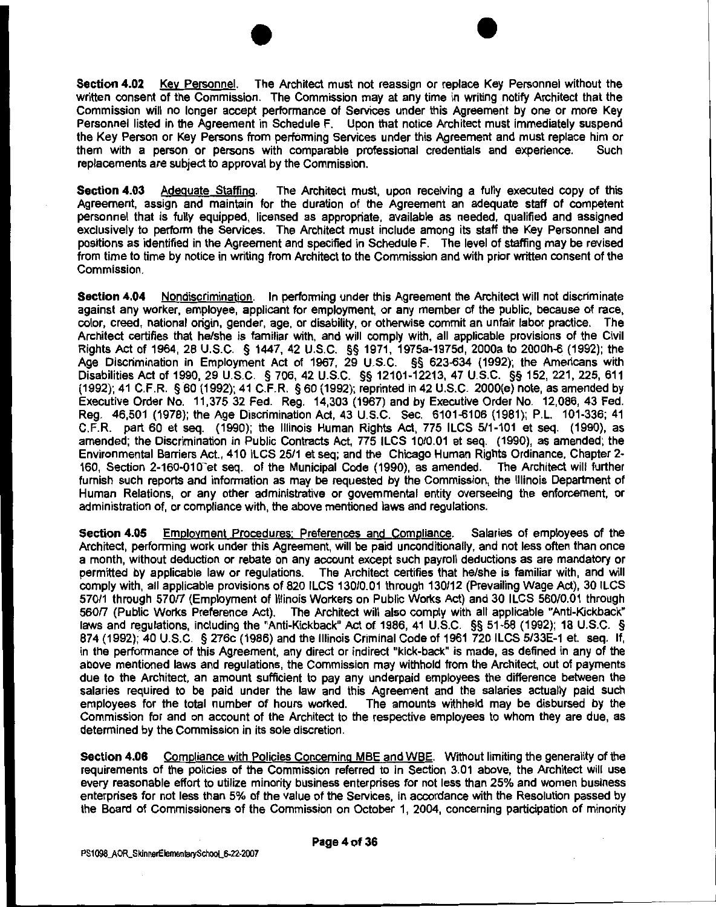**Section 4.02** Key Personnel. The Architect must not reassign or replace Key Personnel without the written consent of the Commission. The Commission may at any time in writing notify Architect that the Commission will no longer accept performance of Services under this Agreement by one or more Key Personnel listed in the Agreement in Schedule F. Upon that notice Architect must immediately suspend the Key Person or Key Persons from performing Services under this Agreement and must replace him or them with a person or persons with comparable professional credentials and experience. Such replacements are subject to approval by the Commission.

**Section 4.03** Adequate Staffing. The Architect must, upon receiving a fully executed copy of this Agreement, assign and maintain for the duration of the Agreement an adequate staff of competent personnel that is fully equipped, licensed as appropriate, available as needed, qualified and assigned exclusively to perform the Services. The Architect must include among its staff the Key Personnel and positions as identified in the Agreement and specified in Schedule F. The level of staffing may be revised from time to time by notice in writing from Architect to the Commission and with prior written consent of the Commission.

**Section 4.04** Nondiscrimination. In performing under this Agreement the Architect will not discriminate against any worker, employee, applicant for employment, or any member of the public, because of race, color, creed, national origin, gender, age, or disability, or otherwise commit an unfair labor practice. The Architect certifies that he/she is familiar with, and will comply with, all applicable provisions of the Civil Rights Act of 1964, 28 U.S.C. § 1447, 42 U.S.C. §§ 1971, 1975a-1975d, 2000a to 2000h-6 (1992); the Age Discrimination in Employment Act of 1967, 29 U.S.C. §§ 623-634 (1992); the Americans with Disabilities Act of 1990, 29 U.S.C. § 706, 42 U.S.C. §§ 12101-12213, 47 U.S.C. §§ 152, 221, 225, 611 (1992); 41 C.F.R. § 60 (1992); 41 C.F.R. § 60 (1992); reprinted in 42 U.S.C. 2000(e) note, as amended by Executive Order No. 11,375 32 Fed. Reg. 14,303 (1967) and by Executive Order No. 12,086, 43 Fed. Reg. 46,501 (1978); the Age Discrimination Act, 43 U.S.C. Sec. 6101-6106 (1981); P.L. 101-336; 41 C.F.R. part 60 et seq. (1990); the Illinois Human Rights Act, 775 ILCS 5/1-101 et seq. (1990), as amended; the Discrimination in Public Contracts Act, 775 ILCS 10/0.01 et seq. (1990), as amended; the Environmental Barriers Act., 410 ILCS 25/1 et seq; and the Chicago Human Rights Ordinance, Chapter 2-160, Section 2-160-010 et seq. of the Municipal Code (1990), as amended. The Architect will further furnish such reports and information as may be requested by the Commission, the Illinois Department of Human Relations, or any other administrative or governmental entity overseeing the enforcement, or administration of, or compliance with, the above mentioned laws and regulations.

**Section 4.05** Employment Procedures; Preferences and Compliance. Salaries of employees of the Architect, performing work under this Agreement, will be paid unconditionally, and not less often than once a month, without deduction or rebate on any account except such payroll deductions as are mandatory or permitted by applicable law or regulations. The Architect certifies that he/she is familiar with, and will comply with, all applicable provisions of 820 ILCS 130/0.01 through 130/12 (Prevailing Wage Act), 30 ILCS 570/1 through 570/7 (Employment of Illinois Workers on Public Works Act) and 30 ILCS 560/0.01 through 560/7 (Public Works Preference Act). The Architect will also comply with all applicable "Anti-Kickback" laws and regulations, including the "Anti-Kickback" Act of 1986, 41 U.S.C. §§ 51-58 (1992); 18 U.S.C. § 874 (1992); 40 U.S.C. § 276c (1986) and the Illinois Criminal Code of 1961 720 ILCS 5/33E-1 et. seq. If, in the performance of this Agreement, any direct or indirect "kick-back" is made, as defined in any of the above mentioned laws and regulations, the Commission may withhold from the Architect, out of payments due to the Architect, an amount sufficient to pay any underpaid employees the difference between the salaries required to be paid under the law and this Agreement and the salaries actually paid such employees for the total number of hours worked. The amounts withheld may be disbursed by the Commission for and on account of the Architect to the respective employees to whom they are due, as determined by the Commission in its sole discretion.

**Section 4.06** Compliance with Policies Concerning MBE and WBE. Without limiting the generality of the requirements of the policies of the Commission referred to in Section 3.01 above, the Architect will use every reasonable effort to utilize minority business enterprises for not less than 25% and women business enterprises for not less than 5% of the value of the Services, in accordance with the Resolution passed by the Board of Commissioners of the Commission on October 1, 2004, concerning participation of minority

PS1098_AOR_SkinnerElementarySchool_6-22-2007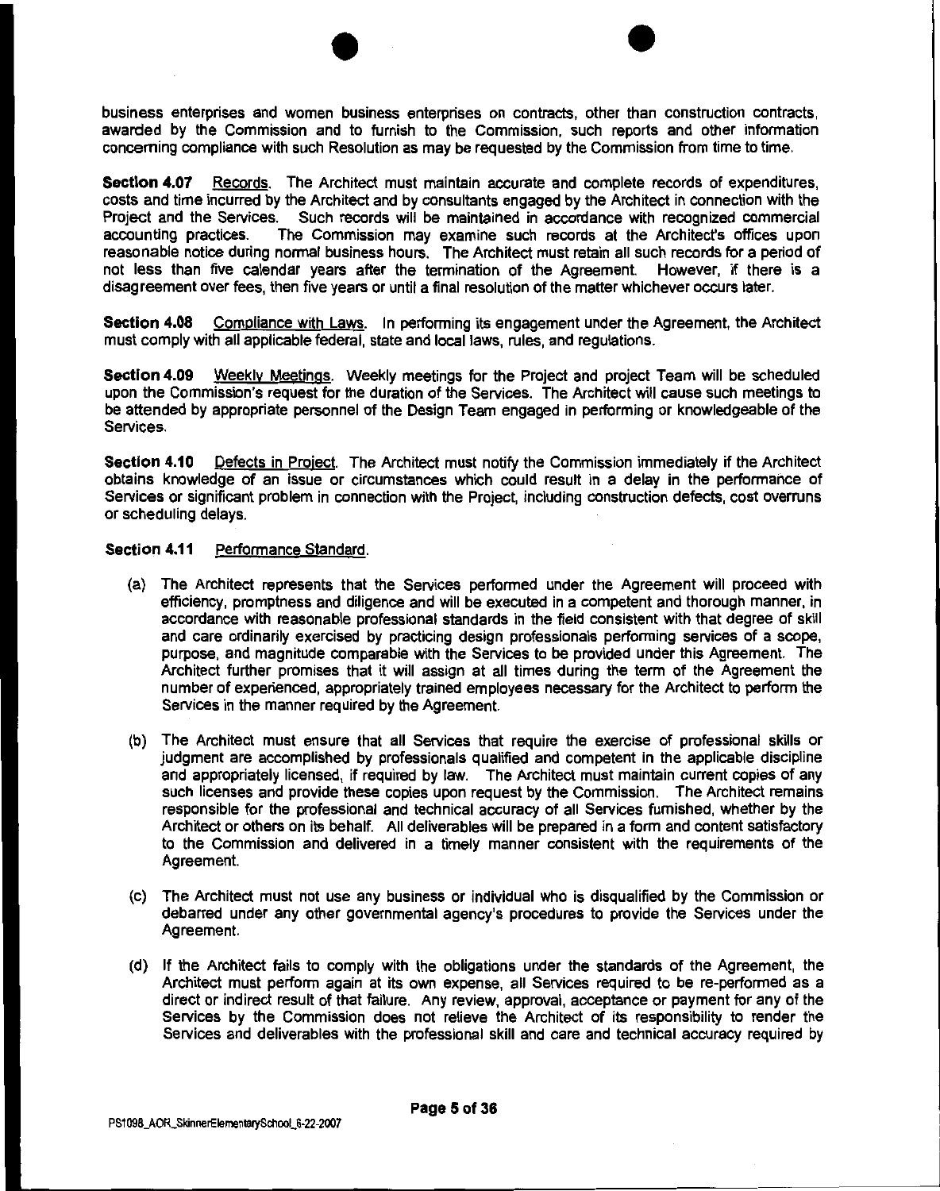business enterprises and women business enterprises on contracts, other than construction contracts, awarded by the Commission and to furnish to the Commission, such reports and other information concerning compliance with such Resolution as may be requested by the Commission from time to time.

**Section 4.07** Records. The Architect must maintain accurate and complete records of expenditures, costs and time incurred by the Architect and by consultants engaged by the Architect in connection with the Project and the Services. Such records will be maintained in accordance with recognized commercial accounting practices. The Commission may examine such records at the Architect's offices upon reasonable notice during normal business hours. The Architect must retain all such records for a period of not less than five calendar years after the termination of the Agreement. However, if there is a disagreement over fees, then five years or until a final resolution of the matter whichever occurs later.

**Section 4.08** Compliance with Laws. In performing its engagement under the Agreement, the Architect must comply with all applicable federal, state and local laws, rules, and regulations.

**Section 4.09** Weekly Meetings. Weekly meetings for the Project and project Team will be scheduled upon the Commission's request for the duration of the Services. The Architect will cause such meetings to be attended by appropriate personnel of the Design Team engaged in performing or knowledgeable of the Services.

**Section 4.10** Defects in Project. The Architect must notify the Commission immediately if the Architect obtains knowledge of an issue or circumstances which could result in a delay in the performance of Services or significant problem in connection with the Project, including construction defects, cost overruns or scheduling delays.

**Section 4.11** Performance Standard.

(a) The Architect represents that the Services performed under the Agreement will proceed with efficiency, promptness and diligence and will be executed in a competent and thorough manner, in accordance with reasonable professional standards in the field consistent with that degree of skill and care ordinarily exercised by practicing design professionals performing services of a scope, purpose, and magnitude comparable with the Services to be provided under this Agreement. The Architect further promises that it will assign at all times during the term of the Agreement the number of experienced, appropriately trained employees necessary for the Architect to perform the Services in the manner required by the Agreement.

(b) The Architect must ensure that all Services that require the exercise of professional skills or judgment are accomplished by professionals qualified and competent in the applicable discipline and appropriately licensed, if required by law. The Architect must maintain current copies of any such licenses and provide these copies upon request by the Commission. The Architect remains responsible for the professional and technical accuracy of all Services furnished, whether by the Architect or others on its behalf. All deliverables will be prepared in a form and content satisfactory to the Commission and delivered in a timely manner consistent with the requirements of the Agreement.

(c) The Architect must not use any business or individual who is disqualified by the Commission or debarred under any other governmental agency's procedures to provide the Services under the Agreement.

(d) If the Architect fails to comply with the obligations under the standards of the Agreement, the Architect must perform again at its own expense, all Services required to be re-performed as a direct or indirect result of that failure. Any review, approval, acceptance or payment for any of the Services by the Commission does not relieve the Architect of its responsibility to render the Services and deliverables with the professional skill and care and technical accuracy required by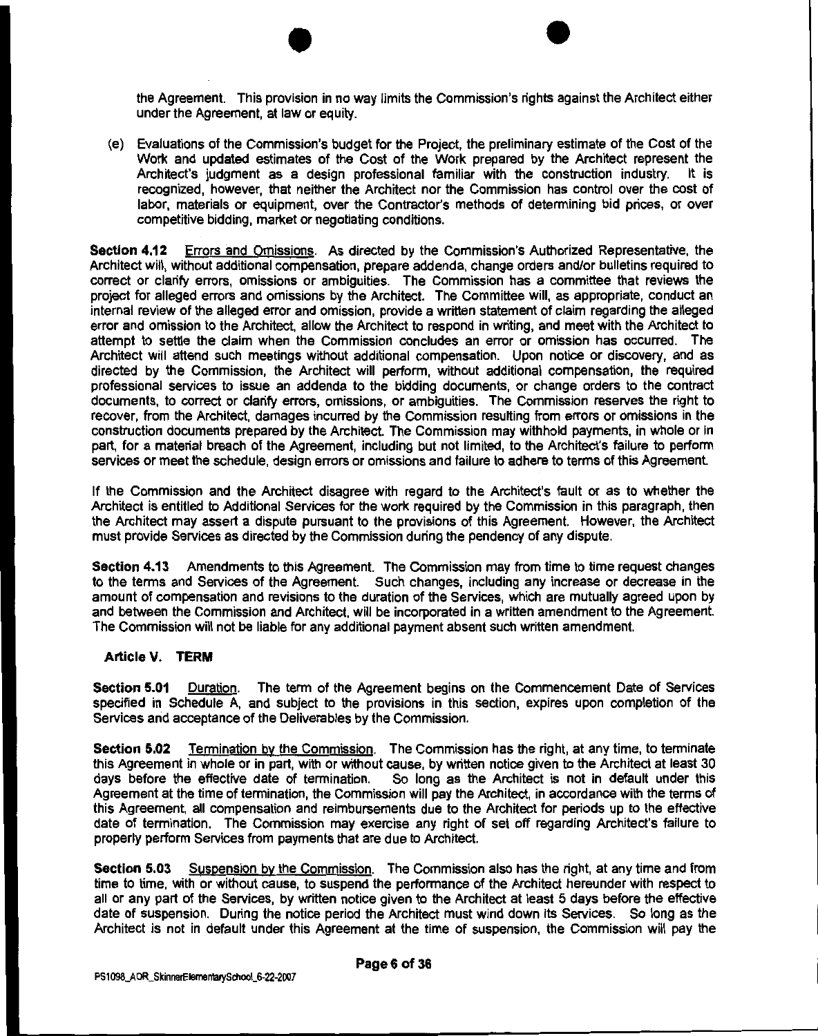the Agreement. This provision in no way limits the Commission's rights against the Architect either under the Agreement, at law or equity.

(e) Evaluations of the Commission's budget for the Project, the preliminary estimate of the Cost of the Work and updated estimates of the Cost of the Work prepared by the Architect represent the Architect's judgment as a design professional familiar with the construction industry. It is recognized, however, that neither the Architect nor the Commission has control over the cost of labor, materials or equipment, over the Contractor's methods of determining bid prices, or over competitive bidding, market or negotiating conditions.

**Section 4.12** Errors and Omissions. As directed by the Commission's Authorized Representative, the Architect will, without additional compensation, prepare addenda, change orders and/or bulletins required to correct or clarify errors, omissions or ambiguities. The Commission has a committee that reviews the project for alleged errors and omissions by the Architect. The Committee will, as appropriate, conduct an internal review of the alleged error and omission, provide a written statement of claim regarding the alleged error and omission to the Architect, allow the Architect to respond in writing, and meet with the Architect to attempt to settle the claim when the Commission concludes an error or omission has occurred. The Architect will attend such meetings without additional compensation. Upon notice or discovery, and as directed by the Commission, the Architect will perform, without additional compensation, the required professional services to issue an addenda to the bidding documents, or change orders to the contract documents, to correct or clarify errors, omissions, or ambiguities. The Commission reserves the right to recover, from the Architect, damages incurred by the Commission resulting from errors or omissions in the construction documents prepared by the Architect. The Commission may withhold payments, in whole or in part, for a material breach of the Agreement, including but not limited, to the Architect's failure to perform services or meet the schedule, design errors or omissions and failure to adhere to terms of this Agreement.

If the Commission and the Architect disagree with regard to the Architect's fault or as to whether the Architect is entitled to Additional Services for the work required by the Commission in this paragraph, then the Architect may assert a dispute pursuant to the provisions of this Agreement. However, the Architect must provide Services as directed by the Commission during the pendency of any dispute.

**Section 4.13** Amendments to this Agreement. The Commission may from time to time request changes to the terms and Services of the Agreement. Such changes, including any increase or decrease in the amount of compensation and revisions to the duration of the Services, which are mutually agreed upon by and between the Commission and Architect, will be incorporated in a written amendment to the Agreement. The Commission will not be liable for any additional payment absent such written amendment.

## Article V. TERM

**Section 5.01** Duration. The term of the Agreement begins on the Commencement Date of Services specified in Schedule A, and subject to the provisions in this section, expires upon completion of the Services and acceptance of the Deliverables by the Commission.

**Section 5.02** Termination by the Commission. The Commission has the right, at any time, to terminate this Agreement in whole or in part, with or without cause, by written notice given to the Architect at least 30 days before the effective date of termination. So long as the Architect is not in default under this Agreement at the time of termination, the Commission will pay the Architect, in accordance with the terms of this Agreement, all compensation and reimbursements due to the Architect for periods up to the effective date of termination. The Commission may exercise any right of set off regarding Architect's failure to properly perform Services from payments that are due to Architect.

**Section 5.03** Suspension by the Commission. The Commission also has the right, at any time and from time to time, with or without cause, to suspend the performance of the Architect hereunder with respect to all or any part of the Services, by written notice given to the Architect at least 5 days before the effective date of suspension. During the notice period the Architect must wind down its Services. So long as the Architect is not in default under this Agreement at the time of suspension, the Commission will pay the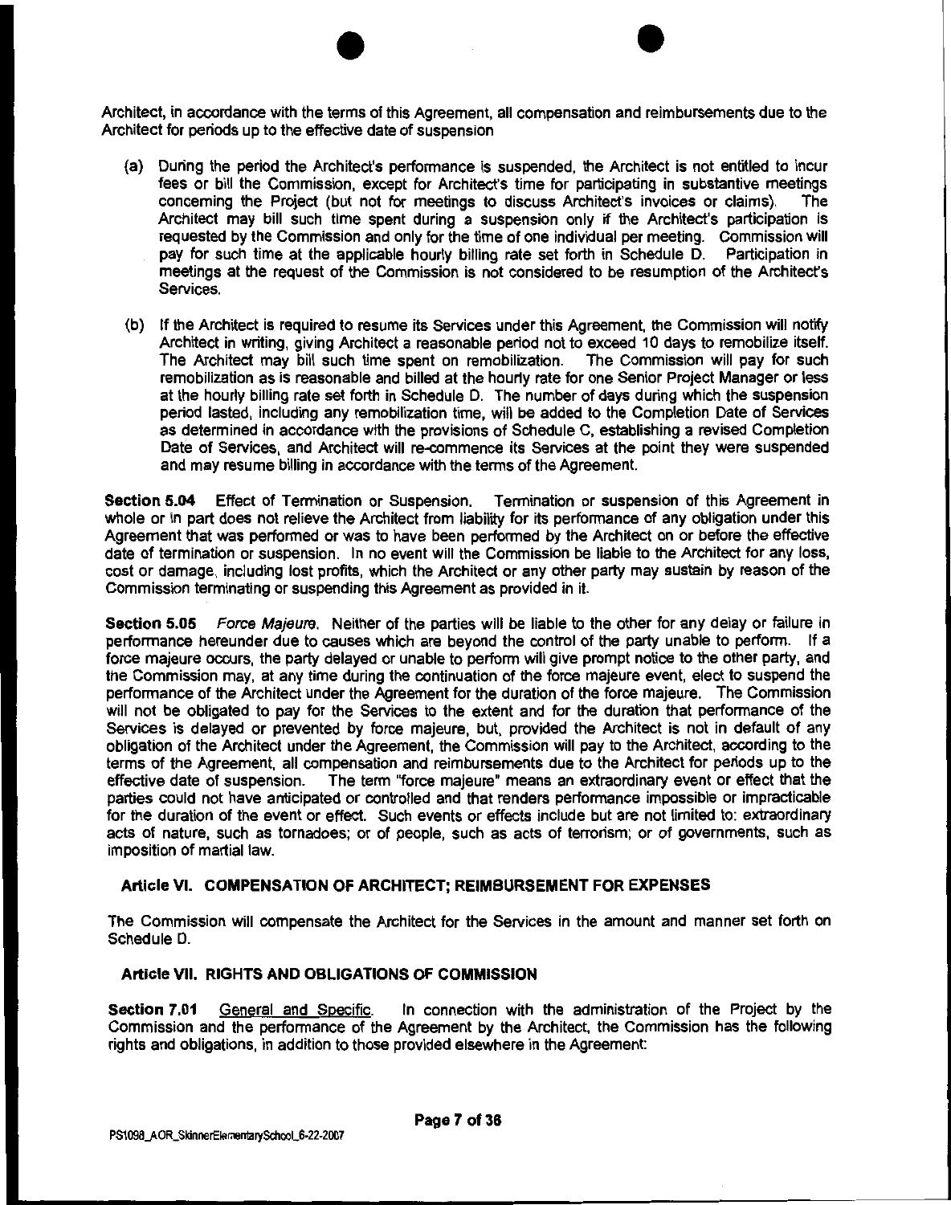Architect, in accordance with the terms of this Agreement, all compensation and reimbursements due to the Architect for periods up to the effective date of suspension

(a) During the period the Architect's performance is suspended, the Architect is not entitled to incur fees or bill the Commission, except for Architect's time for participating in substantive meetings concerning the Project (but not for meetings to discuss Architect's invoices or claims). The Architect may bill such time spent during a suspension only if the Architect's participation is requested by the Commission and only for the time of one individual per meeting. Commission will pay for such time at the applicable hourly billing rate set forth in Schedule D. Participation in meetings at the request of the Commission is not considered to be resumption of the Architect's Services.

(b) If the Architect is required to resume its Services under this Agreement, the Commission will notify Architect in writing, giving Architect a reasonable period not to exceed 10 days to remobilize itself. The Architect may bill such time spent on remobilization. The Commission will pay for such remobilization as is reasonable and billed at the hourly rate for one Senior Project Manager or less at the hourly billing rate set forth in Schedule D. The number of days during which the suspension period lasted, including any remobilization time, will be added to the Completion Date of Services as determined in accordance with the provisions of Schedule C, establishing a revised Completion Date of Services, and Architect will re-commence its Services at the point they were suspended and may resume billing in accordance with the terms of the Agreement.

**Section 5.04** Effect of Termination or Suspension. Termination or suspension of this Agreement in whole or in part does not relieve the Architect from liability for its performance of any obligation under this Agreement that was performed or was to have been performed by the Architect on or before the effective date of termination or suspension. In no event will the Commission be liable to the Architect for any loss, cost or damage, including lost profits, which the Architect or any other party may sustain by reason of the Commission terminating or suspending this Agreement as provided in it.

**Section 5.05** *Force Majeure*. Neither of the parties will be liable to the other for any delay or failure in performance hereunder due to causes which are beyond the control of the party unable to perform. If a force majeure occurs, the party delayed or unable to perform will give prompt notice to the other party, and the Commission may, at any time during the continuation of the force majeure event, elect to suspend the performance of the Architect under the Agreement for the duration of the force majeure. The Commission will not be obligated to pay for the Services to the extent and for the duration that performance of the Services is delayed or prevented by force majeure, but, provided the Architect is not in default of any obligation of the Architect under the Agreement, the Commission will pay to the Architect, according to the terms of the Agreement, all compensation and reimbursements due to the Architect for periods up to the effective date of suspension. The term "force majeure" means an extraordinary event or effect that the parties could not have anticipated or controlled and that renders performance impossible or impracticable for the duration of the event or effect. Such events or effects include but are not limited to: extraordinary acts of nature, such as tornadoes; or of people, such as acts of terrorism; or of governments, such as imposition of martial law.

### Article VI. COMPENSATION OF ARCHITECT; REIMBURSEMENT FOR EXPENSES

The Commission will compensate the Architect for the Services in the amount and manner set forth on Schedule D.

### Article VII. RIGHTS AND OBLIGATIONS OF COMMISSION

**Section 7.01** General and Specific. In connection with the administration of the Project by the Commission and the performance of the Agreement by the Architect, the Commission has the following rights and obligations, in addition to those provided elsewhere in the Agreement:

PS1098_AOR_SkinnerElementarySchool_6-22-2007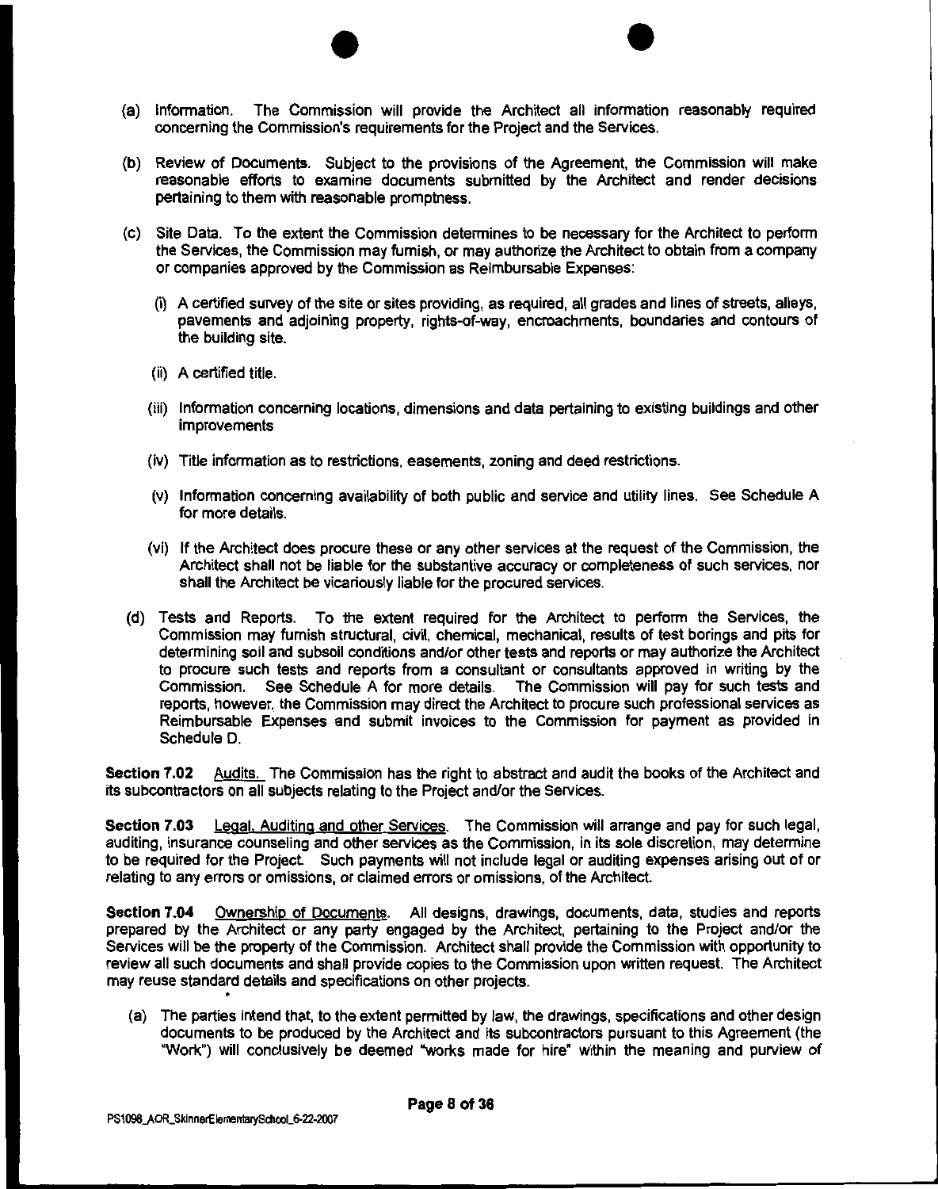(a) Information. The Commission will provide the Architect all information reasonably required concerning the Commission's requirements for the Project and the Services.

(b) Review of Documents. Subject to the provisions of the Agreement, the Commission will make reasonable efforts to examine documents submitted by the Architect and render decisions pertaining to them with reasonable promptness.

(c) Site Data. To the extent the Commission determines to be necessary for the Architect to perform the Services, the Commission may furnish, or may authorize the Architect to obtain from a company or companies approved by the Commission as Reimbursable Expenses:

   (i) A certified survey of the site or sites providing, as required, all grades and lines of streets, alleys, pavements and adjoining property, rights-of-way, encroachments, boundaries and contours of the building site.

   (ii) A certified title.

   (iii) Information concerning locations, dimensions and data pertaining to existing buildings and other improvements

   (iv) Title information as to restrictions, easements, zoning and deed restrictions.

   (v) Information concerning availability of both public and service and utility lines. See Schedule A for more details.

   (vi) If the Architect does procure these or any other services at the request of the Commission, the Architect shall not be liable for the substantive accuracy or completeness of such services, nor shall the Architect be vicariously liable for the procured services.

(d) Tests and Reports. To the extent required for the Architect to perform the Services, the Commission may furnish structural, civil, chemical, mechanical, results of test borings and pits for determining soil and subsoil conditions and/or other tests and reports or may authorize the Architect to procure such tests and reports from a consultant or consultants approved in writing by the Commission. See Schedule A for more details. The Commission will pay for such tests and reports, however, the Commission may direct the Architect to procure such professional services as Reimbursable Expenses and submit invoices to the Commission for payment as provided in Schedule D.

**Section 7.02** Audits. The Commission has the right to abstract and audit the books of the Architect and its subcontractors on all subjects relating to the Project and/or the Services.

**Section 7.03** Legal, Auditing and other Services. The Commission will arrange and pay for such legal, auditing, insurance counseling and other services as the Commission, in its sole discretion, may determine to be required for the Project. Such payments will not include legal or auditing expenses arising out of or relating to any errors or omissions, or claimed errors or omissions, of the Architect.

**Section 7.04** Ownership of Documents. All designs, drawings, documents, data, studies and reports prepared by the Architect or any party engaged by the Architect, pertaining to the Project and/or the Services will be the property of the Commission. Architect shall provide the Commission with opportunity to review all such documents and shall provide copies to the Commission upon written request. The Architect may reuse standard details and specifications on other projects.

(a) The parties intend that, to the extent permitted by law, the drawings, specifications and other design documents to be produced by the Architect and its subcontractors pursuant to this Agreement (the "Work") will conclusively be deemed "works made for hire" within the meaning and purview of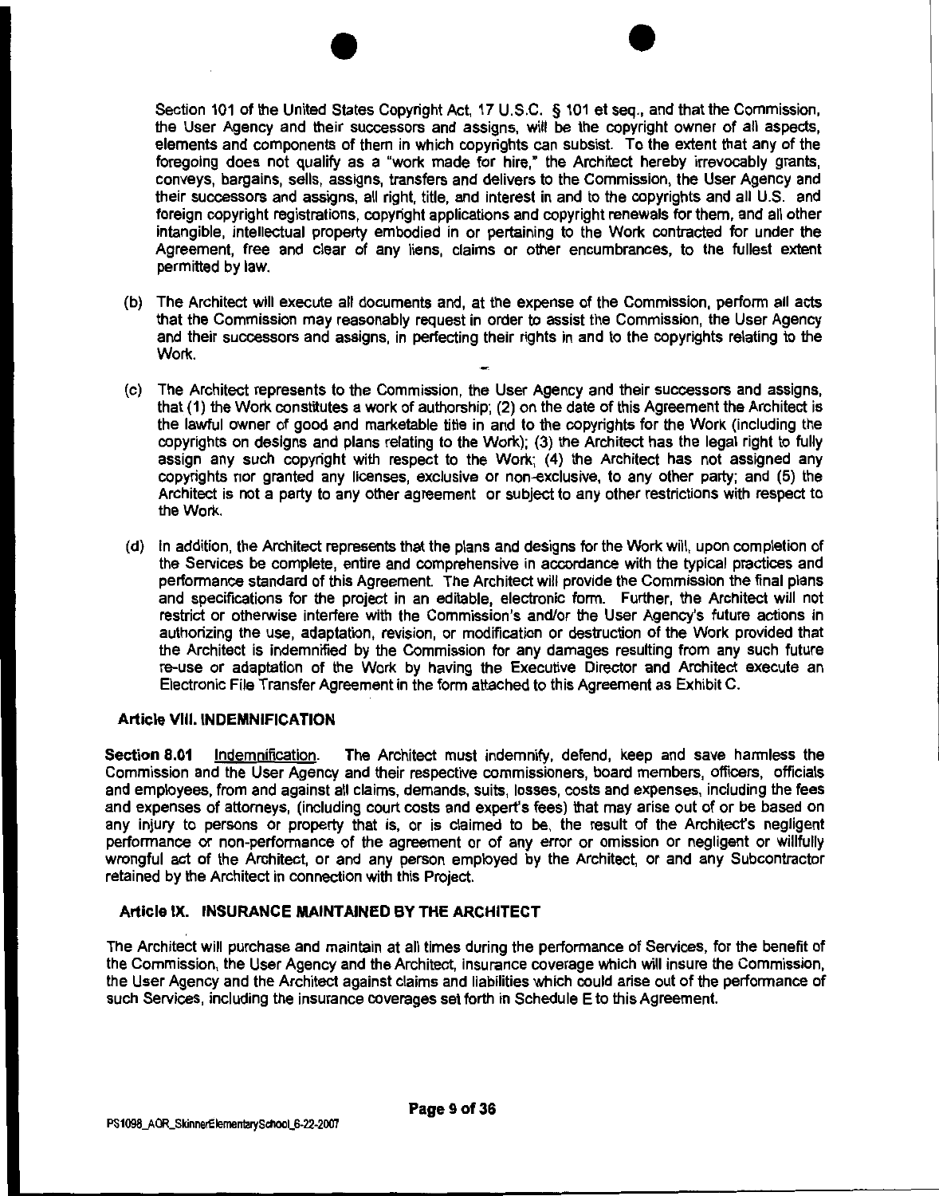Section 101 of the United States Copyright Act, 17 U.S.C. § 101 et seq., and that the Commission, the User Agency and their successors and assigns, will be the copyright owner of all aspects, elements and components of them in which copyrights can subsist. To the extent that any of the foregoing does not qualify as a "work made for hire," the Architect hereby irrevocably grants, conveys, bargains, sells, assigns, transfers and delivers to the Commission, the User Agency and their successors and assigns, all right, title, and interest in and to the copyrights and all U.S. and foreign copyright registrations, copyright applications and copyright renewals for them, and all other intangible, intellectual property embodied in or pertaining to the Work contracted for under the Agreement, free and clear of any liens, claims or other encumbrances, to the fullest extent permitted by law.

(b) The Architect will execute all documents and, at the expense of the Commission, perform all acts that the Commission may reasonably request in order to assist the Commission, the User Agency and their successors and assigns, in perfecting their rights in and to the copyrights relating to the Work.

(c) The Architect represents to the Commission, the User Agency and their successors and assigns, that (1) the Work constitutes a work of authorship; (2) on the date of this Agreement the Architect is the lawful owner of good and marketable title in and to the copyrights for the Work (including the copyrights on designs and plans relating to the Work); (3) the Architect has the legal right to fully assign any such copyright with respect to the Work; (4) the Architect has not assigned any copyrights nor granted any licenses, exclusive or non-exclusive, to any other party; and (5) the Architect is not a party to any other agreement or subject to any other restrictions with respect to the Work.

(d) In addition, the Architect represents that the plans and designs for the Work will, upon completion of the Services be complete, entire and comprehensive in accordance with the typical practices and performance standard of this Agreement. The Architect will provide the Commission the final plans and specifications for the project in an editable, electronic form. Further, the Architect will not restrict or otherwise interfere with the Commission's and/or the User Agency's future actions in authorizing the use, adaptation, revision, or modification or destruction of the Work provided that the Architect is indemnified by the Commission for any damages resulting from any such future re-use or adaptation of the Work by having the Executive Director and Architect execute an Electronic File Transfer Agreement in the form attached to this Agreement as Exhibit C.

## Article VIII. INDEMNIFICATION

**Section 8.01** Indemnification. The Architect must indemnify, defend, keep and save harmless the Commission and the User Agency and their respective commissioners, board members, officers, officials and employees, from and against all claims, demands, suits, losses, costs and expenses, including the fees and expenses of attorneys, (including court costs and expert's fees) that may arise out of or be based on any injury to persons or property that is, or is claimed to be, the result of the Architect's negligent performance or non-performance of the agreement or of any error or omission or negligent or willfully wrongful act of the Architect, or and any person employed by the Architect, or and any Subcontractor retained by the Architect in connection with this Project.

## Article IX. INSURANCE MAINTAINED BY THE ARCHITECT

The Architect will purchase and maintain at all times during the performance of Services, for the benefit of the Commission, the User Agency and the Architect, insurance coverage which will insure the Commission, the User Agency and the Architect against claims and liabilities which could arise out of the performance of such Services, including the insurance coverages set forth in Schedule E to this Agreement.

PS1098_AOR_SkinnerElementarySchool_6-22-2007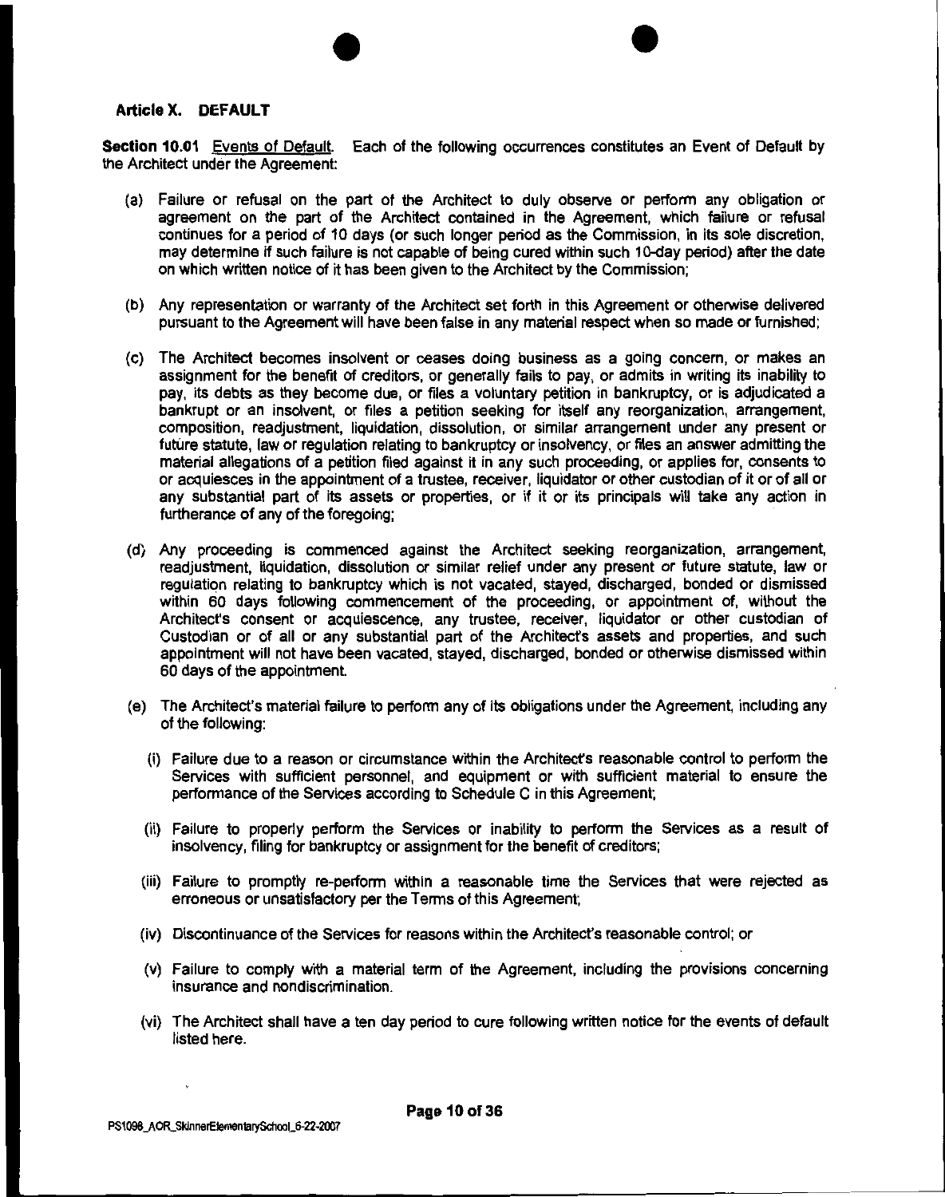## Article X. DEFAULT

**Section 10.01** Events of Default. Each of the following occurrences constitutes an Event of Default by the Architect under the Agreement:

(a) Failure or refusal on the part of the Architect to duly observe or perform any obligation or agreement on the part of the Architect contained in the Agreement, which failure or refusal continues for a period of 10 days (or such longer period as the Commission, in its sole discretion, may determine if such failure is not capable of being cured within such 10-day period) after the date on which written notice of it has been given to the Architect by the Commission;

(b) Any representation or warranty of the Architect set forth in this Agreement or otherwise delivered pursuant to the Agreement will have been false in any material respect when so made or furnished;

(c) The Architect becomes insolvent or ceases doing business as a going concern, or makes an assignment for the benefit of creditors, or generally fails to pay, or admits in writing its inability to pay, its debts as they become due, or files a voluntary petition in bankruptcy, or is adjudicated a bankrupt or an insolvent, or files a petition seeking for itself any reorganization, arrangement, composition, readjustment, liquidation, dissolution, or similar arrangement under any present or future statute, law or regulation relating to bankruptcy or insolvency, or files an answer admitting the material allegations of a petition filed against it in any such proceeding, or applies for, consents to or acquiesces in the appointment of a trustee, receiver, liquidator or other custodian of it or of all or any substantial part of its assets or properties, or if it or its principals will take any action in furtherance of any of the foregoing;

(d) Any proceeding is commenced against the Architect seeking reorganization, arrangement, readjustment, liquidation, dissolution or similar relief under any present or future statute, law or regulation relating to bankruptcy which is not vacated, stayed, discharged, bonded or dismissed within 60 days following commencement of the proceeding, or appointment of, without the Architect's consent or acquiescence, any trustee, receiver, liquidator or other custodian of Custodian or of all or any substantial part of the Architect's assets and properties, and such appointment will not have been vacated, stayed, discharged, bonded or otherwise dismissed within 60 days of the appointment.

(e) The Architect's material failure to perform any of its obligations under the Agreement, including any of the following:

   (i) Failure due to a reason or circumstance within the Architect's reasonable control to perform the Services with sufficient personnel, and equipment or with sufficient material to ensure the performance of the Services according to Schedule C in this Agreement;

   (ii) Failure to properly perform the Services or inability to perform the Services as a result of insolvency, filing for bankruptcy or assignment for the benefit of creditors;

   (iii) Failure to promptly re-perform within a reasonable time the Services that were rejected as erroneous or unsatisfactory per the Terms of this Agreement;

   (iv) Discontinuance of the Services for reasons within the Architect's reasonable control; or

   (v) Failure to comply with a material term of the Agreement, including the provisions concerning insurance and nondiscrimination.

   (vi) The Architect shall have a ten day period to cure following written notice for the events of default listed here.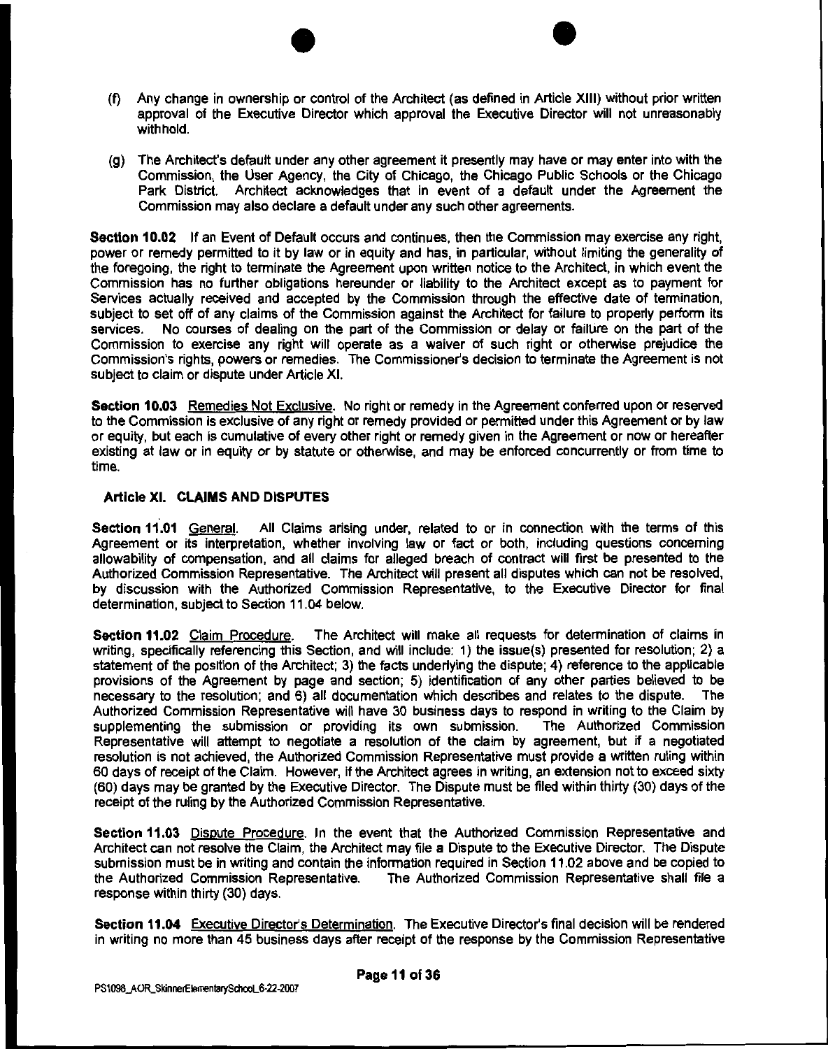(f) Any change in ownership or control of the Architect (as defined in Article XIII) without prior written approval of the Executive Director which approval the Executive Director will not unreasonably withhold.

(g) The Architect's default under any other agreement it presently may have or may enter into with the Commission, the User Agency, the City of Chicago, the Chicago Public Schools or the Chicago Park District. Architect acknowledges that in event of a default under the Agreement the Commission may also declare a default under any such other agreements.

**Section 10.02** If an Event of Default occurs and continues, then the Commission may exercise any right, power or remedy permitted to it by law or in equity and has, in particular, without limiting the generality of the foregoing, the right to terminate the Agreement upon written notice to the Architect, in which event the Commission has no further obligations hereunder or liability to the Architect except as to payment for Services actually received and accepted by the Commission through the effective date of termination, subject to set off of any claims of the Commission against the Architect for failure to properly perform its services. No courses of dealing on the part of the Commission or delay or failure on the part of the Commission to exercise any right will operate as a waiver of such right or otherwise prejudice the Commission's rights, powers or remedies. The Commissioner's decision to terminate the Agreement is not subject to claim or dispute under Article XI.

**Section 10.03** Remedies Not Exclusive. No right or remedy in the Agreement conferred upon or reserved to the Commission is exclusive of any right or remedy provided or permitted under this Agreement or by law or equity, but each is cumulative of every other right or remedy given in the Agreement or now or hereafter existing at law or in equity or by statute or otherwise, and may be enforced concurrently or from time to time.

## Article XI. CLAIMS AND DISPUTES

**Section 11.01** General. All Claims arising under, related to or in connection with the terms of this Agreement or its interpretation, whether involving law or fact or both, including questions concerning allowability of compensation, and all claims for alleged breach of contract will first be presented to the Authorized Commission Representative. The Architect will present all disputes which can not be resolved, by discussion with the Authorized Commission Representative, to the Executive Director for final determination, subject to Section 11.04 below.

**Section 11.02** Claim Procedure. The Architect will make all requests for determination of claims in writing, specifically referencing this Section, and will include: 1) the issue(s) presented for resolution; 2) a statement of the position of the Architect; 3) the facts underlying the dispute; 4) reference to the applicable provisions of the Agreement by page and section; 5) identification of any other parties believed to be necessary to the resolution; and 6) all documentation which describes and relates to the dispute. The Authorized Commission Representative will have 30 business days to respond in writing to the Claim by supplementing the submission or providing its own submission. The Authorized Commission Representative will attempt to negotiate a resolution of the claim by agreement, but if a negotiated resolution is not achieved, the Authorized Commission Representative must provide a written ruling within 60 days of receipt of the Claim. However, if the Architect agrees in writing, an extension not to exceed sixty (60) days may be granted by the Executive Director. The Dispute must be filed within thirty (30) days of the receipt of the ruling by the Authorized Commission Representative.

**Section 11.03** Dispute Procedure. In the event that the Authorized Commission Representative and Architect can not resolve the Claim, the Architect may file a Dispute to the Executive Director. The Dispute submission must be in writing and contain the information required in Section 11.02 above and be copied to the Authorized Commission Representative. The Authorized Commission Representative shall file a response within thirty (30) days.

**Section 11.04** Executive Director's Determination. The Executive Director's final decision will be rendered in writing no more than 45 business days after receipt of the response by the Commission Representative

PS1098_AOR_SkinnerElementarySchool_6-22-2007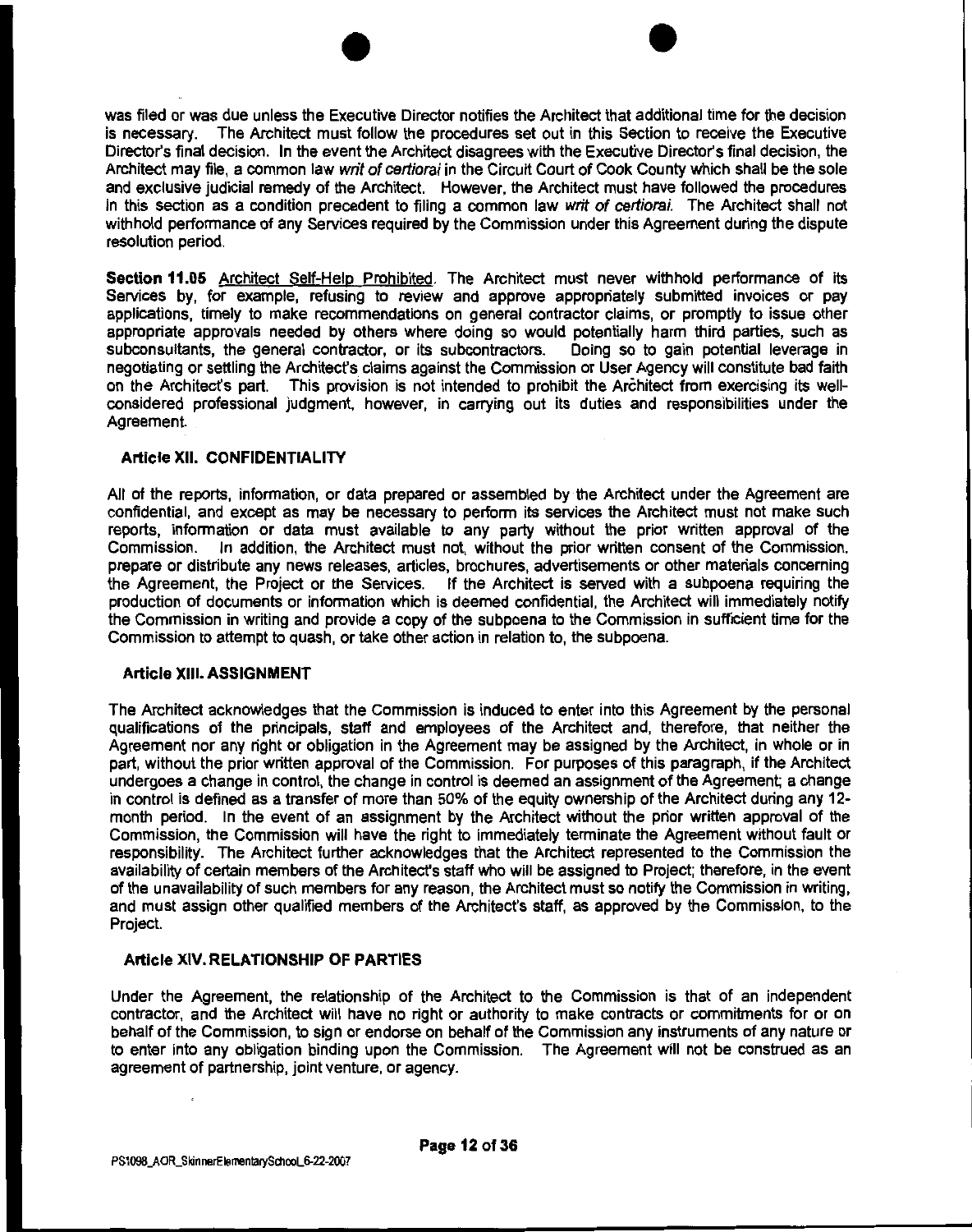was filed or was due unless the Executive Director notifies the Architect that additional time for the decision is necessary. The Architect must follow the procedures set out in this Section to receive the Executive Director's final decision. In the event the Architect disagrees with the Executive Director's final decision, the Architect may file, a common law *writ of certiorai* in the Circuit Court of Cook County which shall be the sole and exclusive judicial remedy of the Architect. However, the Architect must have followed the procedures in this section as a condition precedent to filing a common law *writ of certiorai.* The Architect shall not withhold performance of any Services required by the Commission under this Agreement during the dispute resolution period.

**Section 11.05** Architect Self-Help Prohibited. The Architect must never withhold performance of its Services by, for example, refusing to review and approve appropriately submitted invoices or pay applications, timely to make recommendations on general contractor claims, or promptly to issue other appropriate approvals needed by others where doing so would potentially harm third parties, such as subconsultants, the general contractor, or its subcontractors. Doing so to gain potential leverage in negotiating or settling the Architect's claims against the Commission or User Agency will constitute bad faith on the Architect's part. This provision is not intended to prohibit the Architect from exercising its well-considered professional judgment, however, in carrying out its duties and responsibilities under the Agreement.

### Article XII. CONFIDENTIALITY

All of the reports, information, or data prepared or assembled by the Architect under the Agreement are confidential, and except as may be necessary to perform its services the Architect must not make such reports, information or data must available to any party without the prior written approval of the Commission. In addition, the Architect must not, without the prior written consent of the Commission, prepare or distribute any news releases, articles, brochures, advertisements or other materials concerning the Agreement, the Project or the Services. If the Architect is served with a subpoena requiring the production of documents or information which is deemed confidential, the Architect will immediately notify the Commission in writing and provide a copy of the subpoena to the Commission in sufficient time for the Commission to attempt to quash, or take other action in relation to, the subpoena.

### Article XIII. ASSIGNMENT

The Architect acknowledges that the Commission is induced to enter into this Agreement by the personal qualifications of the principals, staff and employees of the Architect and, therefore, that neither the Agreement nor any right or obligation in the Agreement may be assigned by the Architect, in whole or in part, without the prior written approval of the Commission. For purposes of this paragraph, if the Architect undergoes a change in control, the change in control is deemed an assignment of the Agreement; a change in control is defined as a transfer of more than 50% of the equity ownership of the Architect during any 12-month period. In the event of an assignment by the Architect without the prior written approval of the Commission, the Commission will have the right to immediately terminate the Agreement without fault or responsibility. The Architect further acknowledges that the Architect represented to the Commission the availability of certain members of the Architect's staff who will be assigned to Project; therefore, in the event of the unavailability of such members for any reason, the Architect must so notify the Commission in writing, and must assign other qualified members of the Architect's staff, as approved by the Commission, to the Project.

### Article XIV. RELATIONSHIP OF PARTIES

Under the Agreement, the relationship of the Architect to the Commission is that of an independent contractor, and the Architect will have no right or authority to make contracts or commitments for or on behalf of the Commission, to sign or endorse on behalf of the Commission any instruments of any nature or to enter into any obligation binding upon the Commission. The Agreement will not be construed as an agreement of partnership, joint venture, or agency.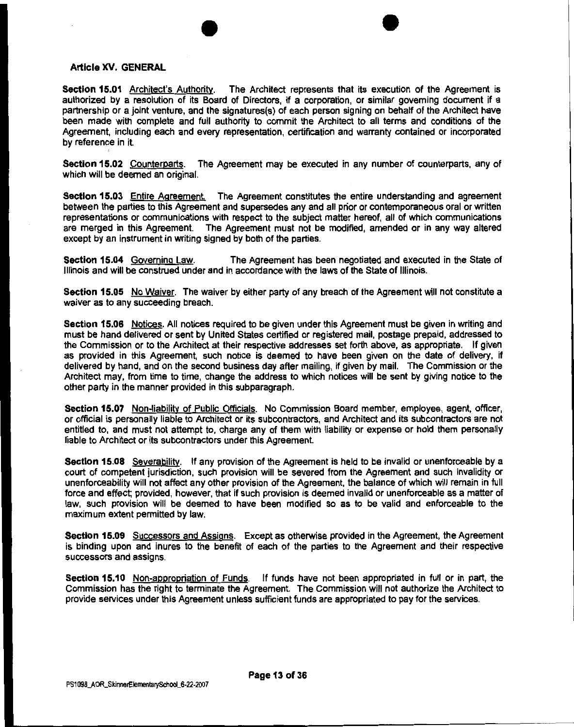## Article XV. GENERAL

**Section 15.01** Architect's Authority. The Architect represents that its execution of the Agreement is authorized by a resolution of its Board of Directors, if a corporation, or similar governing document if a partnership or a joint venture, and the signatures(s) of each person signing on behalf of the Architect have been made with complete and full authority to commit the Architect to all terms and conditions of the Agreement, including each and every representation, certification and warranty contained or incorporated by reference in it.

**Section 15.02** Counterparts. The Agreement may be executed in any number of counterparts, any of which will be deemed an original.

**Section 15.03** Entire Agreement. The Agreement constitutes the entire understanding and agreement between the parties to this Agreement and supersedes any and all prior or contemporaneous oral or written representations or communications with respect to the subject matter hereof, all of which communications are merged in this Agreement. The Agreement must not be modified, amended or in any way altered except by an instrument in writing signed by both of the parties.

**Section 15.04** Governing Law. The Agreement has been negotiated and executed in the State of Illinois and will be construed under and in accordance with the laws of the State of Illinois.

**Section 15.05** No Waiver. The waiver by either party of any breach of the Agreement will not constitute a waiver as to any succeeding breach.

**Section 15.06** Notices. All notices required to be given under this Agreement must be given in writing and must be hand delivered or sent by United States certified or registered mail, postage prepaid, addressed to the Commission or to the Architect at their respective addresses set forth above, as appropriate. If given as provided in this Agreement, such notice is deemed to have been given on the date of delivery, if delivered by hand, and on the second business day after mailing, if given by mail. The Commission or the Architect may, from time to time, change the address to which notices will be sent by giving notice to the other party in the manner provided in this subparagraph.

**Section 15.07** Non-liability of Public Officials. No Commission Board member, employee, agent, officer, or official is personally liable to Architect or its subcontractors, and Architect and its subcontractors are not entitled to, and must not attempt to, charge any of them with liability or expense or hold them personally liable to Architect or its subcontractors under this Agreement.

**Section 15.08** Severability. If any provision of the Agreement is held to be invalid or unenforceable by a court of competent jurisdiction, such provision will be severed from the Agreement and such invalidity or unenforceability will not affect any other provision of the Agreement, the balance of which will remain in full force and effect; provided, however, that if such provision is deemed invalid or unenforceable as a matter of law, such provision will be deemed to have been modified so as to be valid and enforceable to the maximum extent permitted by law.

**Section 15.09** Successors and Assigns. Except as otherwise provided in the Agreement, the Agreement is binding upon and inures to the benefit of each of the parties to the Agreement and their respective successors and assigns.

**Section 15.10** Non-appropriation of Funds. If funds have not been appropriated in full or in part, the Commission has the right to terminate the Agreement. The Commission will not authorize the Architect to provide services under this Agreement unless sufficient funds are appropriated to pay for the services.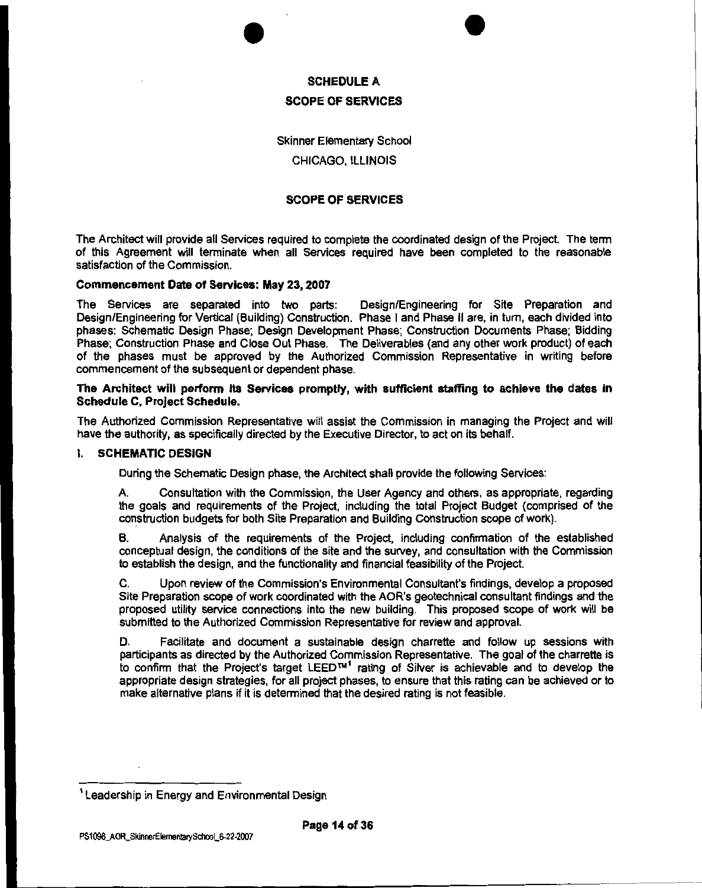# SCHEDULE A

## SCOPE OF SERVICES

Skinner Elementary School

CHICAGO, ILLINOIS

## SCOPE OF SERVICES

The Architect will provide all Services required to complete the coordinated design of the Project. The term of this Agreement will terminate when all Services required have been completed to the reasonable satisfaction of the Commission.

**Commencement Date of Services: May 23, 2007**

The Services are separated into two parts: Design/Engineering for Site Preparation and Design/Engineering for Vertical (Building) Construction. Phase I and Phase II are, in turn, each divided into phases: Schematic Design Phase; Design Development Phase; Construction Documents Phase; Bidding Phase; Construction Phase and Close Out Phase. The Deliverables (and any other work product) of each of the phases must be approved by the Authorized Commission Representative in writing before commencement of the subsequent or dependent phase.

**The Architect will perform its Services promptly, with sufficient staffing to achieve the dates in Schedule C, Project Schedule.**

The Authorized Commission Representative will assist the Commission in managing the Project and will have the authority, as specifically directed by the Executive Director, to act on its behalf.

### I. SCHEMATIC DESIGN

During the Schematic Design phase, the Architect shall provide the following Services:

A. Consultation with the Commission, the User Agency and others, as appropriate, regarding the goals and requirements of the Project, including the total Project Budget (comprised of the construction budgets for both Site Preparation and Building Construction scope of work).

B. Analysis of the requirements of the Project, including confirmation of the established conceptual design, the conditions of the site and the survey, and consultation with the Commission to establish the design, and the functionality and financial feasibility of the Project.

C. Upon review of the Commission's Environmental Consultant's findings, develop a proposed Site Preparation scope of work coordinated with the AOR's geotechnical consultant findings and the proposed utility service connections into the new building. This proposed scope of work will be submitted to the Authorized Commission Representative for review and approval.

D. Facilitate and document a sustainable design charrette and follow up sessions with participants as directed by the Authorized Commission Representative. The goal of the charrette is to confirm that the Project's target LEED™[1] rating of Silver is achievable and to develop the appropriate design strategies, for all project phases, to ensure that this rating can be achieved or to make alternative plans if it is determined that the desired rating is not feasible.

---

[1] Leadership in Energy and Environmental Design

PS1098_AOR_SkinnerElementarySchool_6-22-2007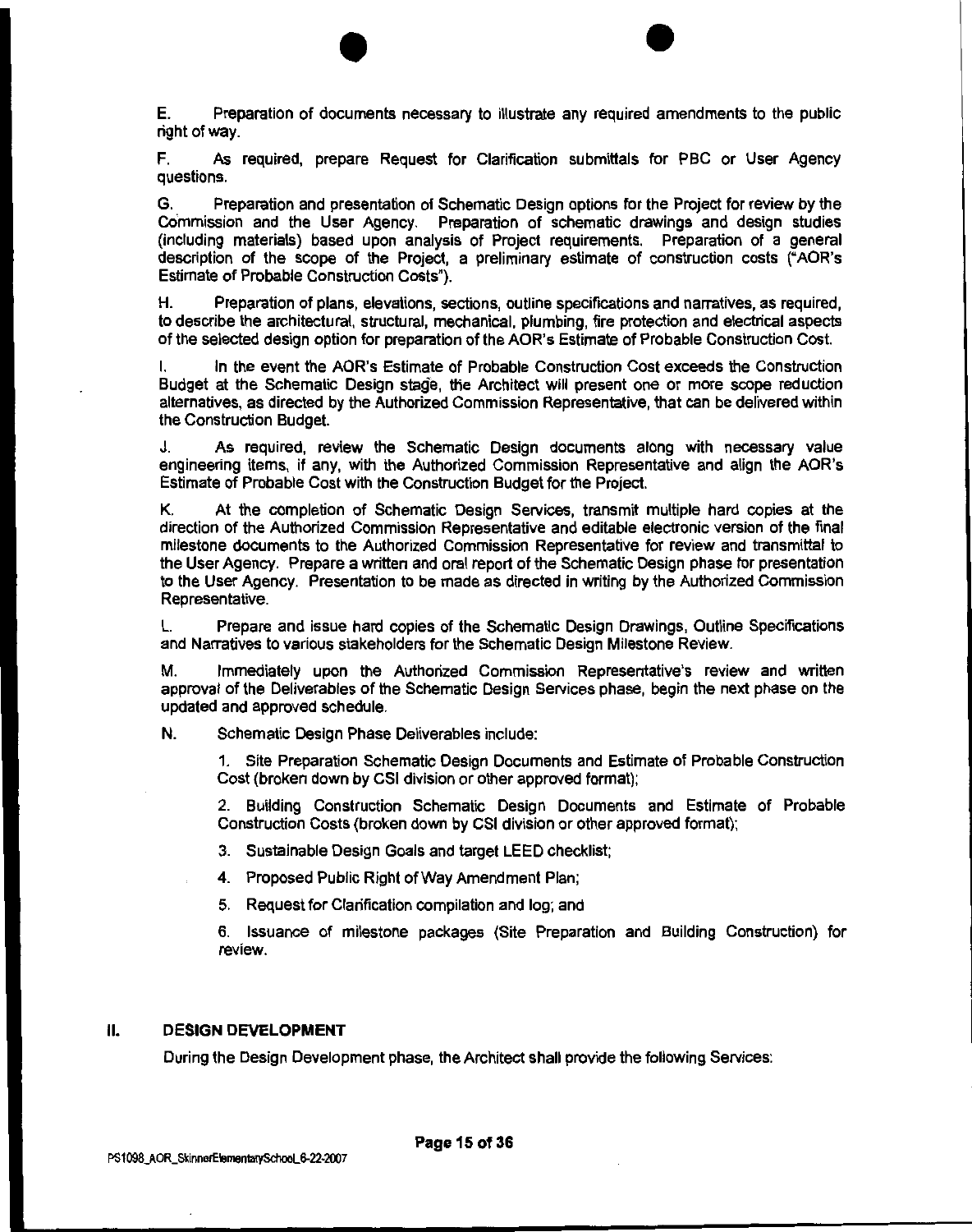E. Preparation of documents necessary to illustrate any required amendments to the public right of way.

F. As required, prepare Request for Clarification submittals for PBC or User Agency questions.

G. Preparation and presentation of Schematic Design options for the Project for review by the Commission and the User Agency. Preparation of schematic drawings and design studies (including materials) based upon analysis of Project requirements. Preparation of a general description of the scope of the Project, a preliminary estimate of construction costs ("AOR's Estimate of Probable Construction Costs").

H. Preparation of plans, elevations, sections, outline specifications and narratives, as required, to describe the architectural, structural, mechanical, plumbing, fire protection and electrical aspects of the selected design option for preparation of the AOR's Estimate of Probable Construction Cost.

I. In the event the AOR's Estimate of Probable Construction Cost exceeds the Construction Budget at the Schematic Design stage, the Architect will present one or more scope reduction alternatives, as directed by the Authorized Commission Representative, that can be delivered within the Construction Budget.

J. As required, review the Schematic Design documents along with necessary value engineering items, if any, with the Authorized Commission Representative and align the AOR's Estimate of Probable Cost with the Construction Budget for the Project.

K. At the completion of Schematic Design Services, transmit multiple hard copies at the direction of the Authorized Commission Representative and editable electronic version of the final milestone documents to the Authorized Commission Representative for review and transmittal to the User Agency. Prepare a written and oral report of the Schematic Design phase for presentation to the User Agency. Presentation to be made as directed in writing by the Authorized Commission Representative.

L. Prepare and issue hard copies of the Schematic Design Drawings, Outline Specifications and Narratives to various stakeholders for the Schematic Design Milestone Review.

M. Immediately upon the Authorized Commission Representative's review and written approval of the Deliverables of the Schematic Design Services phase, begin the next phase on the updated and approved schedule.

N. Schematic Design Phase Deliverables include:

1. Site Preparation Schematic Design Documents and Estimate of Probable Construction Cost (broken down by CSI division or other approved format);

2. Building Construction Schematic Design Documents and Estimate of Probable Construction Costs (broken down by CSI division or other approved format);

3. Sustainable Design Goals and target LEED checklist;

4. Proposed Public Right of Way Amendment Plan;

5. Request for Clarification compilation and log; and

6. Issuance of milestone packages (Site Preparation and Building Construction) for review.

## II. DESIGN DEVELOPMENT

During the Design Development phase, the Architect shall provide the following Services: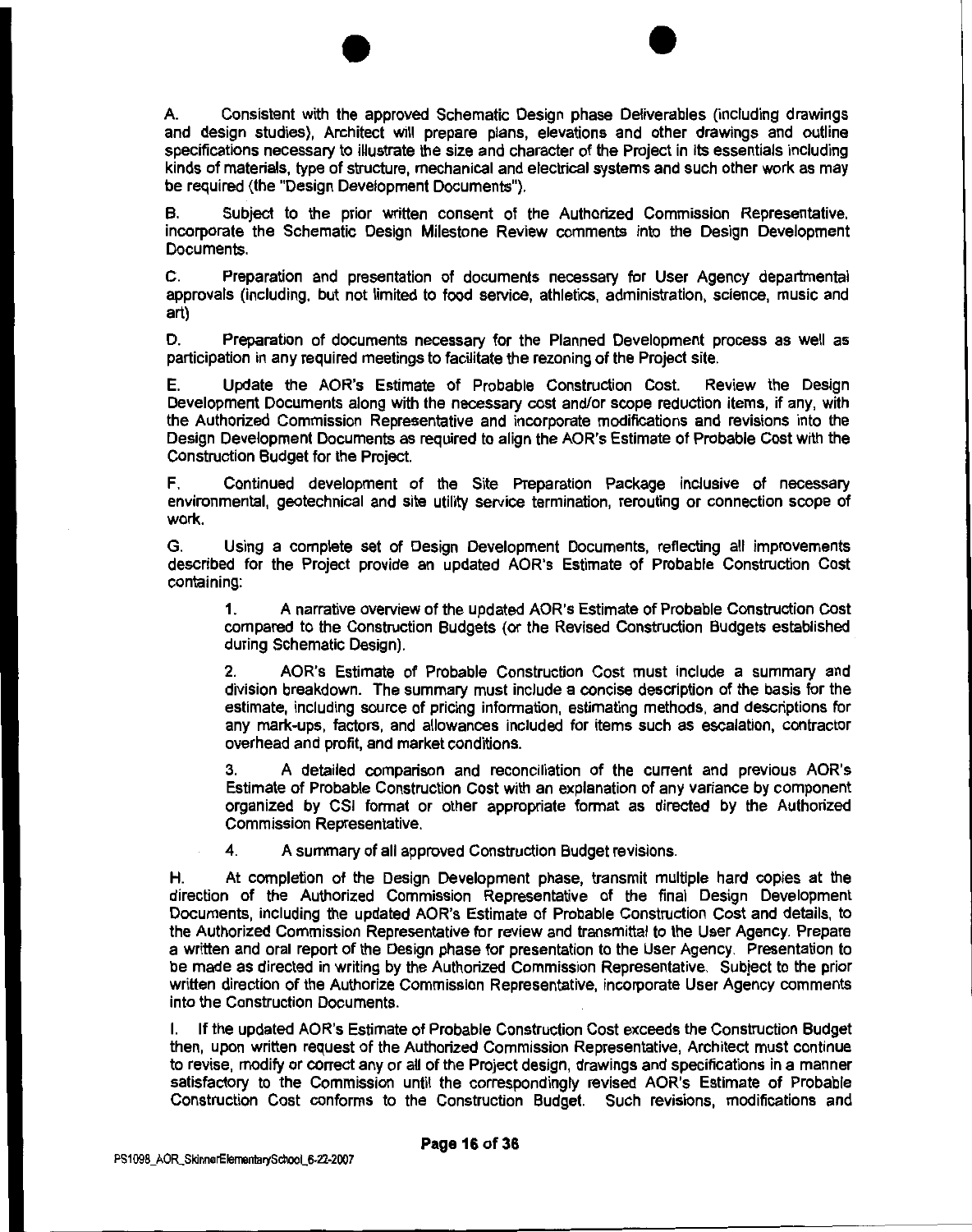A. Consistent with the approved Schematic Design phase Deliverables (including drawings and design studies), Architect will prepare plans, elevations and other drawings and outline specifications necessary to illustrate the size and character of the Project in its essentials including kinds of materials, type of structure, mechanical and electrical systems and such other work as may be required (the "Design Development Documents").

B. Subject to the prior written consent of the Authorized Commission Representative, incorporate the Schematic Design Milestone Review comments into the Design Development Documents.

C. Preparation and presentation of documents necessary for User Agency departmental approvals (including, but not limited to food service, athletics, administration, science, music and art)

D. Preparation of documents necessary for the Planned Development process as well as participation in any required meetings to facilitate the rezoning of the Project site.

E. Update the AOR's Estimate of Probable Construction Cost. Review the Design Development Documents along with the necessary cost and/or scope reduction items, if any, with the Authorized Commission Representative and incorporate modifications and revisions into the Design Development Documents as required to align the AOR's Estimate of Probable Cost with the Construction Budget for the Project.

F. Continued development of the Site Preparation Package inclusive of necessary environmental, geotechnical and site utility service termination, rerouting or connection scope of work.

G. Using a complete set of Design Development Documents, reflecting all improvements described for the Project provide an updated AOR's Estimate of Probable Construction Cost containing:

> 1. A narrative overview of the updated AOR's Estimate of Probable Construction Cost compared to the Construction Budgets (or the Revised Construction Budgets established during Schematic Design).
>
> 2. AOR's Estimate of Probable Construction Cost must include a summary and division breakdown. The summary must include a concise description of the basis for the estimate, including source of pricing information, estimating methods, and descriptions for any mark-ups, factors, and allowances included for items such as escalation, contractor overhead and profit, and market conditions.
>
> 3. A detailed comparison and reconciliation of the current and previous AOR's Estimate of Probable Construction Cost with an explanation of any variance by component organized by CSI format or other appropriate format as directed by the Authorized Commission Representative.
>
> 4. A summary of all approved Construction Budget revisions.

H. At completion of the Design Development phase, transmit multiple hard copies at the direction of the Authorized Commission Representative of the final Design Development Documents, including the updated AOR's Estimate of Probable Construction Cost and details, to the Authorized Commission Representative for review and transmittal to the User Agency. Prepare a written and oral report of the Design phase for presentation to the User Agency. Presentation to be made as directed in writing by the Authorized Commission Representative. Subject to the prior written direction of the Authorize Commission Representative, incorporate User Agency comments into the Construction Documents.

I. If the updated AOR's Estimate of Probable Construction Cost exceeds the Construction Budget then, upon written request of the Authorized Commission Representative, Architect must continue to revise, modify or correct any or all of the Project design, drawings and specifications in a manner satisfactory to the Commission until the correspondingly revised AOR's Estimate of Probable Construction Cost conforms to the Construction Budget. Such revisions, modifications and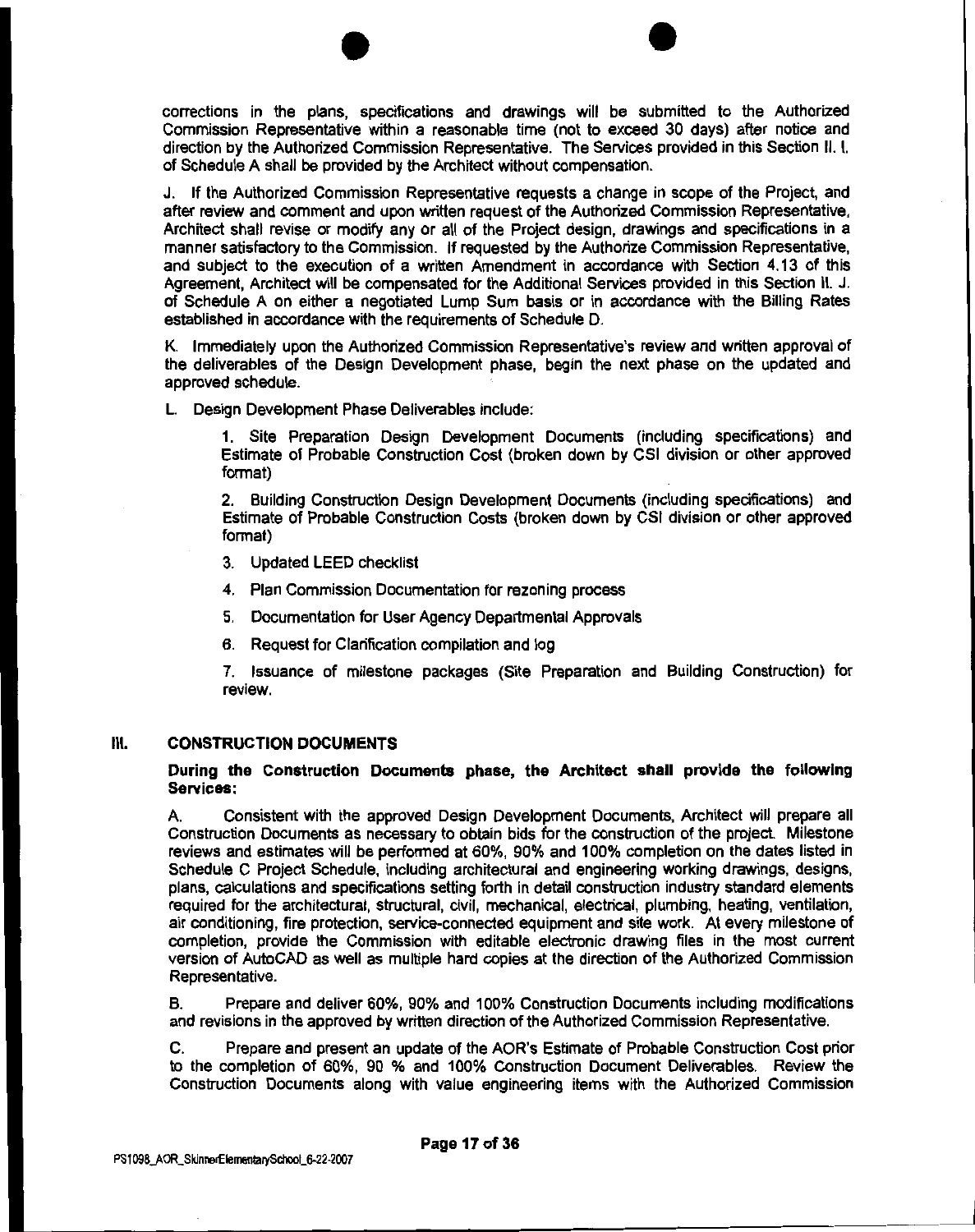corrections in the plans, specifications and drawings will be submitted to the Authorized Commission Representative within a reasonable time (not to exceed 30 days) after notice and direction by the Authorized Commission Representative. The Services provided in this Section II. I. of Schedule A shall be provided by the Architect without compensation.

J. If the Authorized Commission Representative requests a change in scope of the Project, and after review and comment and upon written request of the Authorized Commission Representative, Architect shall revise or modify any or all of the Project design, drawings and specifications in a manner satisfactory to the Commission. If requested by the Authorize Commission Representative, and subject to the execution of a written Amendment in accordance with Section 4.13 of this Agreement, Architect will be compensated for the Additional Services provided in this Section II. J. of Schedule A on either a negotiated Lump Sum basis or in accordance with the Billing Rates established in accordance with the requirements of Schedule D.

K. Immediately upon the Authorized Commission Representative's review and written approval of the deliverables of the Design Development phase, begin the next phase on the updated and approved schedule.

L. Design Development Phase Deliverables include:

1. Site Preparation Design Development Documents (including specifications) and Estimate of Probable Construction Cost (broken down by CSI division or other approved format)

2. Building Construction Design Development Documents (including specifications) and Estimate of Probable Construction Costs (broken down by CSI division or other approved format)

3. Updated LEED checklist

4. Plan Commission Documentation for rezoning process

5. Documentation for User Agency Departmental Approvals

6. Request for Clarification compilation and log

7. Issuance of milestone packages (Site Preparation and Building Construction) for review.

## III. CONSTRUCTION DOCUMENTS

**During the Construction Documents phase, the Architect shall provide the following Services:**

A. Consistent with the approved Design Development Documents, Architect will prepare all Construction Documents as necessary to obtain bids for the construction of the project. Milestone reviews and estimates will be performed at 60%, 90% and 100% completion on the dates listed in Schedule C Project Schedule, including architectural and engineering working drawings, designs, plans, calculations and specifications setting forth in detail construction industry standard elements required for the architectural, structural, civil, mechanical, electrical, plumbing, heating, ventilation, air conditioning, fire protection, service-connected equipment and site work. At every milestone of completion, provide the Commission with editable electronic drawing files in the most current version of AutoCAD as well as multiple hard copies at the direction of the Authorized Commission Representative.

B. Prepare and deliver 60%, 90% and 100% Construction Documents including modifications and revisions in the approved by written direction of the Authorized Commission Representative.

C. Prepare and present an update of the AOR's Estimate of Probable Construction Cost prior to the completion of 60%, 90 % and 100% Construction Document Deliverables. Review the Construction Documents along with value engineering items with the Authorized Commission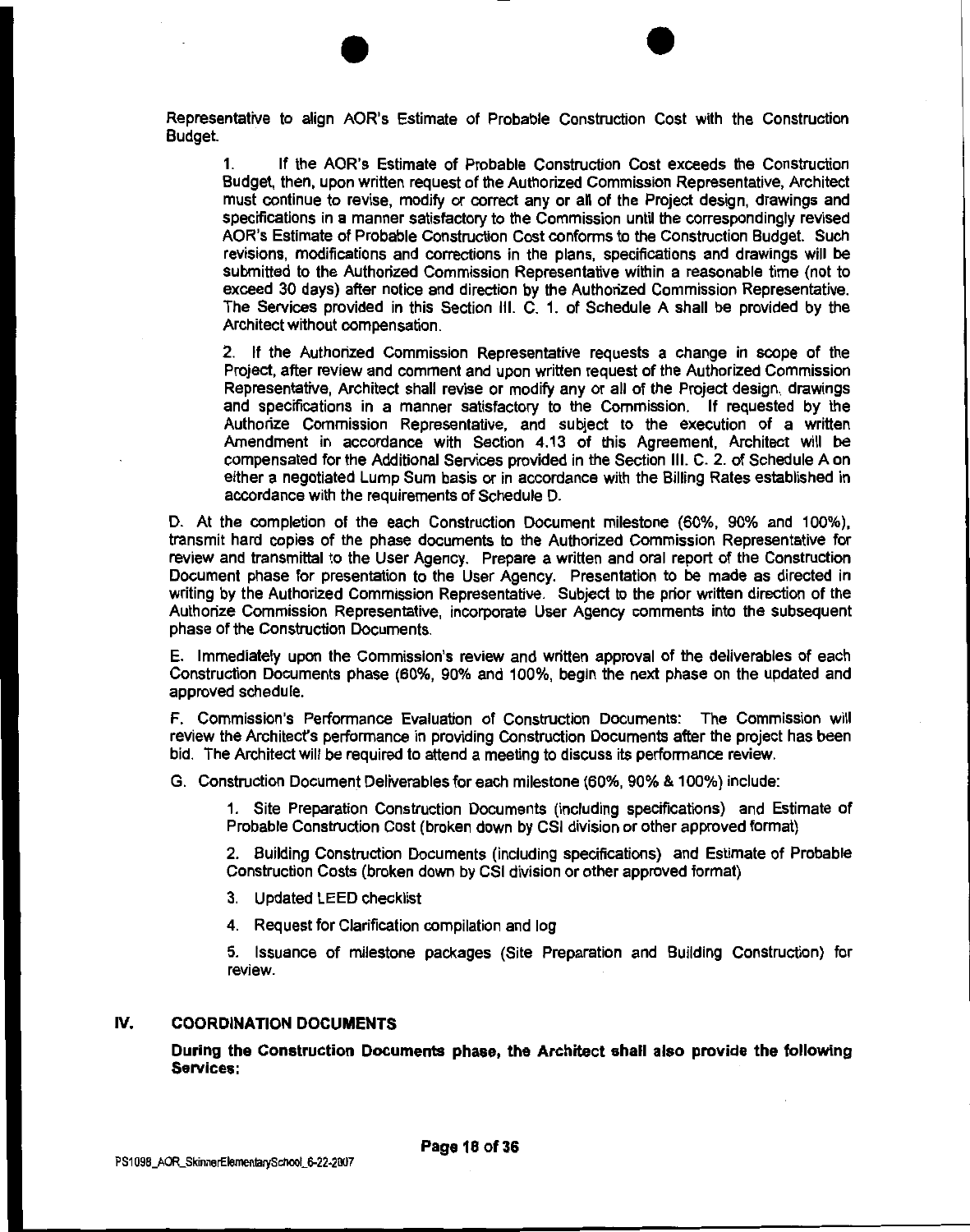Representative to align AOR's Estimate of Probable Construction Cost with the Construction Budget.

1. If the AOR's Estimate of Probable Construction Cost exceeds the Construction Budget, then, upon written request of the Authorized Commission Representative, Architect must continue to revise, modify or correct any or all of the Project design, drawings and specifications in a manner satisfactory to the Commission until the correspondingly revised AOR's Estimate of Probable Construction Cost conforms to the Construction Budget. Such revisions, modifications and corrections in the plans, specifications and drawings will be submitted to the Authorized Commission Representative within a reasonable time (not to exceed 30 days) after notice and direction by the Authorized Commission Representative. The Services provided in this Section III. C. 1. of Schedule A shall be provided by the Architect without compensation.

2. If the Authorized Commission Representative requests a change in scope of the Project, after review and comment and upon written request of the Authorized Commission Representative, Architect shall revise or modify any or all of the Project design, drawings and specifications in a manner satisfactory to the Commission. If requested by the Authorize Commission Representative, and subject to the execution of a written Amendment in accordance with Section 4.13 of this Agreement, Architect will be compensated for the Additional Services provided in the Section III. C. 2. of Schedule A on either a negotiated Lump Sum basis or in accordance with the Billing Rates established in accordance with the requirements of Schedule D.

D. At the completion of the each Construction Document milestone (60%, 90% and 100%), transmit hard copies of the phase documents to the Authorized Commission Representative for review and transmittal to the User Agency. Prepare a written and oral report of the Construction Document phase for presentation to the User Agency. Presentation to be made as directed in writing by the Authorized Commission Representative. Subject to the prior written direction of the Authorize Commission Representative, incorporate User Agency comments into the subsequent phase of the Construction Documents.

E. Immediately upon the Commission's review and written approval of the deliverables of each Construction Documents phase (60%, 90% and 100%, begin the next phase on the updated and approved schedule.

F. Commission's Performance Evaluation of Construction Documents: The Commission will review the Architect's performance in providing Construction Documents after the project has been bid. The Architect will be required to attend a meeting to discuss its performance review.

G. Construction Document Deliverables for each milestone (60%, 90% & 100%) include:

1. Site Preparation Construction Documents (including specifications) and Estimate of Probable Construction Cost (broken down by CSI division or other approved format)

2. Building Construction Documents (including specifications) and Estimate of Probable Construction Costs (broken down by CSI division or other approved format)

3. Updated LEED checklist

4. Request for Clarification compilation and log

5. Issuance of milestone packages (Site Preparation and Building Construction) for review.

## IV. COORDINATION DOCUMENTS

**During the Construction Documents phase, the Architect shall also provide the following Services:**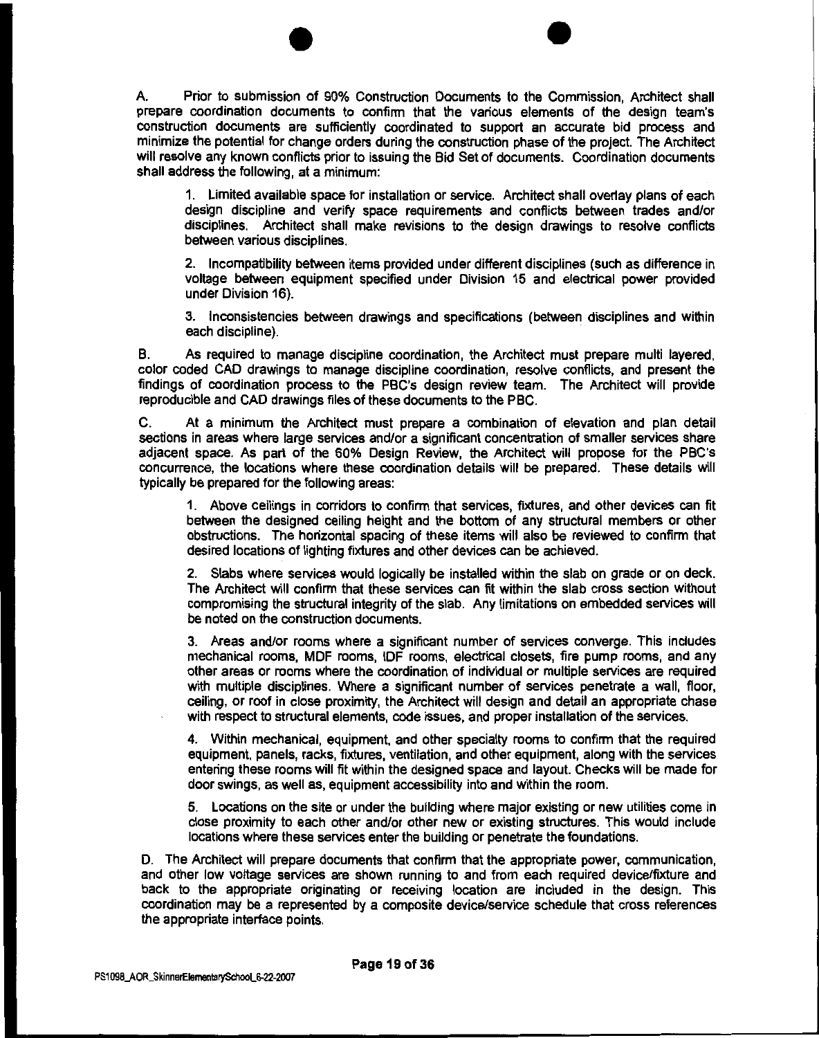A. Prior to submission of 90% Construction Documents to the Commission, Architect shall prepare coordination documents to confirm that the various elements of the design team's construction documents are sufficiently coordinated to support an accurate bid process and minimize the potential for change orders during the construction phase of the project. The Architect will resolve any known conflicts prior to issuing the Bid Set of documents. Coordination documents shall address the following, at a minimum:

1. Limited available space for installation or service. Architect shall overlay plans of each design discipline and verify space requirements and conflicts between trades and/or disciplines. Architect shall make revisions to the design drawings to resolve conflicts between various disciplines.

2. Incompatibility between items provided under different disciplines (such as difference in voltage between equipment specified under Division 15 and electrical power provided under Division 16).

3. Inconsistencies between drawings and specifications (between disciplines and within each discipline).

B. As required to manage discipline coordination, the Architect must prepare multi layered, color coded CAD drawings to manage discipline coordination, resolve conflicts, and present the findings of coordination process to the PBC's design review team. The Architect will provide reproducible and CAD drawings files of these documents to the PBC.

C. At a minimum the Architect must prepare a combination of elevation and plan detail sections in areas where large services and/or a significant concentration of smaller services share adjacent space. As part of the 60% Design Review, the Architect will propose for the PBC's concurrence, the locations where these coordination details will be prepared. These details will typically be prepared for the following areas:

1. Above ceilings in corridors to confirm that services, fixtures, and other devices can fit between the designed ceiling height and the bottom of any structural members or other obstructions. The horizontal spacing of these items will also be reviewed to confirm that desired locations of lighting fixtures and other devices can be achieved.

2. Slabs where services would logically be installed within the slab on grade or on deck. The Architect will confirm that these services can fit within the slab cross section without compromising the structural integrity of the slab. Any limitations on embedded services will be noted on the construction documents.

3. Areas and/or rooms where a significant number of services converge. This includes mechanical rooms, MDF rooms, IDF rooms, electrical closets, fire pump rooms, and any other areas or rooms where the coordination of individual or multiple services are required with multiple disciplines. Where a significant number of services penetrate a wall, floor, ceiling, or roof in close proximity, the Architect will design and detail an appropriate chase with respect to structural elements, code issues, and proper installation of the services.

4. Within mechanical, equipment, and other specialty rooms to confirm that the required equipment, panels, racks, fixtures, ventilation, and other equipment, along with the services entering these rooms will fit within the designed space and layout. Checks will be made for door swings, as well as, equipment accessibility into and within the room.

5. Locations on the site or under the building where major existing or new utilities come in close proximity to each other and/or other new or existing structures. This would include locations where these services enter the building or penetrate the foundations.

D. The Architect will prepare documents that confirm that the appropriate power, communication, and other low voltage services are shown running to and from each required device/fixture and back to the appropriate originating or receiving location are included in the design. This coordination may be a represented by a composite device/service schedule that cross references the appropriate interface points.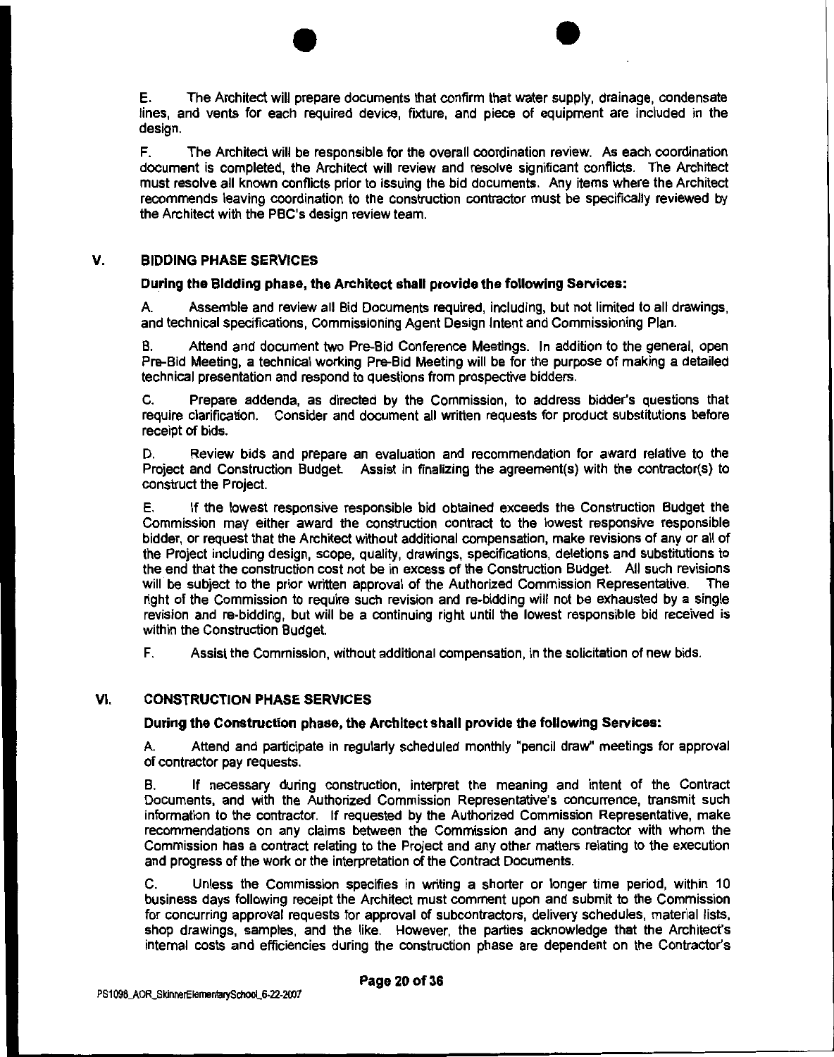E. The Architect will prepare documents that confirm that water supply, drainage, condensate lines, and vents for each required device, fixture, and piece of equipment are included in the design.

F. The Architect will be responsible for the overall coordination review. As each coordination document is completed, the Architect will review and resolve significant conflicts. The Architect must resolve all known conflicts prior to issuing the bid documents. Any items where the Architect recommends leaving coordination to the construction contractor must be specifically reviewed by the Architect with the PBC's design review team.

## V. BIDDING PHASE SERVICES

**During the Bidding phase, the Architect shall provide the following Services:**

A. Assemble and review all Bid Documents required, including, but not limited to all drawings, and technical specifications, Commissioning Agent Design Intent and Commissioning Plan.

B. Attend and document two Pre-Bid Conference Meetings. In addition to the general, open Pre-Bid Meeting, a technical working Pre-Bid Meeting will be for the purpose of making a detailed technical presentation and respond to questions from prospective bidders.

C. Prepare addenda, as directed by the Commission, to address bidder's questions that require clarification. Consider and document all written requests for product substitutions before receipt of bids.

D. Review bids and prepare an evaluation and recommendation for award relative to the Project and Construction Budget. Assist in finalizing the agreement(s) with the contractor(s) to construct the Project.

E. If the lowest responsive responsible bid obtained exceeds the Construction Budget the Commission may either award the construction contract to the lowest responsive responsible bidder, or request that the Architect without additional compensation, make revisions of any or all of the Project including design, scope, quality, drawings, specifications, deletions and substitutions to the end that the construction cost not be in excess of the Construction Budget. All such revisions will be subject to the prior written approval of the Authorized Commission Representative. The right of the Commission to require such revision and re-bidding will not be exhausted by a single revision and re-bidding, but will be a continuing right until the lowest responsible bid received is within the Construction Budget.

F. Assist the Commission, without additional compensation, in the solicitation of new bids.

## VI. CONSTRUCTION PHASE SERVICES

**During the Construction phase, the Architect shall provide the following Services:**

A. Attend and participate in regularly scheduled monthly "pencil draw" meetings for approval of contractor pay requests.

B. If necessary during construction, interpret the meaning and intent of the Contract Documents, and with the Authorized Commission Representative's concurrence, transmit such information to the contractor. If requested by the Authorized Commission Representative, make recommendations on any claims between the Commission and any contractor with whom the Commission has a contract relating to the Project and any other matters relating to the execution and progress of the work or the interpretation of the Contract Documents.

C. Unless the Commission specifies in writing a shorter or longer time period, within 10 business days following receipt the Architect must comment upon and submit to the Commission for concurring approval requests for approval of subcontractors, delivery schedules, material lists, shop drawings, samples, and the like. However, the parties acknowledge that the Architect's internal costs and efficiencies during the construction phase are dependent on the Contractor's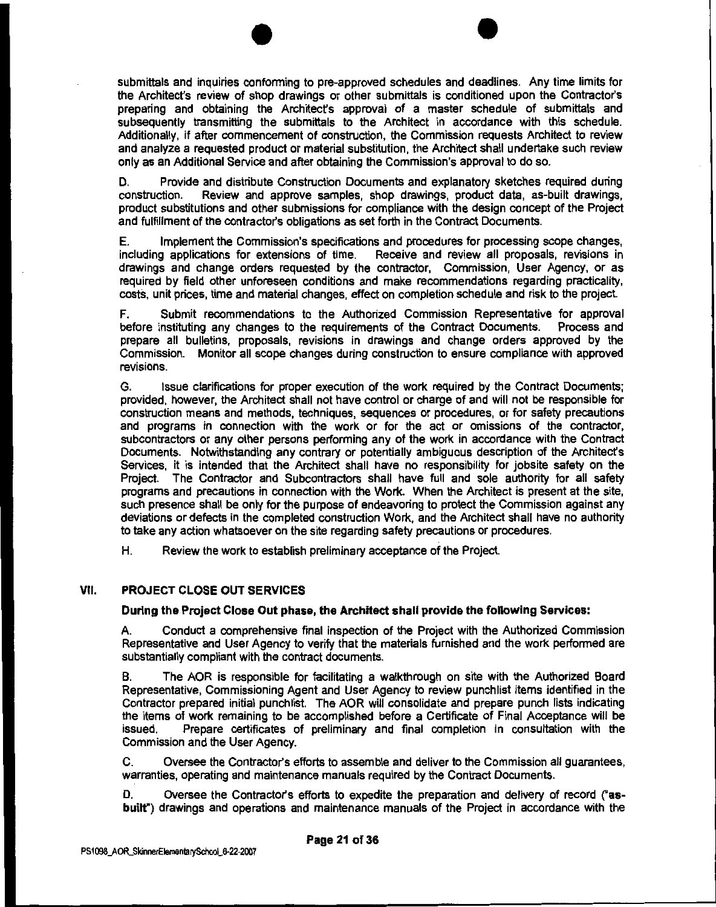submittals and inquiries conforming to pre-approved schedules and deadlines. Any time limits for the Architect's review of shop drawings or other submittals is conditioned upon the Contractor's preparing and obtaining the Architect's approval of a master schedule of submittals and subsequently transmitting the submittals to the Architect in accordance with this schedule. Additionally, if after commencement of construction, the Commission requests Architect to review and analyze a requested product or material substitution, the Architect shall undertake such review only as an Additional Service and after obtaining the Commission's approval to do so.

D. Provide and distribute Construction Documents and explanatory sketches required during construction. Review and approve samples, shop drawings, product data, as-built drawings, product substitutions and other submissions for compliance with the design concept of the Project and fulfillment of the contractor's obligations as set forth in the Contract Documents.

E. Implement the Commission's specifications and procedures for processing scope changes, including applications for extensions of time. Receive and review all proposals, revisions in drawings and change orders requested by the contractor, Commission, User Agency, or as required by field other unforeseen conditions and make recommendations regarding practicality, costs, unit prices, time and material changes, effect on completion schedule and risk to the project.

F. Submit recommendations to the Authorized Commission Representative for approval before instituting any changes to the requirements of the Contract Documents. Process and prepare all bulletins, proposals, revisions in drawings and change orders approved by the Commission. Monitor all scope changes during construction to ensure compliance with approved revisions.

G. Issue clarifications for proper execution of the work required by the Contract Documents; provided, however, the Architect shall not have control or charge of and will not be responsible for construction means and methods, techniques, sequences or procedures, or for safety precautions and programs in connection with the work or for the act or omissions of the contractor, subcontractors or any other persons performing any of the work in accordance with the Contract Documents. Notwithstanding any contrary or potentially ambiguous description of the Architect's Services, it is intended that the Architect shall have no responsibility for jobsite safety on the Project. The Contractor and Subcontractors shall have full and sole authority for all safety programs and precautions in connection with the Work. When the Architect is present at the site, such presence shall be only for the purpose of endeavoring to protect the Commission against any deviations or defects in the completed construction Work, and the Architect shall have no authority to take any action whatsoever on the site regarding safety precautions or procedures.

H. Review the work to establish preliminary acceptance of the Project.

## VII. PROJECT CLOSE OUT SERVICES

**During the Project Close Out phase, the Architect shall provide the following Services:**

A. Conduct a comprehensive final inspection of the Project with the Authorized Commission Representative and User Agency to verify that the materials furnished and the work performed are substantially compliant with the contract documents.

B. The AOR is responsible for facilitating a walkthrough on site with the Authorized Board Representative, Commissioning Agent and User Agency to review punchlist items identified in the Contractor prepared initial punchlist. The AOR will consolidate and prepare punch lists indicating the items of work remaining to be accomplished before a Certificate of Final Acceptance will be issued. Prepare certificates of preliminary and final completion in consultation with the Commission and the User Agency.

C. Oversee the Contractor's efforts to assemble and deliver to the Commission all guarantees, warranties, operating and maintenance manuals required by the Contract Documents.

D. Oversee the Contractor's efforts to expedite the preparation and delivery of record ("**as-built**") drawings and operations and maintenance manuals of the Project in accordance with the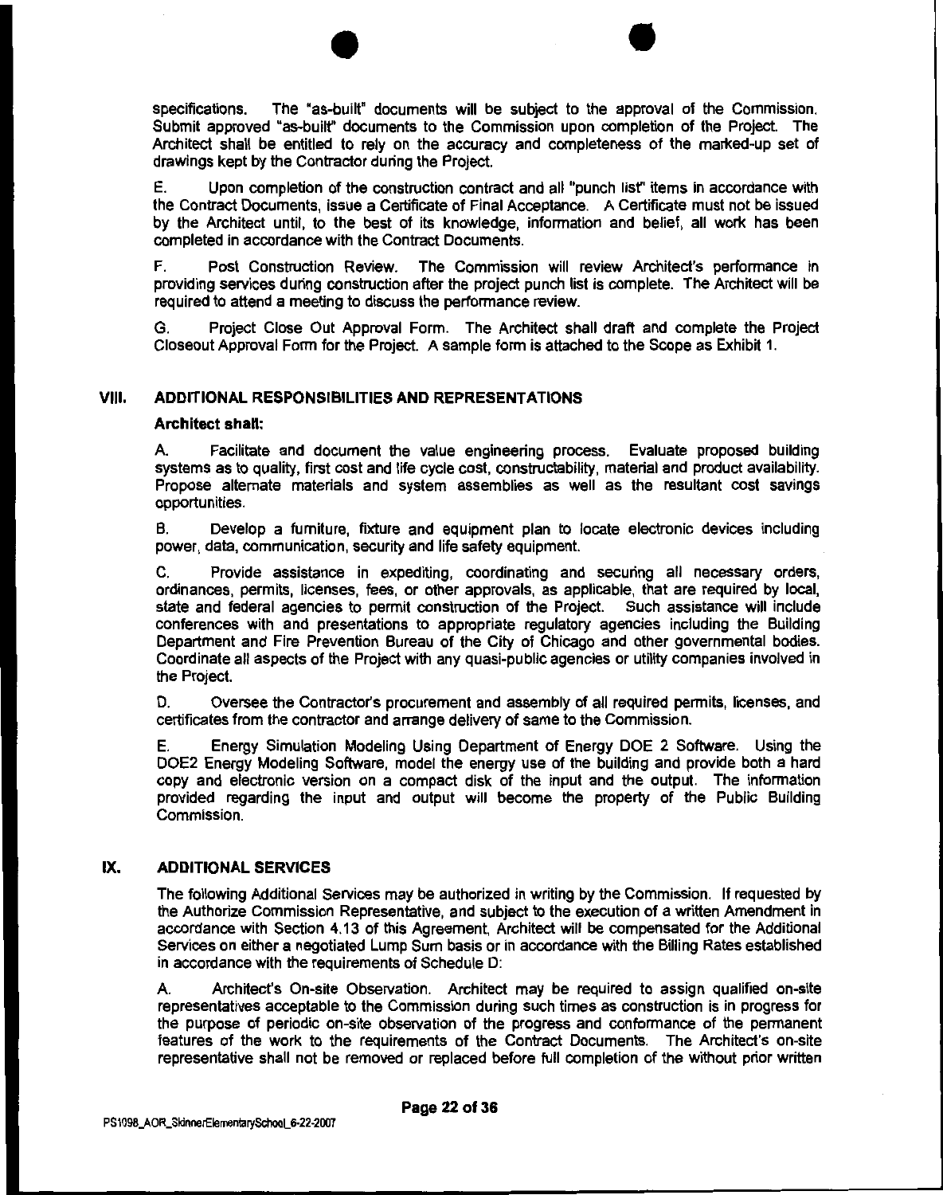specifications. The "as-built" documents will be subject to the approval of the Commission. Submit approved "as-built" documents to the Commission upon completion of the Project. The Architect shall be entitled to rely on the accuracy and completeness of the marked-up set of drawings kept by the Contractor during the Project.

E. Upon completion of the construction contract and all "punch list" items in accordance with the Contract Documents, issue a Certificate of Final Acceptance. A Certificate must not be issued by the Architect until, to the best of its knowledge, information and belief, all work has been completed in accordance with the Contract Documents.

F. Post Construction Review. The Commission will review Architect's performance in providing services during construction after the project punch list is complete. The Architect will be required to attend a meeting to discuss the performance review.

G. Project Close Out Approval Form. The Architect shall draft and complete the Project Closeout Approval Form for the Project. A sample form is attached to the Scope as Exhibit 1.

## VIII. ADDITIONAL RESPONSIBILITIES AND REPRESENTATIONS

**Architect shall:**

A. Facilitate and document the value engineering process. Evaluate proposed building systems as to quality, first cost and life cycle cost, constructability, material and product availability. Propose alternate materials and system assemblies as well as the resultant cost savings opportunities.

B. Develop a furniture, fixture and equipment plan to locate electronic devices including power, data, communication, security and life safety equipment.

C. Provide assistance in expediting, coordinating and securing all necessary orders, ordinances, permits, licenses, fees, or other approvals, as applicable, that are required by local, state and federal agencies to permit construction of the Project. Such assistance will include conferences with and presentations to appropriate regulatory agencies including the Building Department and Fire Prevention Bureau of the City of Chicago and other governmental bodies. Coordinate all aspects of the Project with any quasi-public agencies or utility companies involved in the Project.

D. Oversee the Contractor's procurement and assembly of all required permits, licenses, and certificates from the contractor and arrange delivery of same to the Commission.

E. Energy Simulation Modeling Using Department of Energy DOE 2 Software. Using the DOE2 Energy Modeling Software, model the energy use of the building and provide both a hard copy and electronic version on a compact disk of the input and the output. The information provided regarding the input and output will become the property of the Public Building Commission.

## IX. ADDITIONAL SERVICES

The following Additional Services may be authorized in writing by the Commission. If requested by the Authorize Commission Representative, and subject to the execution of a written Amendment in accordance with Section 4.13 of this Agreement, Architect will be compensated for the Additional Services on either a negotiated Lump Sum basis or in accordance with the Billing Rates established in accordance with the requirements of Schedule D:

A. Architect's On-site Observation. Architect may be required to assign qualified on-site representatives acceptable to the Commission during such times as construction is in progress for the purpose of periodic on-site observation of the progress and conformance of the permanent features of the work to the requirements of the Contract Documents. The Architect's on-site representative shall not be removed or replaced before full completion of the without prior written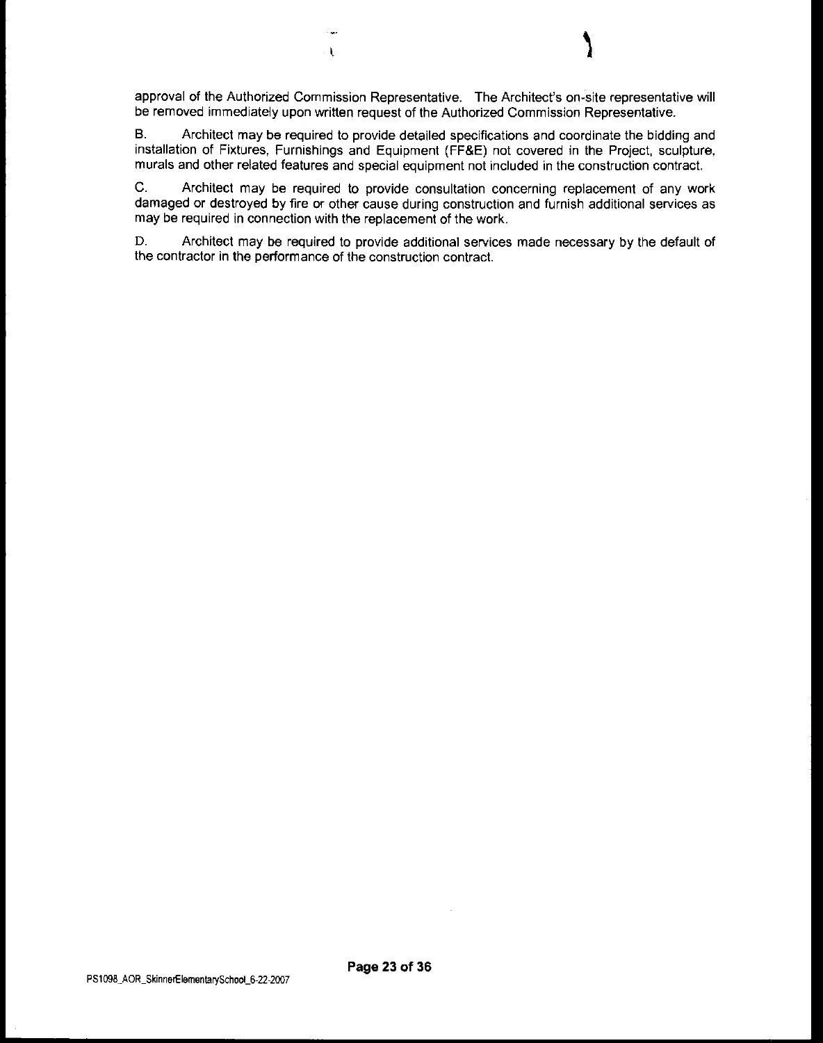approval of the Authorized Commission Representative. The Architect's on-site representative will be removed immediately upon written request of the Authorized Commission Representative.

B. Architect may be required to provide detailed specifications and coordinate the bidding and installation of Fixtures, Furnishings and Equipment (FF&E) not covered in the Project, sculpture, murals and other related features and special equipment not included in the construction contract.

C. Architect may be required to provide consultation concerning replacement of any work damaged or destroyed by fire or other cause during construction and furnish additional services as may be required in connection with the replacement of the work.

D. Architect may be required to provide additional services made necessary by the default of the contractor in the performance of the construction contract.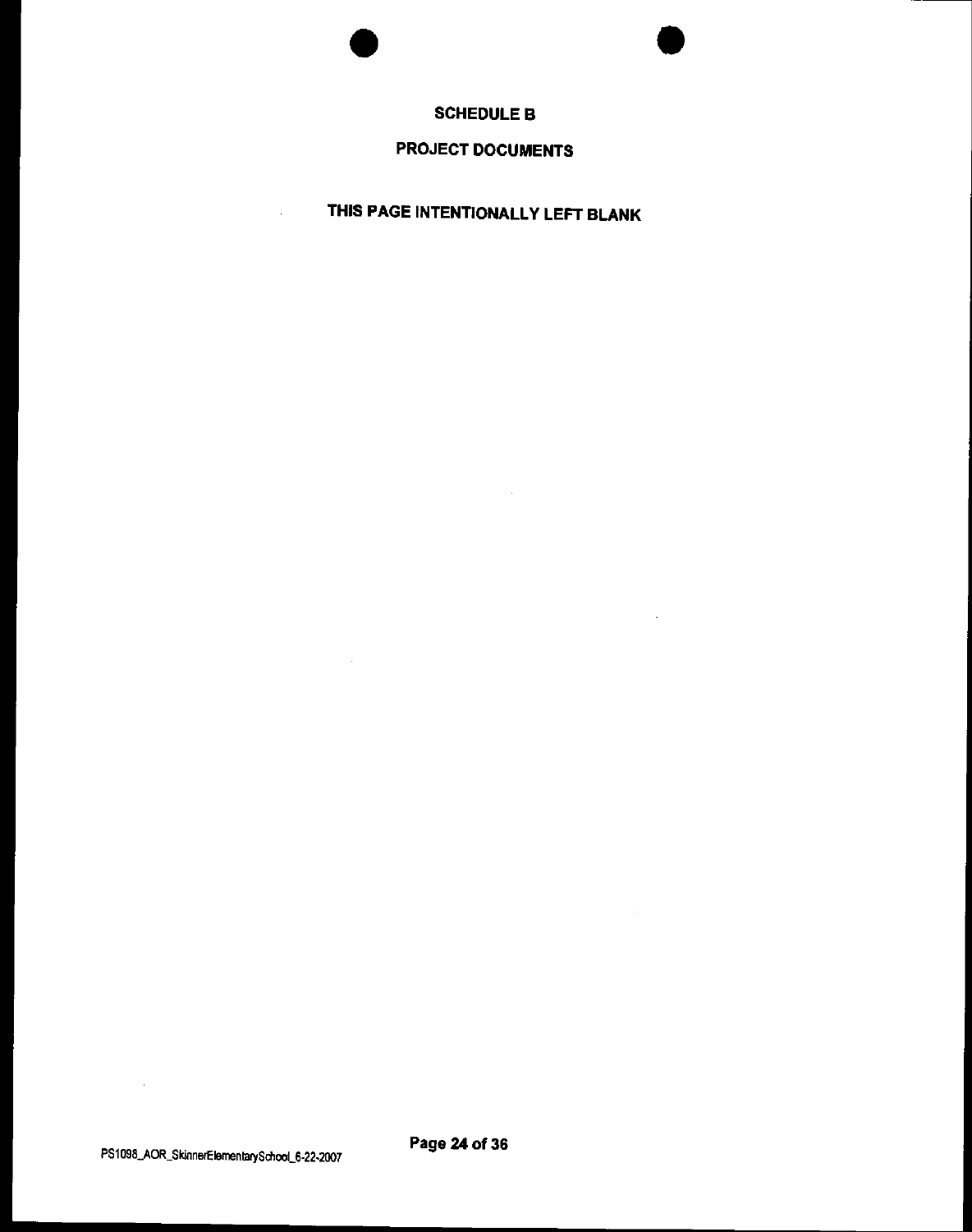# SCHEDULE B

## PROJECT DOCUMENTS

THIS PAGE INTENTIONALLY LEFT BLANK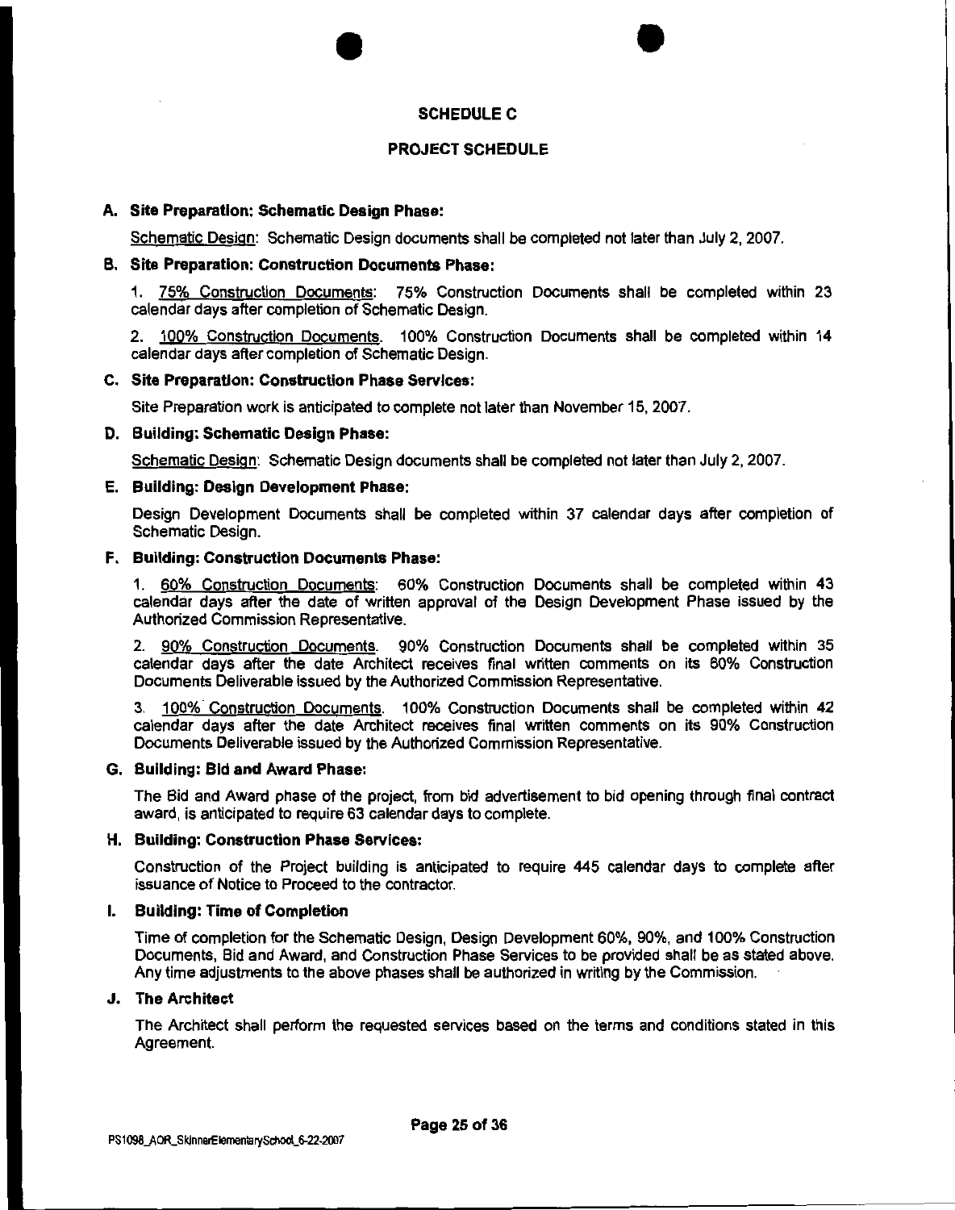## SCHEDULE C

## PROJECT SCHEDULE

### A. Site Preparation: Schematic Design Phase:

Schematic Design: Schematic Design documents shall be completed not later than July 2, 2007.

### B. Site Preparation: Construction Documents Phase:

1. 75% Construction Documents: 75% Construction Documents shall be completed within 23 calendar days after completion of Schematic Design.

2. 100% Construction Documents. 100% Construction Documents shall be completed within 14 calendar days after completion of Schematic Design.

### C. Site Preparation: Construction Phase Services:

Site Preparation work is anticipated to complete not later than November 15, 2007.

### D. Building: Schematic Design Phase:

Schematic Design: Schematic Design documents shall be completed not later than July 2, 2007.

### E. Building: Design Development Phase:

Design Development Documents shall be completed within 37 calendar days after completion of Schematic Design.

### F. Building: Construction Documents Phase:

1. 60% Construction Documents: 60% Construction Documents shall be completed within 43 calendar days after the date of written approval of the Design Development Phase issued by the Authorized Commission Representative.

2. 90% Construction Documents. 90% Construction Documents shall be completed within 35 calendar days after the date Architect receives final written comments on its 60% Construction Documents Deliverable issued by the Authorized Commission Representative.

3. 100% Construction Documents. 100% Construction Documents shall be completed within 42 calendar days after the date Architect receives final written comments on its 90% Construction Documents Deliverable issued by the Authorized Commission Representative.

### G. Building: Bid and Award Phase:

The Bid and Award phase of the project, from bid advertisement to bid opening through final contract award, is anticipated to require 63 calendar days to complete.

### H. Building: Construction Phase Services:

Construction of the Project building is anticipated to require 445 calendar days to complete after issuance of Notice to Proceed to the contractor.

### I. Building: Time of Completion

Time of completion for the Schematic Design, Design Development 60%, 90%, and 100% Construction Documents, Bid and Award, and Construction Phase Services to be provided shall be as stated above. Any time adjustments to the above phases shall be authorized in writing by the Commission.

### J. The Architect

The Architect shall perform the requested services based on the terms and conditions stated in this Agreement.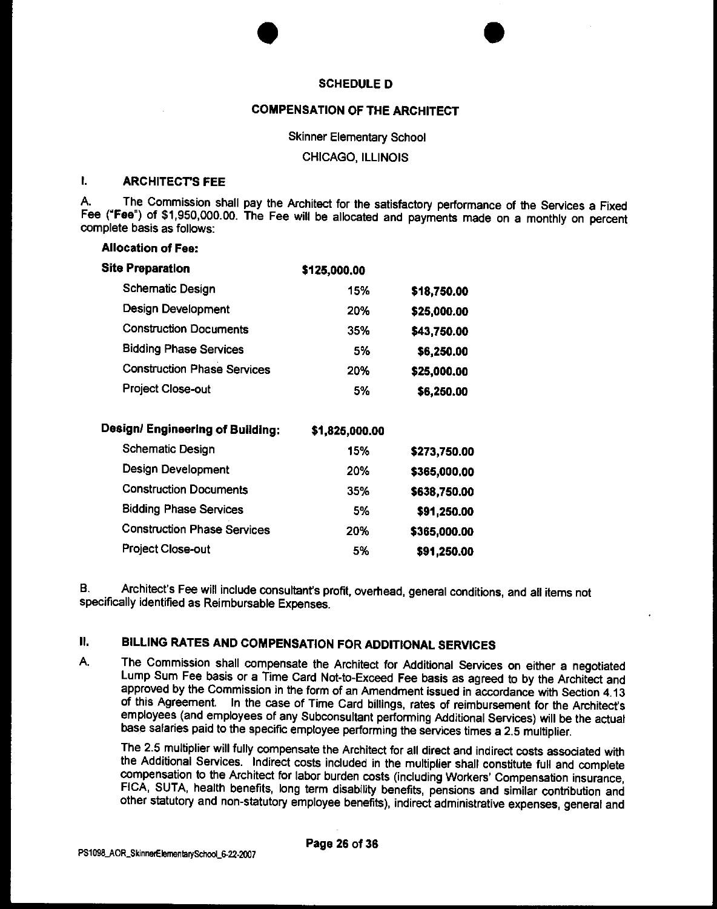**SCHEDULE D**

**COMPENSATION OF THE ARCHITECT**

Skinner Elementary School

CHICAGO, ILLINOIS

## I. ARCHITECT'S FEE

A. The Commission shall pay the Architect for the satisfactory performance of the Services a Fixed Fee ("**Fee**") of $1,950,000.00. The Fee will be allocated and payments made on a monthly on percent complete basis as follows:

**Allocation of Fee:**

| | | |
|---|---|---|
| **Site Preparation** | **$125,000.00** | |
| Schematic Design | 15% | **$18,750.00** |
| Design Development | 20% | **$25,000.00** |
| Construction Documents | 35% | **$43,750.00** |
| Bidding Phase Services | 5% | **$6,250.00** |
| Construction Phase Services | 20% | **$25,000.00** |
| Project Close-out | 5% | **$6,250.00** |
| | | |
| **Design/ Engineering of Building:** | **$1,825,000.00** | |
| Schematic Design | 15% | **$273,750.00** |
| Design Development | 20% | **$365,000.00** |
| Construction Documents | 35% | **$638,750.00** |
| Bidding Phase Services | 5% | **$91,250.00** |
| Construction Phase Services | 20% | **$365,000.00** |
| Project Close-out | 5% | **$91,250.00** |

B. Architect's Fee will include consultant's profit, overhead, general conditions, and all items not specifically identified as Reimbursable Expenses.

## II. BILLING RATES AND COMPENSATION FOR ADDITIONAL SERVICES

A. The Commission shall compensate the Architect for Additional Services on either a negotiated Lump Sum Fee basis or a Time Card Not-to-Exceed Fee basis as agreed to by the Architect and approved by the Commission in the form of an Amendment issued in accordance with Section 4.13 of this Agreement. In the case of Time Card billings, rates of reimbursement for the Architect's employees (and employees of any Subconsultant performing Additional Services) will be the actual base salaries paid to the specific employee performing the services times a 2.5 multiplier.

The 2.5 multiplier will fully compensate the Architect for all direct and indirect costs associated with the Additional Services. Indirect costs included in the multiplier shall constitute full and complete compensation to the Architect for labor burden costs (including Workers' Compensation insurance, FICA, SUTA, health benefits, long term disability benefits, pensions and similar contribution and other statutory and non-statutory employee benefits), indirect administrative expenses, general and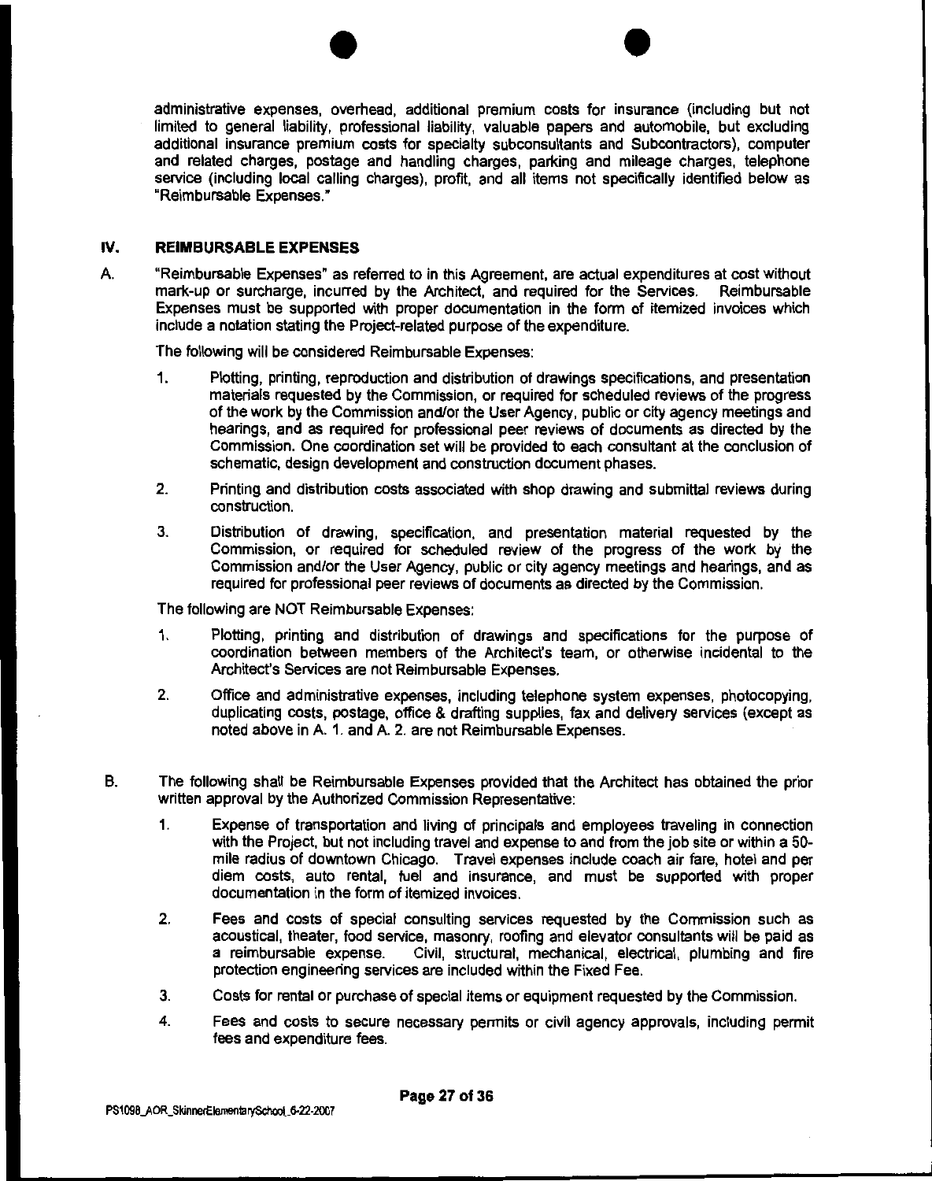administrative expenses, overhead, additional premium costs for insurance (including but not limited to general liability, professional liability, valuable papers and automobile, but excluding additional insurance premium costs for specialty subconsultants and Subcontractors), computer and related charges, postage and handling charges, parking and mileage charges, telephone service (including local calling charges), profit, and all items not specifically identified below as "Reimbursable Expenses."

## IV. REIMBURSABLE EXPENSES

A. "Reimbursable Expenses" as referred to in this Agreement, are actual expenditures at cost without mark-up or surcharge, incurred by the Architect, and required for the Services. Reimbursable Expenses must be supported with proper documentation in the form of itemized invoices which include a notation stating the Project-related purpose of the expenditure.

The following will be considered Reimbursable Expenses:

1. Plotting, printing, reproduction and distribution of drawings specifications, and presentation materials requested by the Commission, or required for scheduled reviews of the progress of the work by the Commission and/or the User Agency, public or city agency meetings and hearings, and as required for professional peer reviews of documents as directed by the Commission. One coordination set will be provided to each consultant at the conclusion of schematic, design development and construction document phases.

2. Printing and distribution costs associated with shop drawing and submittal reviews during construction.

3. Distribution of drawing, specification, and presentation material requested by the Commission, or required for scheduled review of the progress of the work by the Commission and/or the User Agency, public or city agency meetings and hearings, and as required for professional peer reviews of documents as directed by the Commission.

The following are NOT Reimbursable Expenses:

1. Plotting, printing and distribution of drawings and specifications for the purpose of coordination between members of the Architect's team, or otherwise incidental to the Architect's Services are not Reimbursable Expenses.

2. Office and administrative expenses, including telephone system expenses, photocopying, duplicating costs, postage, office & drafting supplies, fax and delivery services (except as noted above in A. 1. and A. 2. are not Reimbursable Expenses.

B. The following shall be Reimbursable Expenses provided that the Architect has obtained the prior written approval by the Authorized Commission Representative:

1. Expense of transportation and living of principals and employees traveling in connection with the Project, but not including travel and expense to and from the job site or within a 50-mile radius of downtown Chicago. Travel expenses include coach air fare, hotel and per diem costs, auto rental, fuel and insurance, and must be supported with proper documentation in the form of itemized invoices.

2. Fees and costs of special consulting services requested by the Commission such as acoustical, theater, food service, masonry, roofing and elevator consultants will be paid as a reimbursable expense. Civil, structural, mechanical, electrical, plumbing and fire protection engineering services are included within the Fixed Fee.

3. Costs for rental or purchase of special items or equipment requested by the Commission.

4. Fees and costs to secure necessary permits or civil agency approvals, including permit fees and expenditure fees.

PS1098_AOR_SkinnerElementarySchool_6-22-2007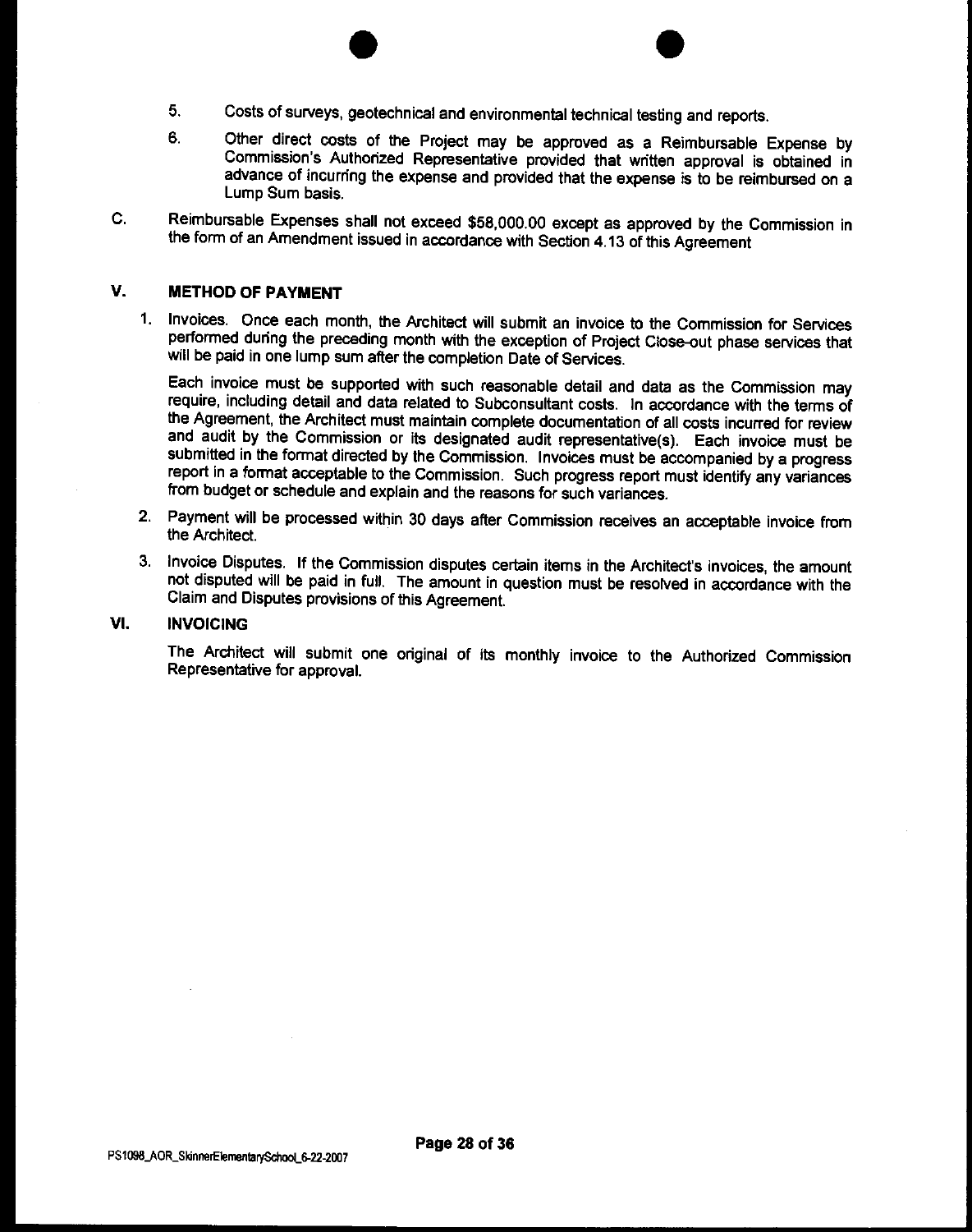5. Costs of surveys, geotechnical and environmental technical testing and reports.

6. Other direct costs of the Project may be approved as a Reimbursable Expense by Commission's Authorized Representative provided that written approval is obtained in advance of incurring the expense and provided that the expense is to be reimbursed on a Lump Sum basis.

C. Reimbursable Expenses shall not exceed $58,000.00 except as approved by the Commission in the form of an Amendment issued in accordance with Section 4.13 of this Agreement

## V. METHOD OF PAYMENT

1. Invoices. Once each month, the Architect will submit an invoice to the Commission for Services performed during the preceding month with the exception of Project Close-out phase services that will be paid in one lump sum after the completion Date of Services.

   Each invoice must be supported with such reasonable detail and data as the Commission may require, including detail and data related to Subconsultant costs. In accordance with the terms of the Agreement, the Architect must maintain complete documentation of all costs incurred for review and audit by the Commission or its designated audit representative(s). Each invoice must be submitted in the format directed by the Commission. Invoices must be accompanied by a progress report in a format acceptable to the Commission. Such progress report must identify any variances from budget or schedule and explain and the reasons for such variances.

2. Payment will be processed within 30 days after Commission receives an acceptable invoice from the Architect.

3. Invoice Disputes. If the Commission disputes certain items in the Architect's invoices, the amount not disputed will be paid in full. The amount in question must be resolved in accordance with the Claim and Disputes provisions of this Agreement.

## VI. INVOICING

The Architect will submit one original of its monthly invoice to the Authorized Commission Representative for approval.

PS1098_AOR_SkinnerElementarySchool_6-22-2007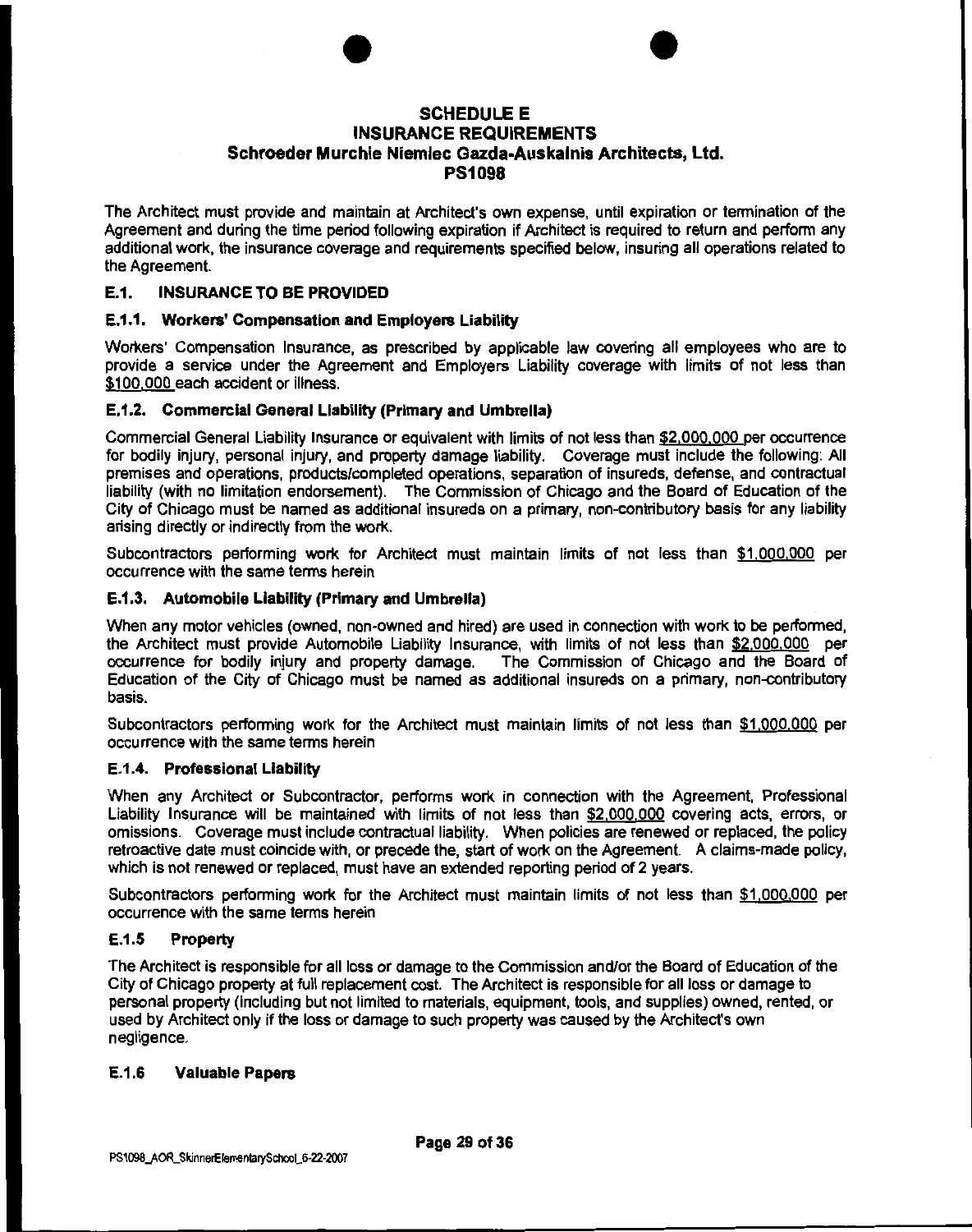# SCHEDULE E
# INSURANCE REQUIREMENTS
## Schroeder Murchie Niemiec Gazda-Auskalnis Architects, Ltd.
## PS1098

The Architect must provide and maintain at Architect's own expense, until expiration or termination of the Agreement and during the time period following expiration if Architect is required to return and perform any additional work, the insurance coverage and requirements specified below, insuring all operations related to the Agreement.

### E.1. INSURANCE TO BE PROVIDED

#### E.1.1. Workers' Compensation and Employers Liability

Workers' Compensation Insurance, as prescribed by applicable law covering all employees who are to provide a service under the Agreement and Employers Liability coverage with limits of not less than $100,000 each accident or illness.

#### E.1.2. Commercial General Liability (Primary and Umbrella)

Commercial General Liability Insurance or equivalent with limits of not less than $2,000,000 per occurrence for bodily injury, personal injury, and property damage liability. Coverage must include the following: All premises and operations, products/completed operations, separation of insureds, defense, and contractual liability (with no limitation endorsement). The Commission of Chicago and the Board of Education of the City of Chicago must be named as additional insureds on a primary, non-contributory basis for any liability arising directly or indirectly from the work.

Subcontractors performing work for Architect must maintain limits of not less than $1,000,000 per occurrence with the same terms herein

#### E.1.3. Automobile Liability (Primary and Umbrella)

When any motor vehicles (owned, non-owned and hired) are used in connection with work to be performed, the Architect must provide Automobile Liability Insurance, with limits of not less than $2,000,000 per occurrence for bodily injury and property damage. The Commission of Chicago and the Board of Education of the City of Chicago must be named as additional insureds on a primary, non-contributory basis.

Subcontractors performing work for the Architect must maintain limits of not less than $1,000,000 per occurrence with the same terms herein

#### E.1.4. Professional Liability

When any Architect or Subcontractor, performs work in connection with the Agreement, Professional Liability Insurance will be maintained with limits of not less than $2,000,000 covering acts, errors, or omissions. Coverage must include contractual liability. When policies are renewed or replaced, the policy retroactive date must coincide with, or precede the, start of work on the Agreement. A claims-made policy, which is not renewed or replaced, must have an extended reporting period of 2 years.

Subcontractors performing work for the Architect must maintain limits of not less than $1,000,000 per occurrence with the same terms herein

#### E.1.5 Property

The Architect is responsible for all loss or damage to the Commission and/or the Board of Education of the City of Chicago property at full replacement cost. The Architect is responsible for all loss or damage to personal property (including but not limited to materials, equipment, tools, and supplies) owned, rented, or used by Architect only if the loss or damage to such property was caused by the Architect's own negligence.

#### E.1.6 Valuable Papers

PS1098_AOR_SkinnerElementarySchool_6-22-2007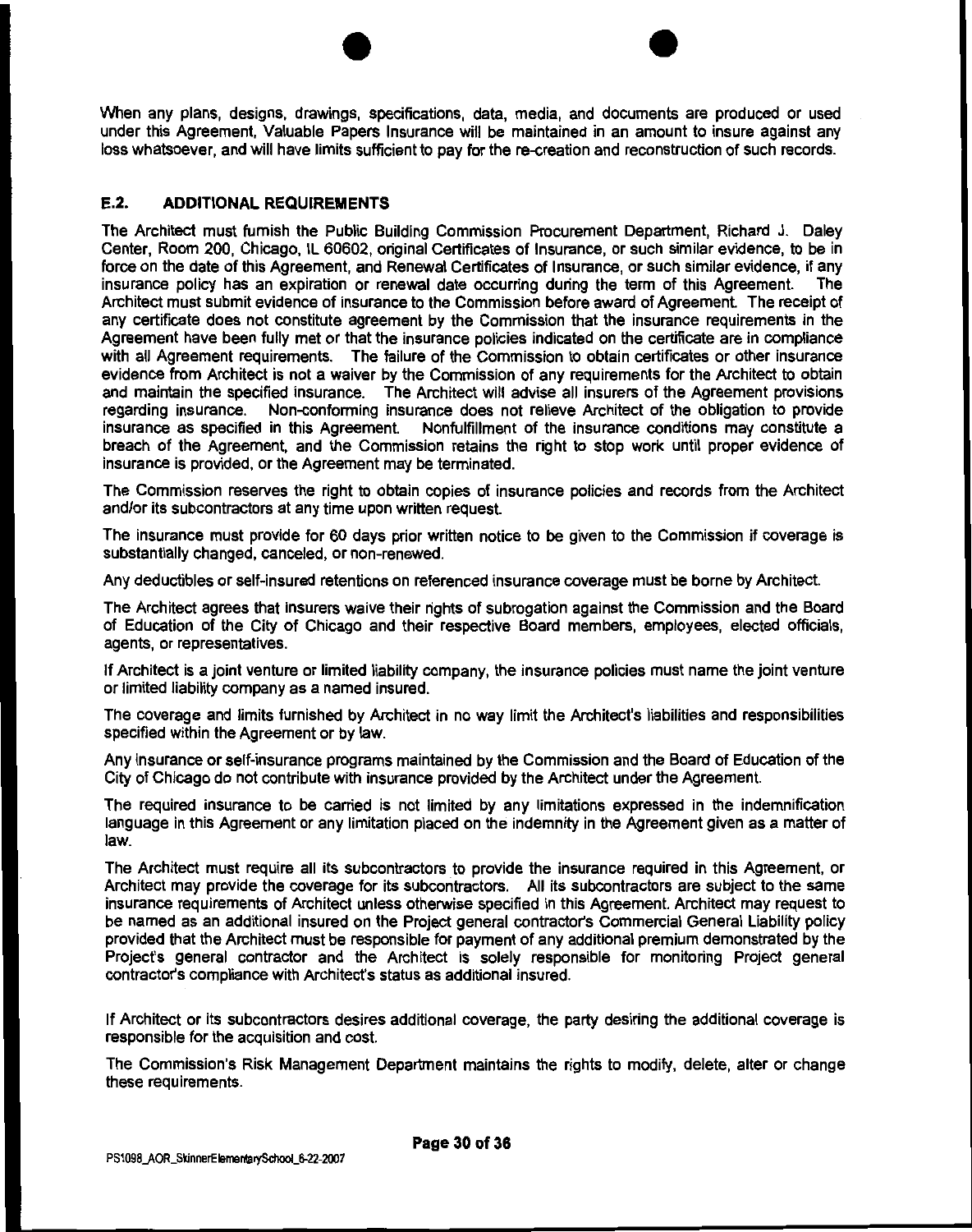When any plans, designs, drawings, specifications, data, media, and documents are produced or used under this Agreement, Valuable Papers Insurance will be maintained in an amount to insure against any loss whatsoever, and will have limits sufficient to pay for the re-creation and reconstruction of such records.

## E.2. ADDITIONAL REQUIREMENTS

The Architect must furnish the Public Building Commission Procurement Department, Richard J. Daley Center, Room 200, Chicago, IL 60602, original Certificates of Insurance, or such similar evidence, to be in force on the date of this Agreement, and Renewal Certificates of Insurance, or such similar evidence, if any insurance policy has an expiration or renewal date occurring during the term of this Agreement. The Architect must submit evidence of insurance to the Commission before award of Agreement. The receipt of any certificate does not constitute agreement by the Commission that the insurance requirements in the Agreement have been fully met or that the insurance policies indicated on the certificate are in compliance with all Agreement requirements. The failure of the Commission to obtain certificates or other insurance evidence from Architect is not a waiver by the Commission of any requirements for the Architect to obtain and maintain the specified insurance. The Architect will advise all insurers of the Agreement provisions regarding insurance. Non-conforming insurance does not relieve Architect of the obligation to provide insurance as specified in this Agreement. Nonfulfillment of the insurance conditions may constitute a breach of the Agreement, and the Commission retains the right to stop work until proper evidence of insurance is provided, or the Agreement may be terminated.

The Commission reserves the right to obtain copies of insurance policies and records from the Architect and/or its subcontractors at any time upon written request.

The insurance must provide for 60 days prior written notice to be given to the Commission if coverage is substantially changed, canceled, or non-renewed.

Any deductibles or self-insured retentions on referenced insurance coverage must be borne by Architect.

The Architect agrees that insurers waive their rights of subrogation against the Commission and the Board of Education of the City of Chicago and their respective Board members, employees, elected officials, agents, or representatives.

If Architect is a joint venture or limited liability company, the insurance policies must name the joint venture or limited liability company as a named insured.

The coverage and limits furnished by Architect in no way limit the Architect's liabilities and responsibilities specified within the Agreement or by law.

Any insurance or self-insurance programs maintained by the Commission and the Board of Education of the City of Chicago do not contribute with insurance provided by the Architect under the Agreement.

The required insurance to be carried is not limited by any limitations expressed in the indemnification language in this Agreement or any limitation placed on the indemnity in the Agreement given as a matter of law.

The Architect must require all its subcontractors to provide the insurance required in this Agreement, or Architect may provide the coverage for its subcontractors. All its subcontractors are subject to the same insurance requirements of Architect unless otherwise specified in this Agreement. Architect may request to be named as an additional insured on the Project general contractor's Commercial General Liability policy provided that the Architect must be responsible for payment of any additional premium demonstrated by the Project's general contractor and the Architect is solely responsible for monitoring Project general contractor's compliance with Architect's status as additional insured.

If Architect or its subcontractors desires additional coverage, the party desiring the additional coverage is responsible for the acquisition and cost.

The Commission's Risk Management Department maintains the rights to modify, delete, alter or change these requirements.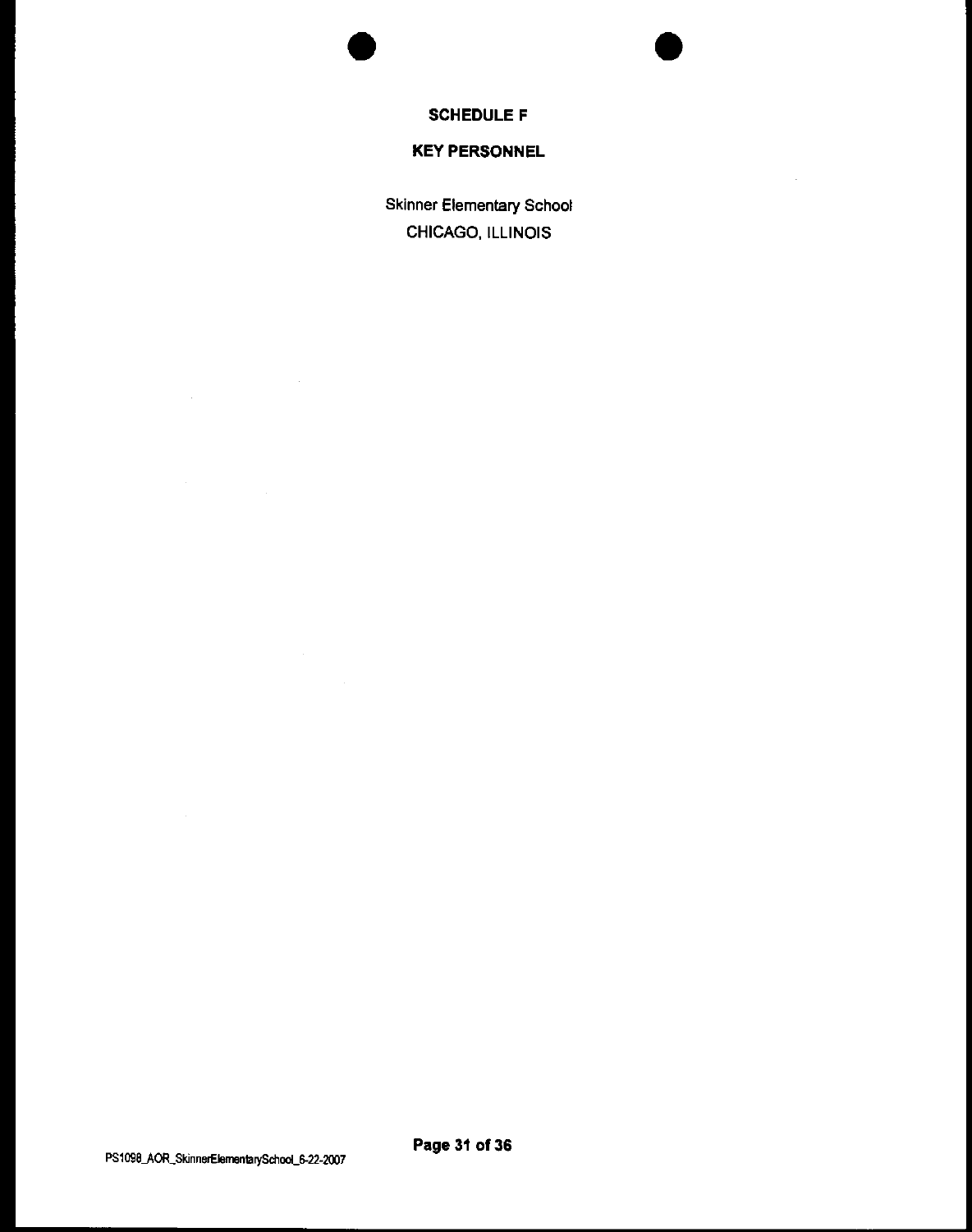# SCHEDULE F

## KEY PERSONNEL

Skinner Elementary School

CHICAGO, ILLINOIS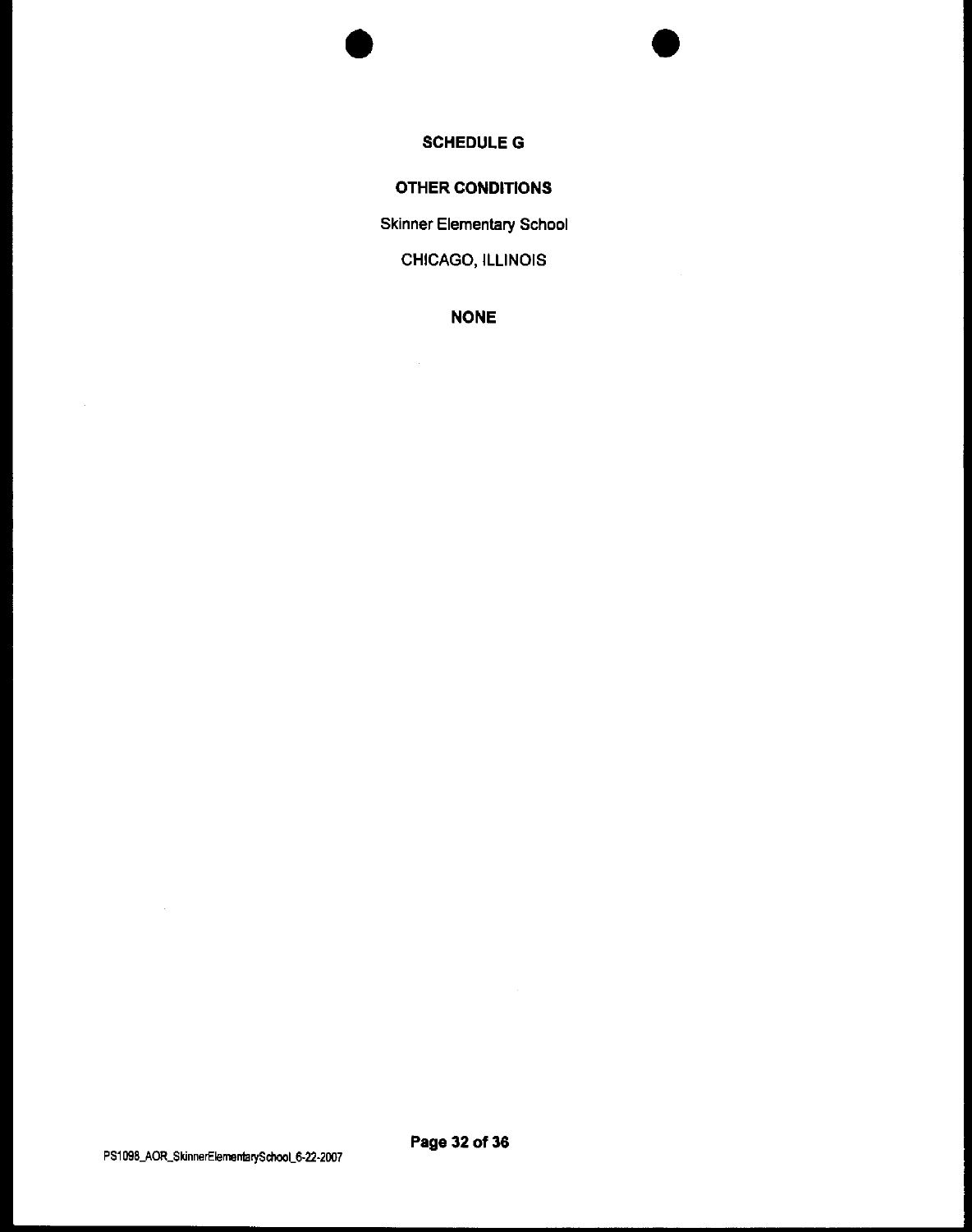## SCHEDULE G

## OTHER CONDITIONS

Skinner Elementary School

CHICAGO, ILLINOIS

**NONE**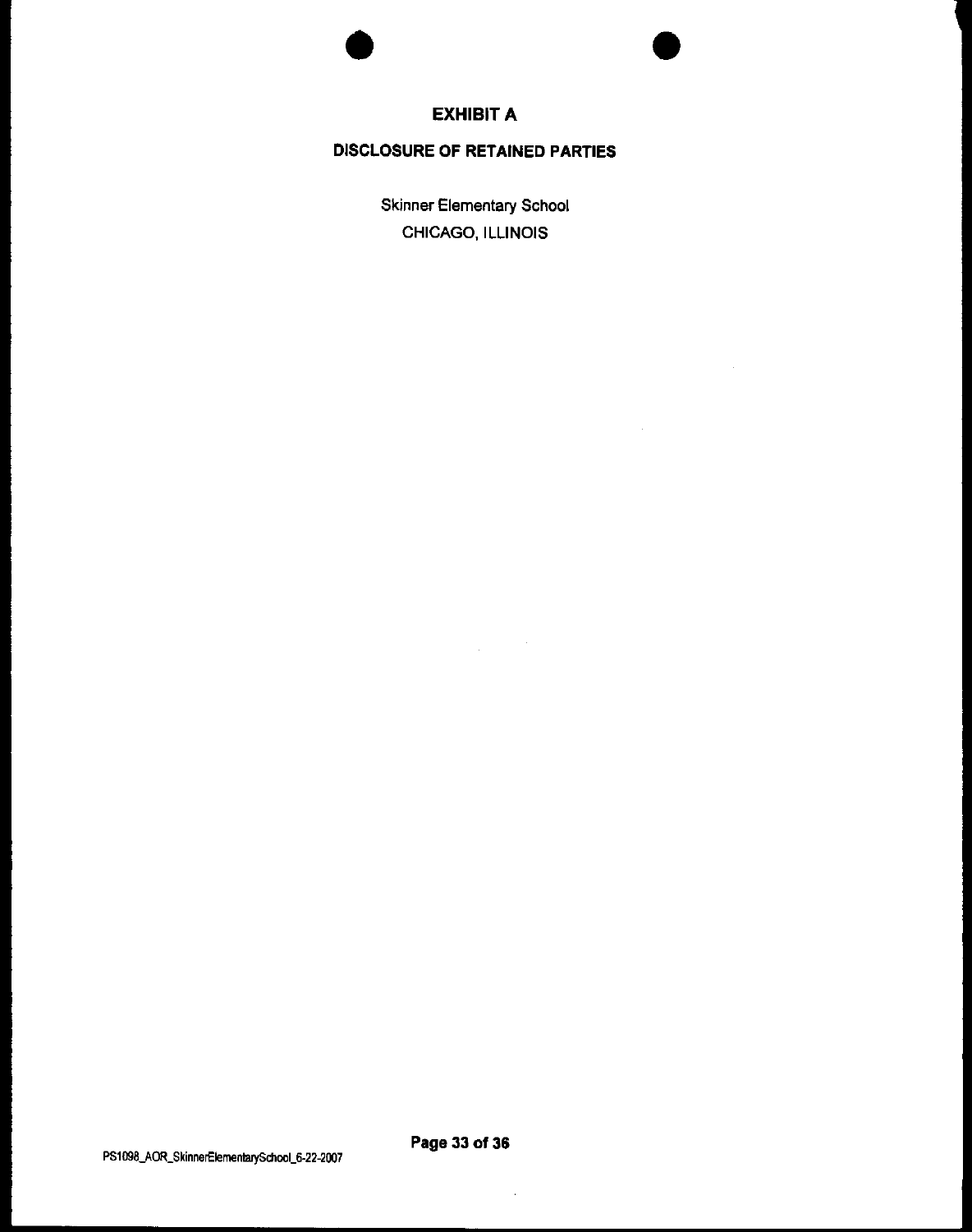# EXHIBIT A

## DISCLOSURE OF RETAINED PARTIES

Skinner Elementary School

CHICAGO, ILLINOIS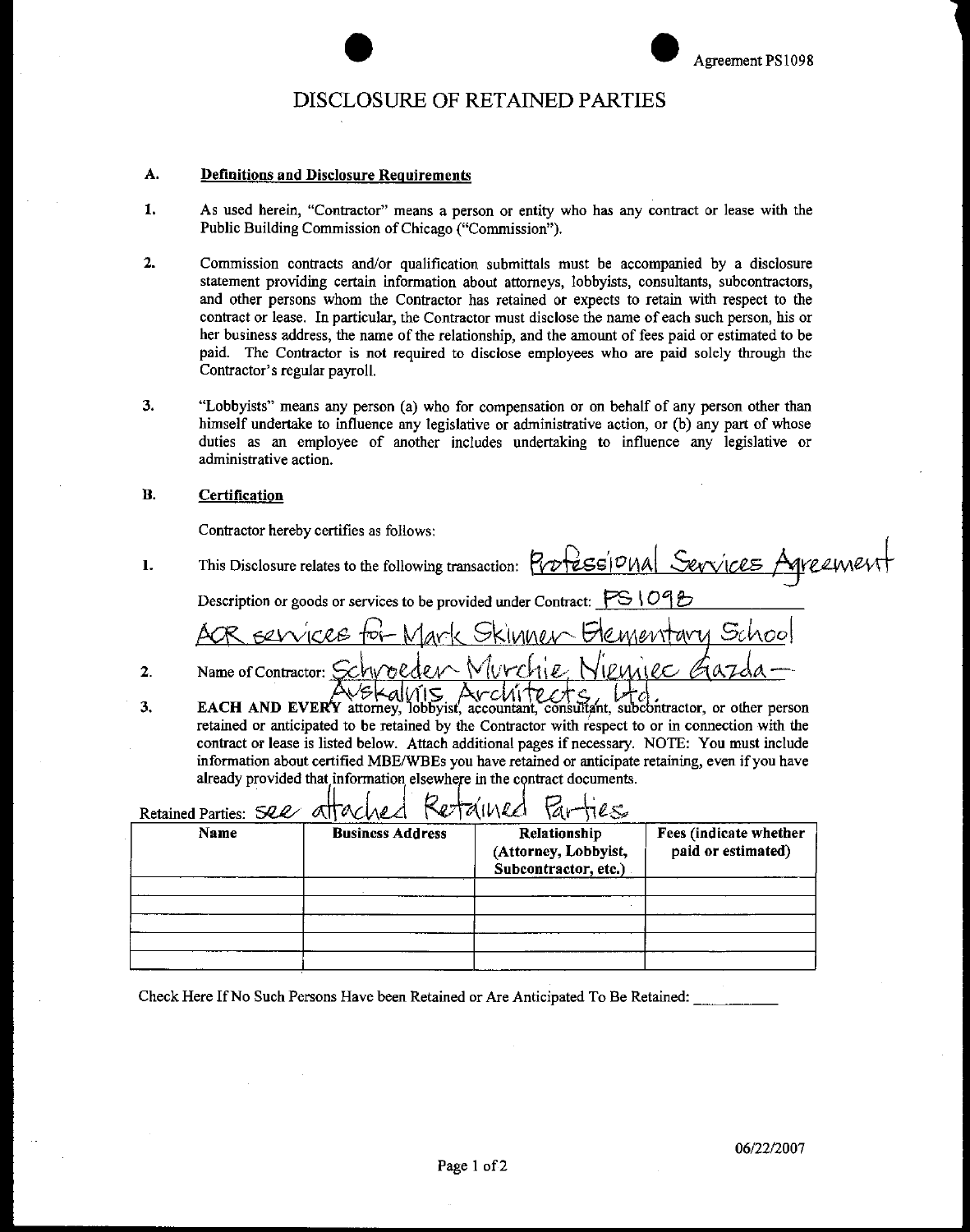Agreement PS1098

# DISCLOSURE OF RETAINED PARTIES

## A. Definitions and Disclosure Requirements

1. As used herein, "Contractor" means a person or entity who has any contract or lease with the Public Building Commission of Chicago ("Commission").

2. Commission contracts and/or qualification submittals must be accompanied by a disclosure statement providing certain information about attorneys, lobbyists, consultants, subcontractors, and other persons whom the Contractor has retained or expects to retain with respect to the contract or lease. In particular, the Contractor must disclose the name of each such person, his or her business address, the name of the relationship, and the amount of fees paid or estimated to be paid. The Contractor is not required to disclose employees who are paid solely through the Contractor's regular payroll.

3. "Lobbyists" means any person (a) who for compensation or on behalf of any person other than himself undertake to influence any legislative or administrative action, or (b) any part of whose duties as an employee of another includes undertaking to influence any legislative or administrative action.

## B. Certification

Contractor hereby certifies as follows:

1. This Disclosure relates to the following transaction: Professional Services Agreement

   Description or goods or services to be provided under Contract: PS1098 AOR services for Mark Skinner Elementary School

2. Name of Contractor: Schroeder Murchie Niemiec Gazda-Auskalnis Architects, Ltd.

3. **EACH AND EVERY** attorney, lobbyist, accountant, consultant, subcontractor, or other person retained or anticipated to be retained by the Contractor with respect to or in connection with the contract or lease is listed below. Attach additional pages if necessary. NOTE: You must include information about certified MBE/WBEs you have retained or anticipate retaining, even if you have already provided that information elsewhere in the contract documents.

Retained Parties: see attached Retained Parties

| Name | Business Address | Relationship (Attorney, Lobbyist, Subcontractor, etc.) | Fees (indicate whether paid or estimated) |
|---|---|---|---|
| | | | |
| | | | |
| | | | |
| | | | |
| | | | |

Check Here If No Such Persons Have been Retained or Are Anticipated To Be Retained: __________

06/22/2007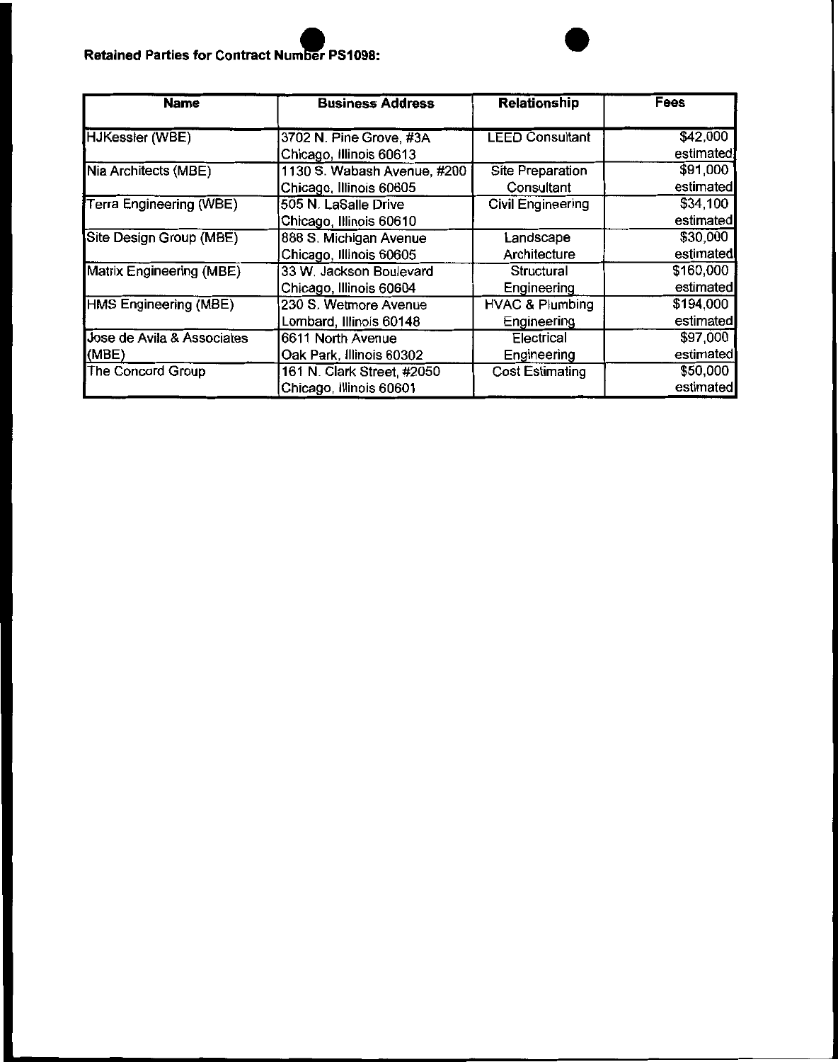**Retained Parties for Contract Number PS1098:**

| Name | Business Address | Relationship | Fees |
|---|---|---|---|
| HJKessler (WBE) | 3702 N. Pine Grove, #3A Chicago, Illinois 60613 | LEED Consultant | $42,000 estimated |
| Nia Architects (MBE) | 1130 S. Wabash Avenue, #200 Chicago, Illinois 60605 | Site Preparation Consultant | $91,000 estimated |
| Terra Engineering (WBE) | 505 N. LaSalle Drive Chicago, Illinois 60610 | Civil Engineering | $34,100 estimated |
| Site Design Group (MBE) | 888 S. Michigan Avenue Chicago, Illinois 60605 | Landscape Architecture | $30,000 estimated |
| Matrix Engineering (MBE) | 33 W. Jackson Boulevard Chicago, Illinois 60604 | Structural Engineering | $160,000 estimated |
| HMS Engineering (MBE) | 230 S. Wetmore Avenue Lombard, Illinois 60148 | HVAC & Plumbing Engineering | $194,000 estimated |
| Jose de Avila & Associates (MBE) | 6611 North Avenue Oak Park, Illinois 60302 | Electrical Engineering | $97,000 estimated |
| The Concord Group | 161 N. Clark Street, #2050 Chicago, Illinois 60601 | Cost Estimating | $50,000 estimated |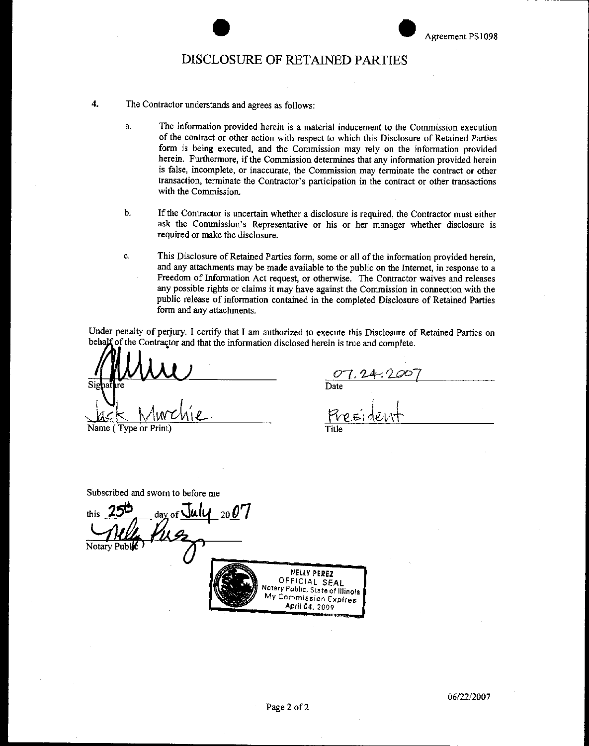Agreement PS1098

# DISCLOSURE OF RETAINED PARTIES

4. The Contractor understands and agrees as follows:

   a. The information provided herein is a material inducement to the Commission execution of the contract or other action with respect to which this Disclosure of Retained Parties form is being executed, and the Commission may rely on the information provided herein. Furthermore, if the Commission determines that any information provided herein is false, incomplete, or inaccurate, the Commission may terminate the contract or other transaction, terminate the Contractor's participation in the contract or other transactions with the Commission.

   b. If the Contractor is uncertain whether a disclosure is required, the Contractor must either ask the Commission's Representative or his or her manager whether disclosure is required or make the disclosure.

   c. This Disclosure of Retained Parties form, some or all of the information provided herein, and any attachments may be made available to the public on the Internet, in response to a Freedom of Information Act request, or otherwise. The Contractor waives and releases any possible rights or claims it may have against the Commission in connection with the public release of information contained in the completed Disclosure of Retained Parties form and any attachments.

Under penalty of perjury. I certify that I am authorized to execute this Disclosure of Retained Parties on behalf of the Contractor and that the information disclosed herein is true and complete.

[Signature]
Signature

07.24.2007
Date

Jack Murchie
Name ( Type or Print)

President
Title

Subscribed and sworn to before me

this 25th day of July 2007

[Signature]
Notary Public

NELLY PEREZ
OFFICIAL SEAL
Notary Public, State of Illinois
My Commission Expires
April 04, 2009

06/22/2007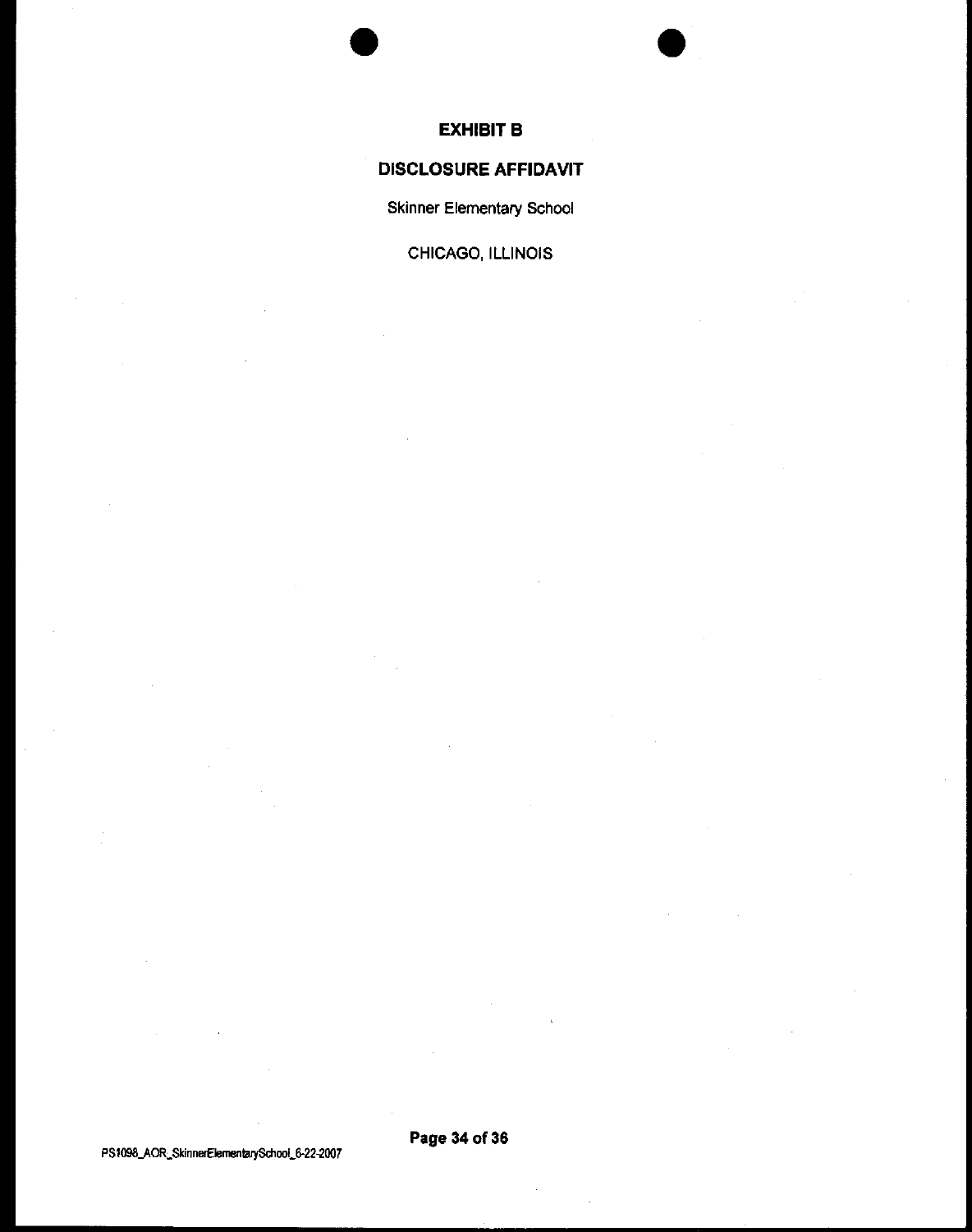# EXHIBIT B

## DISCLOSURE AFFIDAVIT

Skinner Elementary School

CHICAGO, ILLINOIS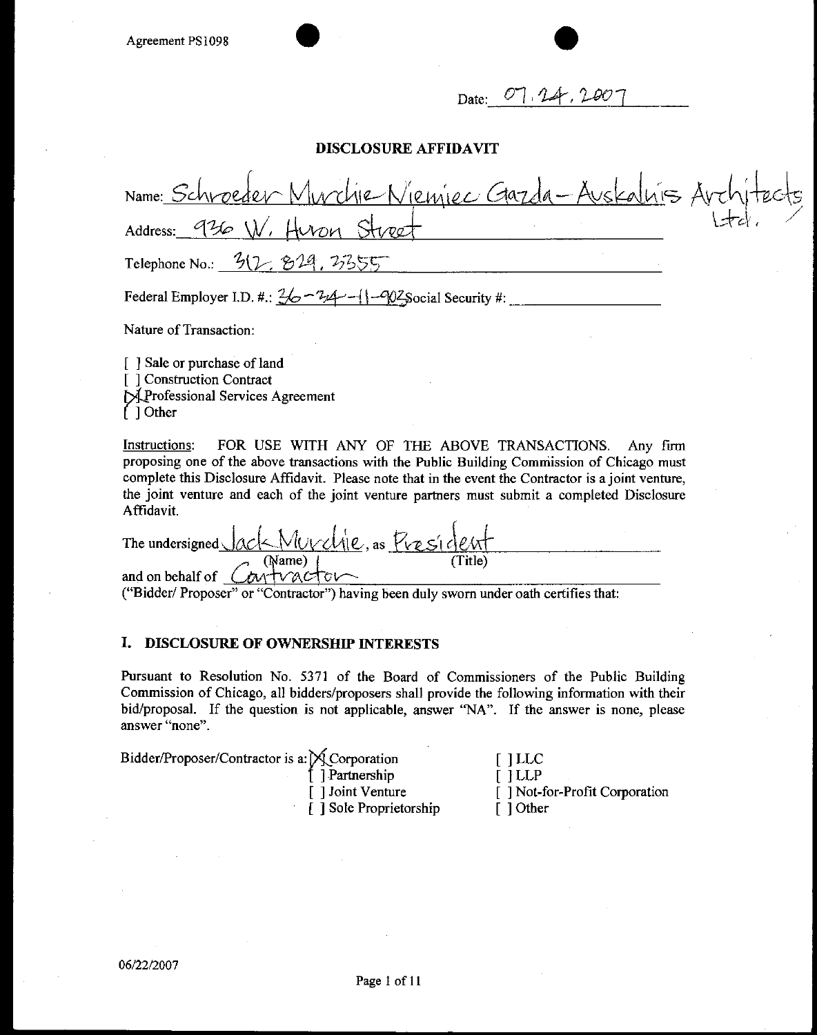Agreement PS1098

Date: 07.24.2007

## DISCLOSURE AFFIDAVIT

Name: Schroeder Murchie Niemiec Gazda – Auskalnis Architects Ltd.

Address: 936 W. Huron Street

Telephone No.: 312.829.3355

Federal Employer I.D. #.: 36-34-11-902 Social Security #: ____________

Nature of Transaction:

[ ] Sale or purchase of land
[ ] Construction Contract
[X] Professional Services Agreement
[ ] Other

Instructions: FOR USE WITH ANY OF THE ABOVE TRANSACTIONS. Any firm proposing one of the above transactions with the Public Building Commission of Chicago must complete this Disclosure Affidavit. Please note that in the event the Contractor is a joint venture, the joint venture and each of the joint venture partners must submit a completed Disclosure Affidavit.

The undersigned Jack Murchie (Name), as President (Title) and on behalf of Contractor ("Bidder/ Proposer" or "Contractor") having been duly sworn under oath certifies that:

### I. DISCLOSURE OF OWNERSHIP INTERESTS

Pursuant to Resolution No. 5371 of the Board of Commissioners of the Public Building Commission of Chicago, all bidders/proposers shall provide the following information with their bid/proposal. If the question is not applicable, answer "NA". If the answer is none, please answer "none".

Bidder/Proposer/Contractor is a:

[X] Corporation
[ ] Partnership
[ ] Joint Venture
[ ] Sole Proprietorship
[ ] LLC
[ ] LLP
[ ] Not-for-Profit Corporation
[ ] Other

06/22/2007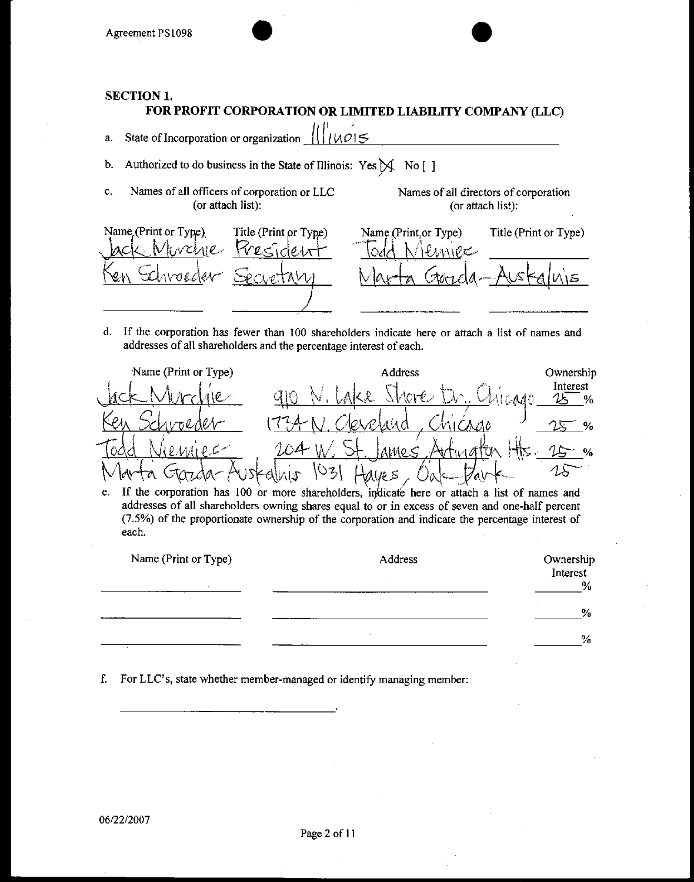Agreement PS1098

## SECTION 1.

### FOR PROFIT CORPORATION OR LIMITED LIABILITY COMPANY (LLC)

a. State of Incorporation or organization Illinois

b. Authorized to do business in the State of Illinois: Yes [X] No [ ]

c. Names of all officers of corporation or LLC (or attach list):

| Name (Print or Type) | Title (Print or Type) |
|---|---|
| Jack Murchie | President |
| Ken Schroeder | Secretary |
| | |

Names of all directors of corporation (or attach list):

| Name (Print or Type) | Title (Print or Type) |
|---|---|
| Todd Niemiec | |
| Marta Garza-Auskalnis | |
| | |

d. If the corporation has fewer than 100 shareholders indicate here or attach a list of names and addresses of all shareholders and the percentage interest of each.

| Name (Print or Type) | Address | Ownership Interest |
|---|---|---|
| Jack Murchie | 910 N. Lake Shore Dr. Chicago | 25 % |
| Ken Schroeder | 1734 N. Cleveland, Chicago | 25 % |
| Todd Niemiec | 204 W. St. James, Arlington Hts. | 25 % |
| Marta Garza-Auskalnis | 1031 Hayes, Oak Park | 25 |

e. If the corporation has 100 or more shareholders, indicate here or attach a list of names and addresses of all shareholders owning shares equal to or in excess of seven and one-half percent (7.5%) of the proportionate ownership of the corporation and indicate the percentage interest of each.

| Name (Print or Type) | Address | Ownership Interest |
|---|---|---|
| | | % |
| | | % |
| | | % |

f. For LLC's, state whether member-managed or identify managing member:

______________________________.

06/22/2007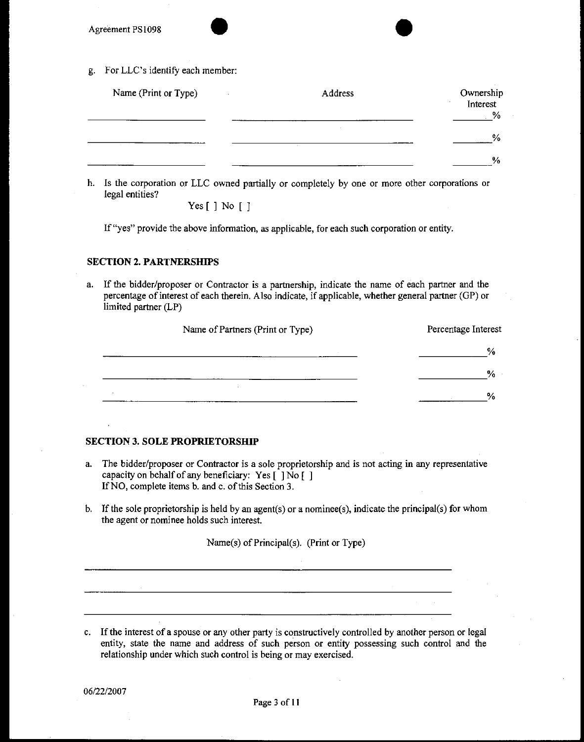g. For LLC's identify each member:

| Name (Print or Type) | Address | Ownership Interest |
|---|---|---|
| | | % |
| | | % |
| | | % |

h. Is the corporation or LLC owned partially or completely by one or more other corporations or legal entities?

Yes [ ] No [ ]

If "yes" provide the above information, as applicable, for each such corporation or entity.

**SECTION 2. PARTNERSHIPS**

a. If the bidder/proposer or Contractor is a partnership, indicate the name of each partner and the percentage of interest of each therein. Also indicate, if applicable, whether general partner (GP) or limited partner (LP)

| Name of Partners (Print or Type) | Percentage Interest |
|---|---|
| | % |
| | % |
| | % |

**SECTION 3. SOLE PROPRIETORSHIP**

a. The bidder/proposer or Contractor is a sole proprietorship and is not acting in any representative capacity on behalf of any beneficiary: Yes [ ] No [ ]
If NO, complete items b. and c. of this Section 3.

b. If the sole proprietorship is held by an agent(s) or a nominee(s), indicate the principal(s) for whom the agent or nominee holds such interest.

Name(s) of Principal(s). (Print or Type)

\_\_\_\_\_\_\_\_\_\_\_\_\_\_\_\_\_\_\_\_\_\_\_\_\_\_\_\_\_\_\_\_\_\_\_\_\_\_\_\_\_\_\_\_

\_\_\_\_\_\_\_\_\_\_\_\_\_\_\_\_\_\_\_\_\_\_\_\_\_\_\_\_\_\_\_\_\_\_\_\_\_\_\_\_\_\_\_\_

\_\_\_\_\_\_\_\_\_\_\_\_\_\_\_\_\_\_\_\_\_\_\_\_\_\_\_\_\_\_\_\_\_\_\_\_\_\_\_\_\_\_\_\_

c. If the interest of a spouse or any other party is constructively controlled by another person or legal entity, state the name and address of such person or entity possessing such control and the relationship under which such control is being or may exercised.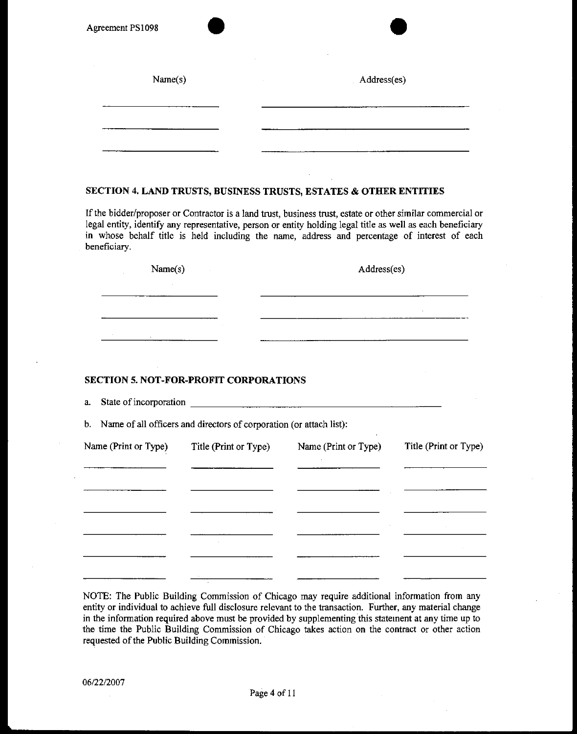| Name(s) | Address(es) |
| --- | --- |
| | |
| | |
| | |

**SECTION 4. LAND TRUSTS, BUSINESS TRUSTS, ESTATES & OTHER ENTITIES**

If the bidder/proposer or Contractor is a land trust, business trust, estate or other similar commercial or legal entity, identify any representative, person or entity holding legal title as well as each beneficiary in whose behalf title is held including the name, address and percentage of interest of each beneficiary.

| Name(s) | Address(es) |
| --- | --- |
| | |
| | |
| | |

**SECTION 5. NOT-FOR-PROFIT CORPORATIONS**

a. State of incorporation \_\_\_\_\_\_\_\_\_\_\_\_\_\_\_\_\_\_\_\_\_\_\_\_\_\_\_\_\_\_\_\_\_\_\_\_\_\_\_\_

b. Name of all officers and directors of corporation (or attach list):

| Name (Print or Type) | Title (Print or Type) | Name (Print or Type) | Title (Print or Type) |
| --- | --- | --- | --- |
| | | | |
| | | | |
| | | | |
| | | | |
| | | | |
| | | | |

NOTE: The Public Building Commission of Chicago may require additional information from any entity or individual to achieve full disclosure relevant to the transaction. Further, any material change in the information required above must be provided by supplementing this statement at any time up to the time the Public Building Commission of Chicago takes action on the contract or other action requested of the Public Building Commission.

06/22/2007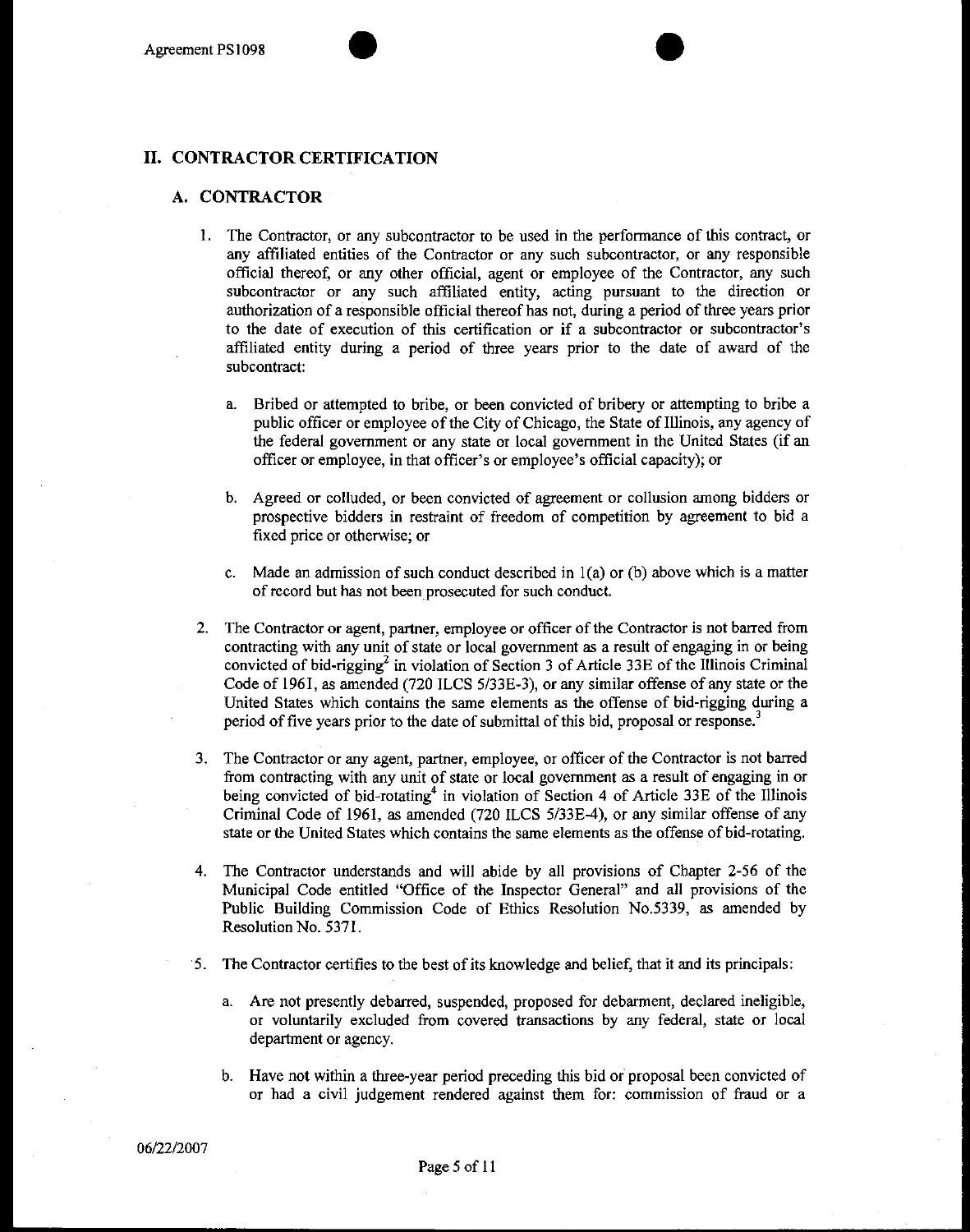## II. CONTRACTOR CERTIFICATION

### A. CONTRACTOR

1. The Contractor, or any subcontractor to be used in the performance of this contract, or any affiliated entities of the Contractor or any such subcontractor, or any responsible official thereof, or any other official, agent or employee of the Contractor, any such subcontractor or any such affiliated entity, acting pursuant to the direction or authorization of a responsible official thereof has not, during a period of three years prior to the date of execution of this certification or if a subcontractor or subcontractor's affiliated entity during a period of three years prior to the date of award of the subcontract:

    a. Bribed or attempted to bribe, or been convicted of bribery or attempting to bribe a public officer or employee of the City of Chicago, the State of Illinois, any agency of the federal government or any state or local government in the United States (if an officer or employee, in that officer's or employee's official capacity); or

    b. Agreed or colluded, or been convicted of agreement or collusion among bidders or prospective bidders in restraint of freedom of competition by agreement to bid a fixed price or otherwise; or

    c. Made an admission of such conduct described in 1(a) or (b) above which is a matter of record but has not been prosecuted for such conduct.

2. The Contractor or agent, partner, employee or officer of the Contractor is not barred from contracting with any unit of state or local government as a result of engaging in or being convicted of bid-rigging[2] in violation of Section 3 of Article 33E of the Illinois Criminal Code of 1961, as amended (720 ILCS 5/33E-3), or any similar offense of any state or the United States which contains the same elements as the offense of bid-rigging during a period of five years prior to the date of submittal of this bid, proposal or response.[3]

3. The Contractor or any agent, partner, employee, or officer of the Contractor is not barred from contracting with any unit of state or local government as a result of engaging in or being convicted of bid-rotating[4] in violation of Section 4 of Article 33E of the Illinois Criminal Code of 1961, as amended (720 ILCS 5/33E-4), or any similar offense of any state or the United States which contains the same elements as the offense of bid-rotating.

4. The Contractor understands and will abide by all provisions of Chapter 2-56 of the Municipal Code entitled "Office of the Inspector General" and all provisions of the Public Building Commission Code of Ethics Resolution No.5339, as amended by Resolution No. 5371.

5. The Contractor certifies to the best of its knowledge and belief, that it and its principals:

    a. Are not presently debarred, suspended, proposed for debarment, declared ineligible, or voluntarily excluded from covered transactions by any federal, state or local department or agency.

    b. Have not within a three-year period preceding this bid or proposal been convicted of or had a civil judgement rendered against them for: commission of fraud or a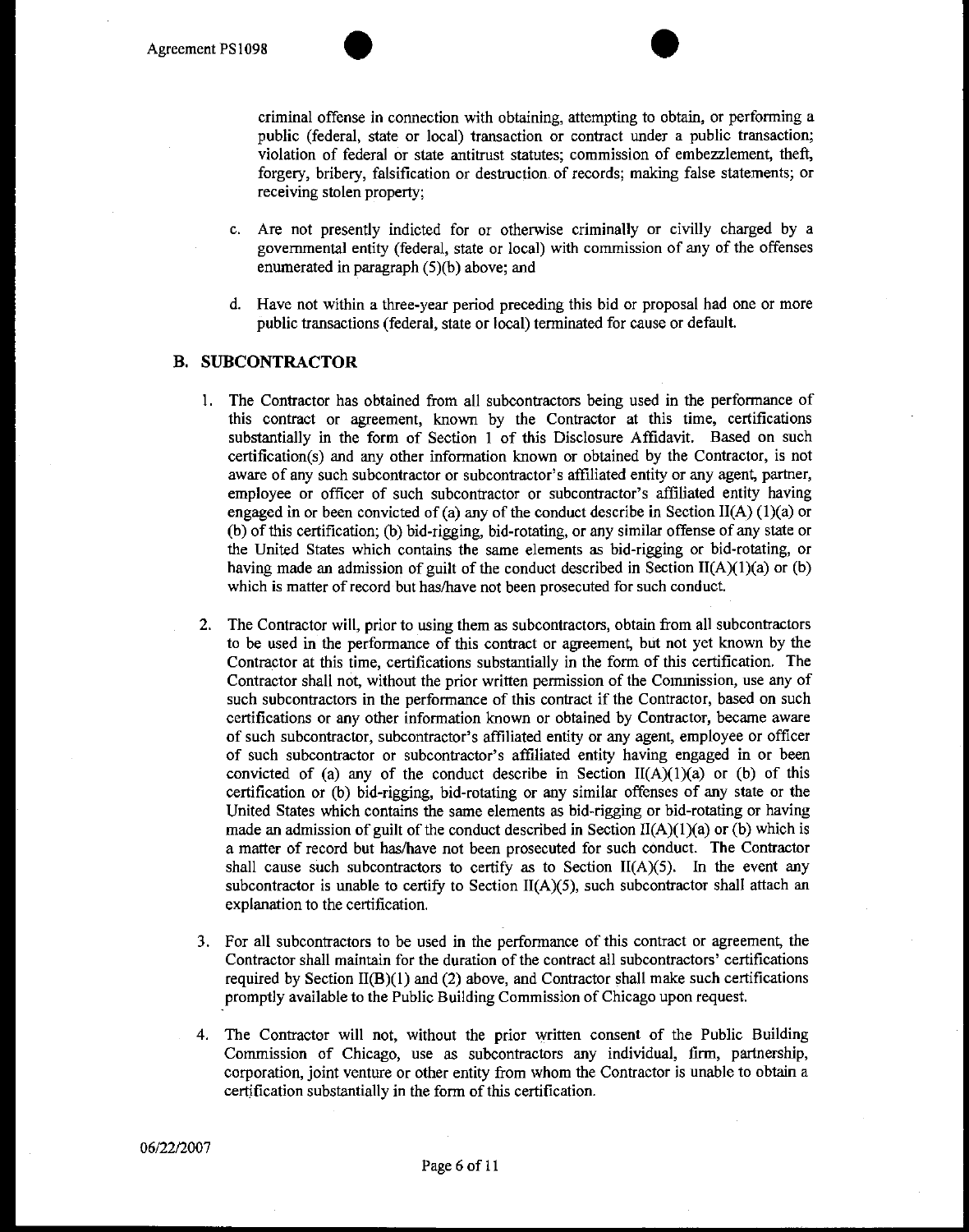criminal offense in connection with obtaining, attempting to obtain, or performing a public (federal, state or local) transaction or contract under a public transaction; violation of federal or state antitrust statutes; commission of embezzlement, theft, forgery, bribery, falsification or destruction of records; making false statements; or receiving stolen property;

c. Are not presently indicted for or otherwise criminally or civilly charged by a governmental entity (federal, state or local) with commission of any of the offenses enumerated in paragraph (5)(b) above; and

d. Have not within a three-year period preceding this bid or proposal had one or more public transactions (federal, state or local) terminated for cause or default.

## B. SUBCONTRACTOR

1. The Contractor has obtained from all subcontractors being used in the performance of this contract or agreement, known by the Contractor at this time, certifications substantially in the form of Section 1 of this Disclosure Affidavit. Based on such certification(s) and any other information known or obtained by the Contractor, is not aware of any such subcontractor or subcontractor's affiliated entity or any agent, partner, employee or officer of such subcontractor or subcontractor's affiliated entity having engaged in or been convicted of (a) any of the conduct describe in Section II(A) (1)(a) or (b) of this certification; (b) bid-rigging, bid-rotating, or any similar offense of any state or the United States which contains the same elements as bid-rigging or bid-rotating, or having made an admission of guilt of the conduct described in Section II(A)(1)(a) or (b) which is matter of record but has/have not been prosecuted for such conduct.

2. The Contractor will, prior to using them as subcontractors, obtain from all subcontractors to be used in the performance of this contract or agreement, but not yet known by the Contractor at this time, certifications substantially in the form of this certification. The Contractor shall not, without the prior written permission of the Commission, use any of such subcontractors in the performance of this contract if the Contractor, based on such certifications or any other information known or obtained by Contractor, became aware of such subcontractor, subcontractor's affiliated entity or any agent, employee or officer of such subcontractor or subcontractor's affiliated entity having engaged in or been convicted of (a) any of the conduct describe in Section II(A)(1)(a) or (b) of this certification or (b) bid-rigging, bid-rotating or any similar offenses of any state or the United States which contains the same elements as bid-rigging or bid-rotating or having made an admission of guilt of the conduct described in Section II(A)(1)(a) or (b) which is a matter of record but has/have not been prosecuted for such conduct. The Contractor shall cause such subcontractors to certify as to Section II(A)(5). In the event any subcontractor is unable to certify to Section II(A)(5), such subcontractor shall attach an explanation to the certification.

3. For all subcontractors to be used in the performance of this contract or agreement, the Contractor shall maintain for the duration of the contract all subcontractors' certifications required by Section II(B)(1) and (2) above, and Contractor shall make such certifications promptly available to the Public Building Commission of Chicago upon request.

4. The Contractor will not, without the prior written consent of the Public Building Commission of Chicago, use as subcontractors any individual, firm, partnership, corporation, joint venture or other entity from whom the Contractor is unable to obtain a certification substantially in the form of this certification.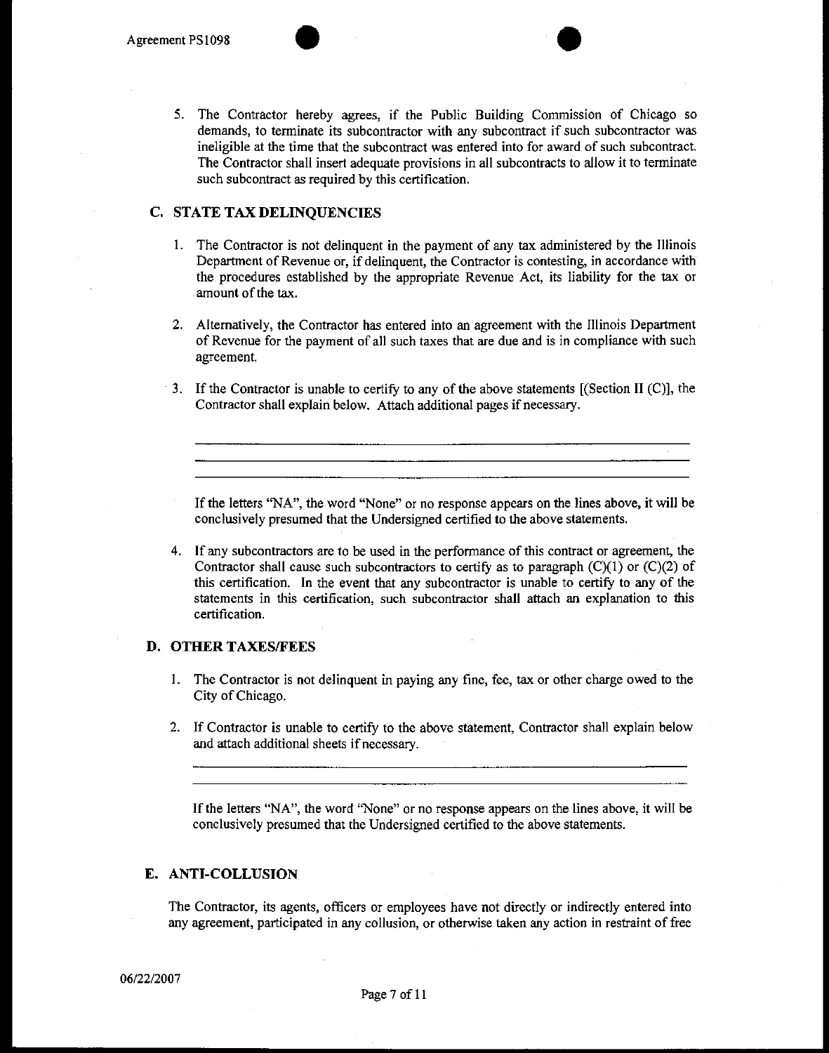5. The Contractor hereby agrees, if the Public Building Commission of Chicago so demands, to terminate its subcontractor with any subcontract if such subcontractor was ineligible at the time that the subcontract was entered into for award of such subcontract. The Contractor shall insert adequate provisions in all subcontracts to allow it to terminate such subcontract as required by this certification.

## C. STATE TAX DELINQUENCIES

1. The Contractor is not delinquent in the payment of any tax administered by the Illinois Department of Revenue or, if delinquent, the Contractor is contesting, in accordance with the procedures established by the appropriate Revenue Act, its liability for the tax or amount of the tax.

2. Alternatively, the Contractor has entered into an agreement with the Illinois Department of Revenue for the payment of all such taxes that are due and is in compliance with such agreement.

3. If the Contractor is unable to certify to any of the above statements [(Section II (C)], the Contractor shall explain below. Attach additional pages if necessary.

   ______________________________________________________________________

   ______________________________________________________________________

   ______________________________________________________________________

   If the letters "NA", the word "None" or no response appears on the lines above, it will be conclusively presumed that the Undersigned certified to the above statements.

4. If any subcontractors are to be used in the performance of this contract or agreement, the Contractor shall cause such subcontractors to certify as to paragraph (C)(1) or (C)(2) of this certification. In the event that any subcontractor is unable to certify to any of the statements in this certification, such subcontractor shall attach an explanation to this certification.

## D. OTHER TAXES/FEES

1. The Contractor is not delinquent in paying any fine, fee, tax or other charge owed to the City of Chicago.

2. If Contractor is unable to certify to the above statement, Contractor shall explain below and attach additional sheets if necessary.

   ______________________________________________________________________

   ______________________________________________________________________

   If the letters "NA", the word "None" or no response appears on the lines above, it will be conclusively presumed that the Undersigned certified to the above statements.

## E. ANTI-COLLUSION

The Contractor, its agents, officers or employees have not directly or indirectly entered into any agreement, participated in any collusion, or otherwise taken any action in restraint of free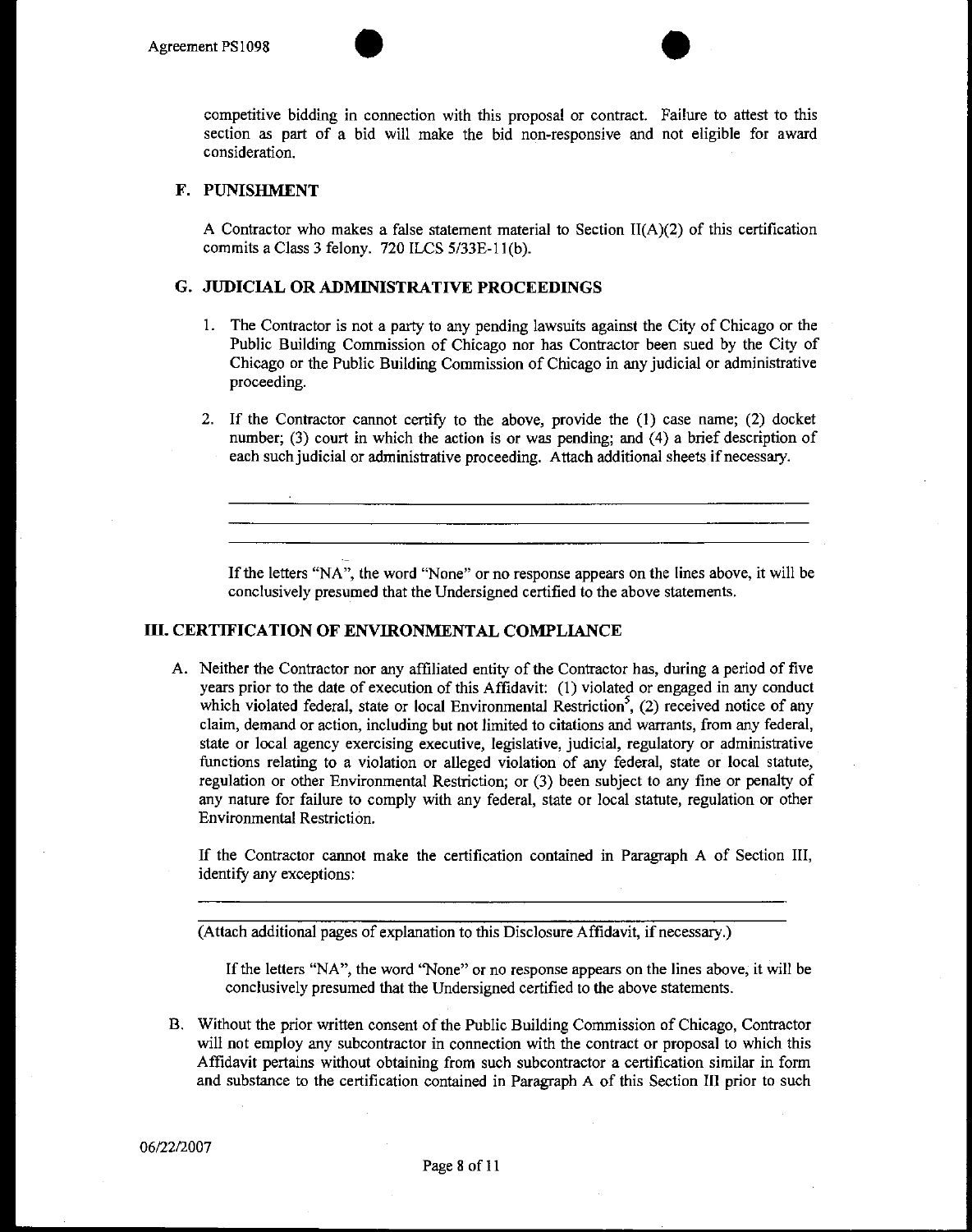competitive bidding in connection with this proposal or contract. Failure to attest to this section as part of a bid will make the bid non-responsive and not eligible for award consideration.

### F. PUNISHMENT

A Contractor who makes a false statement material to Section II(A)(2) of this certification commits a Class 3 felony. 720 ILCS 5/33E-11(b).

### G. JUDICIAL OR ADMINISTRATIVE PROCEEDINGS

1. The Contractor is not a party to any pending lawsuits against the City of Chicago or the Public Building Commission of Chicago nor has Contractor been sued by the City of Chicago or the Public Building Commission of Chicago in any judicial or administrative proceeding.

2. If the Contractor cannot certify to the above, provide the (1) case name; (2) docket number; (3) court in which the action is or was pending; and (4) a brief description of each such judicial or administrative proceeding. Attach additional sheets if necessary.

\_\_\_\_\_\_\_\_\_\_\_\_\_\_\_\_\_\_\_\_\_\_\_\_\_\_\_\_\_\_\_\_\_\_\_\_\_\_\_\_\_\_\_\_\_\_\_\_\_\_\_\_\_\_\_\_\_\_\_\_

\_\_\_\_\_\_\_\_\_\_\_\_\_\_\_\_\_\_\_\_\_\_\_\_\_\_\_\_\_\_\_\_\_\_\_\_\_\_\_\_\_\_\_\_\_\_\_\_\_\_\_\_\_\_\_\_\_\_\_\_

\_\_\_\_\_\_\_\_\_\_\_\_\_\_\_\_\_\_\_\_\_\_\_\_\_\_\_\_\_\_\_\_\_\_\_\_\_\_\_\_\_\_\_\_\_\_\_\_\_\_\_\_\_\_\_\_\_\_\_\_

If the letters "NA", the word "None" or no response appears on the lines above, it will be conclusively presumed that the Undersigned certified to the above statements.

## III. CERTIFICATION OF ENVIRONMENTAL COMPLIANCE

A. Neither the Contractor nor any affiliated entity of the Contractor has, during a period of five years prior to the date of execution of this Affidavit: (1) violated or engaged in any conduct which violated federal, state or local Environmental Restriction[5], (2) received notice of any claim, demand or action, including but not limited to citations and warrants, from any federal, state or local agency exercising executive, legislative, judicial, regulatory or administrative functions relating to a violation or alleged violation of any federal, state or local statute, regulation or other Environmental Restriction; or (3) been subject to any fine or penalty of any nature for failure to comply with any federal, state or local statute, regulation or other Environmental Restriction.

If the Contractor cannot make the certification contained in Paragraph A of Section III, identify any exceptions:

\_\_\_\_\_\_\_\_\_\_\_\_\_\_\_\_\_\_\_\_\_\_\_\_\_\_\_\_\_\_\_\_\_\_\_\_\_\_\_\_\_\_\_\_\_\_\_\_\_\_\_\_\_\_\_\_\_\_\_\_

\_\_\_\_\_\_\_\_\_\_\_\_\_\_\_\_\_\_\_\_\_\_\_\_\_\_\_\_\_\_\_\_\_\_\_\_\_\_\_\_\_\_\_\_\_\_\_\_\_\_\_\_\_\_\_\_\_\_\_\_

(Attach additional pages of explanation to this Disclosure Affidavit, if necessary.)

If the letters "NA", the word "None" or no response appears on the lines above, it will be conclusively presumed that the Undersigned certified to the above statements.

B. Without the prior written consent of the Public Building Commission of Chicago, Contractor will not employ any subcontractor in connection with the contract or proposal to which this Affidavit pertains without obtaining from such subcontractor a certification similar in form and substance to the certification contained in Paragraph A of this Section III prior to such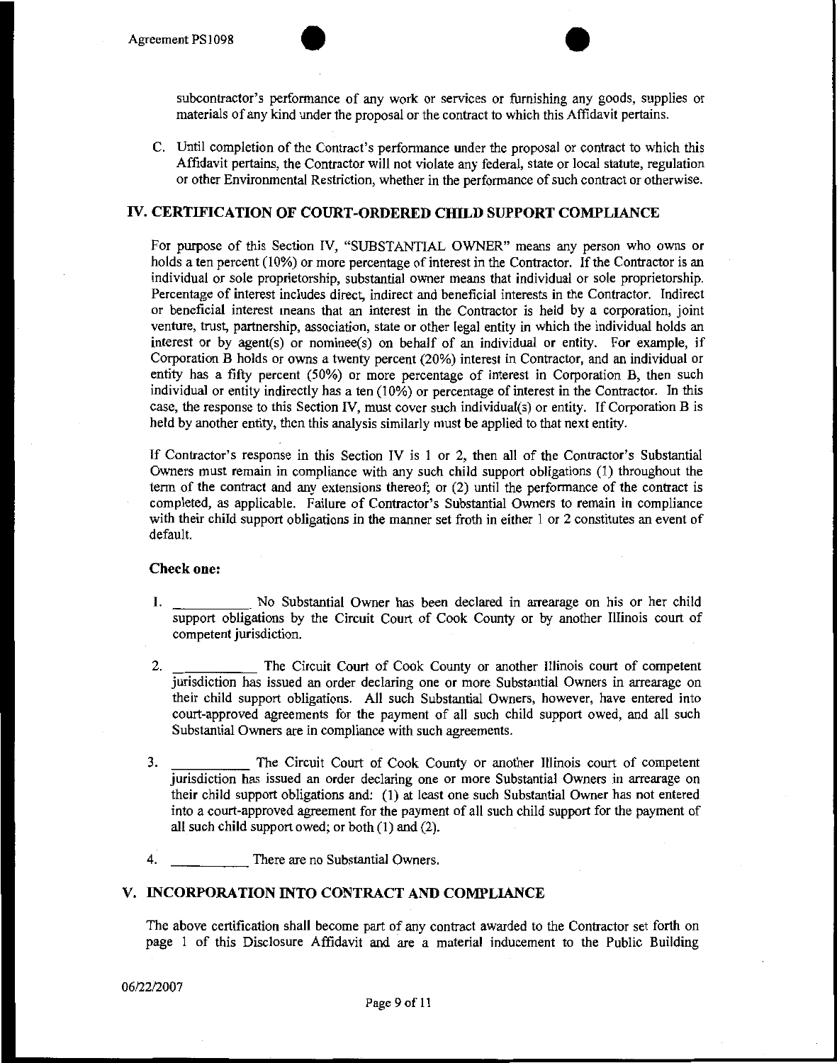subcontractor's performance of any work or services or furnishing any goods, supplies or materials of any kind under the proposal or the contract to which this Affidavit pertains.

C. Until completion of the Contract's performance under the proposal or contract to which this Affidavit pertains, the Contractor will not violate any federal, state or local statute, regulation or other Environmental Restriction, whether in the performance of such contract or otherwise.

## IV. CERTIFICATION OF COURT-ORDERED CHILD SUPPORT COMPLIANCE

For purpose of this Section IV, "SUBSTANTIAL OWNER" means any person who owns or holds a ten percent (10%) or more percentage of interest in the Contractor. If the Contractor is an individual or sole proprietorship, substantial owner means that individual or sole proprietorship. Percentage of interest includes direct, indirect and beneficial interests in the Contractor. Indirect or beneficial interest means that an interest in the Contractor is held by a corporation, joint venture, trust, partnership, association, state or other legal entity in which the individual holds an interest or by agent(s) or nominee(s) on behalf of an individual or entity. For example, if Corporation B holds or owns a twenty percent (20%) interest in Contractor, and an individual or entity has a fifty percent (50%) or more percentage of interest in Corporation B, then such individual or entity indirectly has a ten (10%) or percentage of interest in the Contractor. In this case, the response to this Section IV, must cover such individual(s) or entity. If Corporation B is held by another entity, then this analysis similarly must be applied to that next entity.

If Contractor's response in this Section IV is 1 or 2, then all of the Contractor's Substantial Owners must remain in compliance with any such child support obligations (1) throughout the term of the contract and any extensions thereof; or (2) until the performance of the contract is completed, as applicable. Failure of Contractor's Substantial Owners to remain in compliance with their child support obligations in the manner set froth in either 1 or 2 constitutes an event of default.

**Check one:**

1. __________ No Substantial Owner has been declared in arrearage on his or her child support obligations by the Circuit Court of Cook County or by another Illinois court of competent jurisdiction.

2. __________ The Circuit Court of Cook County or another Illinois court of competent jurisdiction has issued an order declaring one or more Substantial Owners in arrearage on their child support obligations. All such Substantial Owners, however, have entered into court-approved agreements for the payment of all such child support owed, and all such Substantial Owners are in compliance with such agreements.

3. __________ The Circuit Court of Cook County or another Illinois court of competent jurisdiction has issued an order declaring one or more Substantial Owners in arrearage on their child support obligations and: (1) at least one such Substantial Owner has not entered into a court-approved agreement for the payment of all such child support for the payment of all such child support owed; or both (1) and (2).

4. __________ There are no Substantial Owners.

## V. INCORPORATION INTO CONTRACT AND COMPLIANCE

The above certification shall become part of any contract awarded to the Contractor set forth on page 1 of this Disclosure Affidavit and are a material inducement to the Public Building

06/22/2007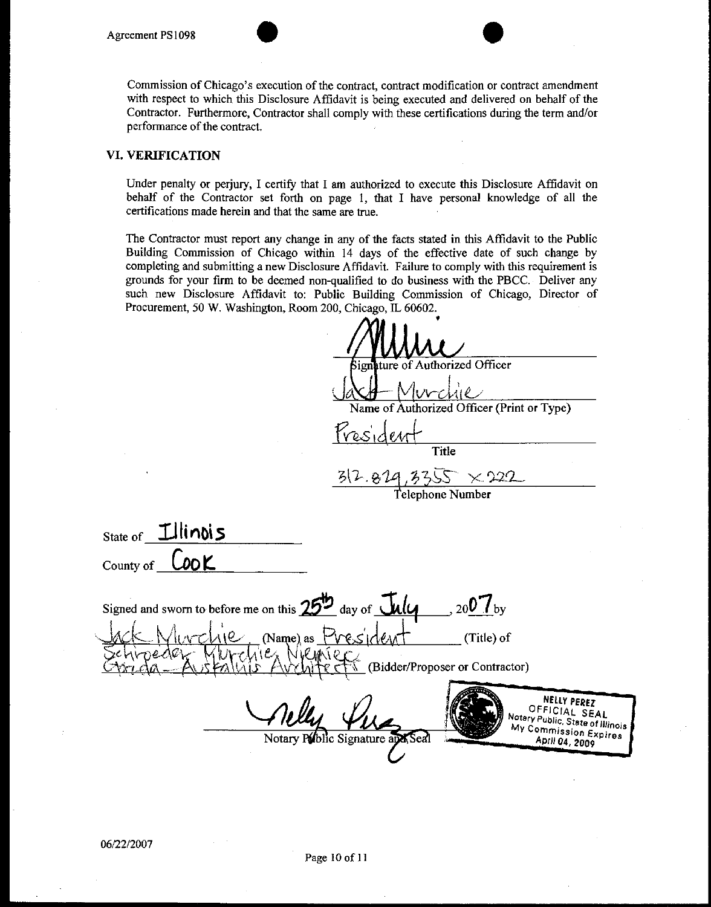Commission of Chicago's execution of the contract, contract modification or contract amendment with respect to which this Disclosure Affidavit is being executed and delivered on behalf of the Contractor. Furthermore, Contractor shall comply with these certifications during the term and/or performance of the contract.

## VI. VERIFICATION

Under penalty or perjury, I certify that I am authorized to execute this Disclosure Affidavit on behalf of the Contractor set forth on page 1, that I have personal knowledge of all the certifications made herein and that the same are true.

The Contractor must report any change in any of the facts stated in this Affidavit to the Public Building Commission of Chicago within 14 days of the effective date of such change by completing and submitting a new Disclosure Affidavit. Failure to comply with this requirement is grounds for your firm to be deemed non-qualified to do business with the PBCC. Deliver any such new Disclosure Affidavit to: Public Building Commission of Chicago, Director of Procurement, 50 W. Washington, Room 200, Chicago, IL 60602.

[Signature]
Signature of Authorized Officer

Jack Murchie
Name of Authorized Officer (Print or Type)

President
Title

312.829.3355 x 222
Telephone Number

State of Illinois

County of Cook

Signed and sworn to before me on this 25th day of July, 2007 by Jack Murchie (Name) as President (Title) of Schroeder Murchie Niemiec Gorda-Austalis Architects (Bidder/Proposer or Contractor)

[Signature]
Notary Public Signature and Seal

NELLY PEREZ
OFFICIAL SEAL
Notary Public, State of Illinois
My Commission Expires
April 04, 2009

06/22/2007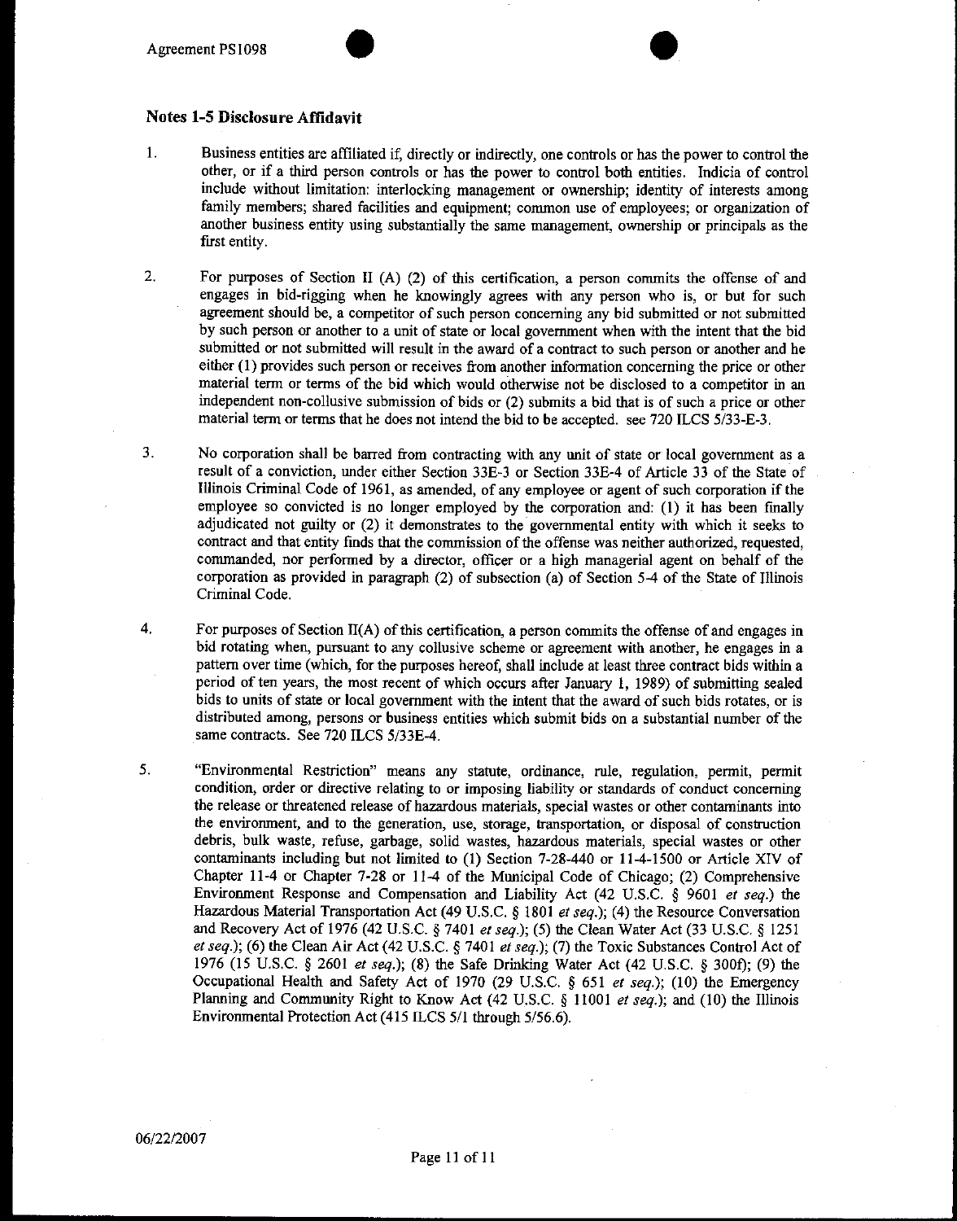## Notes 1-5 Disclosure Affidavit

1. Business entities are affiliated if, directly or indirectly, one controls or has the power to control the other, or if a third person controls or has the power to control both entities. Indicia of control include without limitation: interlocking management or ownership; identity of interests among family members; shared facilities and equipment; common use of employees; or organization of another business entity using substantially the same management, ownership or principals as the first entity.

2. For purposes of Section II (A) (2) of this certification, a person commits the offense of and engages in bid-rigging when he knowingly agrees with any person who is, or but for such agreement should be, a competitor of such person concerning any bid submitted or not submitted by such person or another to a unit of state or local government when with the intent that the bid submitted or not submitted will result in the award of a contract to such person or another and he either (1) provides such person or receives from another information concerning the price or other material term or terms of the bid which would otherwise not be disclosed to a competitor in an independent non-collusive submission of bids or (2) submits a bid that is of such a price or other material term or terms that he does not intend the bid to be accepted. see 720 ILCS 5/33-E-3.

3. No corporation shall be barred from contracting with any unit of state or local government as a result of a conviction, under either Section 33E-3 or Section 33E-4 of Article 33 of the State of Illinois Criminal Code of 1961, as amended, of any employee or agent of such corporation if the employee so convicted is no longer employed by the corporation and: (1) it has been finally adjudicated not guilty or (2) it demonstrates to the governmental entity with which it seeks to contract and that entity finds that the commission of the offense was neither authorized, requested, commanded, nor performed by a director, officer or a high managerial agent on behalf of the corporation as provided in paragraph (2) of subsection (a) of Section 5-4 of the State of Illinois Criminal Code.

4. For purposes of Section II(A) of this certification, a person commits the offense of and engages in bid rotating when, pursuant to any collusive scheme or agreement with another, he engages in a pattern over time (which, for the purposes hereof, shall include at least three contract bids within a period of ten years, the most recent of which occurs after January 1, 1989) of submitting sealed bids to units of state or local government with the intent that the award of such bids rotates, or is distributed among, persons or business entities which submit bids on a substantial number of the same contracts. See 720 ILCS 5/33E-4.

5. "Environmental Restriction" means any statute, ordinance, rule, regulation, permit, permit condition, order or directive relating to or imposing liability or standards of conduct concerning the release or threatened release of hazardous materials, special wastes or other contaminants into the environment, and to the generation, use, storage, transportation, or disposal of construction debris, bulk waste, refuse, garbage, solid wastes, hazardous materials, special wastes or other contaminants including but not limited to (1) Section 7-28-440 or 11-4-1500 or Article XIV of Chapter 11-4 or Chapter 7-28 or 11-4 of the Municipal Code of Chicago; (2) Comprehensive Environment Response and Compensation and Liability Act (42 U.S.C. § 9601 *et seq.*) the Hazardous Material Transportation Act (49 U.S.C. § 1801 *et seq.*); (4) the Resource Conversation and Recovery Act of 1976 (42 U.S.C. § 7401 *et seq.*); (5) the Clean Water Act (33 U.S.C. § 1251 *et seq.*); (6) the Clean Air Act (42 U.S.C. § 7401 *et seq.*); (7) the Toxic Substances Control Act of 1976 (15 U.S.C. § 2601 *et seq.*); (8) the Safe Drinking Water Act (42 U.S.C. § 300f); (9) the Occupational Health and Safety Act of 1970 (29 U.S.C. § 651 *et seq.*); (10) the Emergency Planning and Community Right to Know Act (42 U.S.C. § 11001 *et seq.*); and (10) the Illinois Environmental Protection Act (415 ILCS 5/1 through 5/56.6).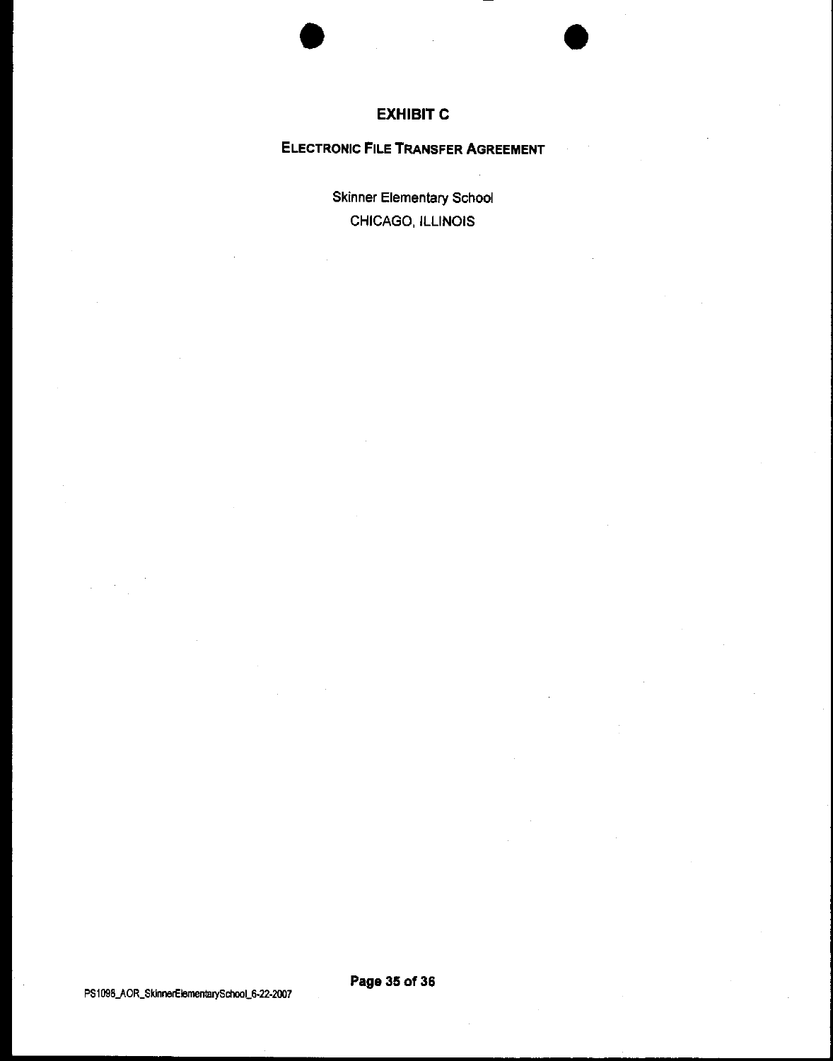# EXHIBIT C

## ELECTRONIC FILE TRANSFER AGREEMENT

Skinner Elementary School

CHICAGO, ILLINOIS

PS1098_AOR_SkinnerElementarySchool_6-22-2007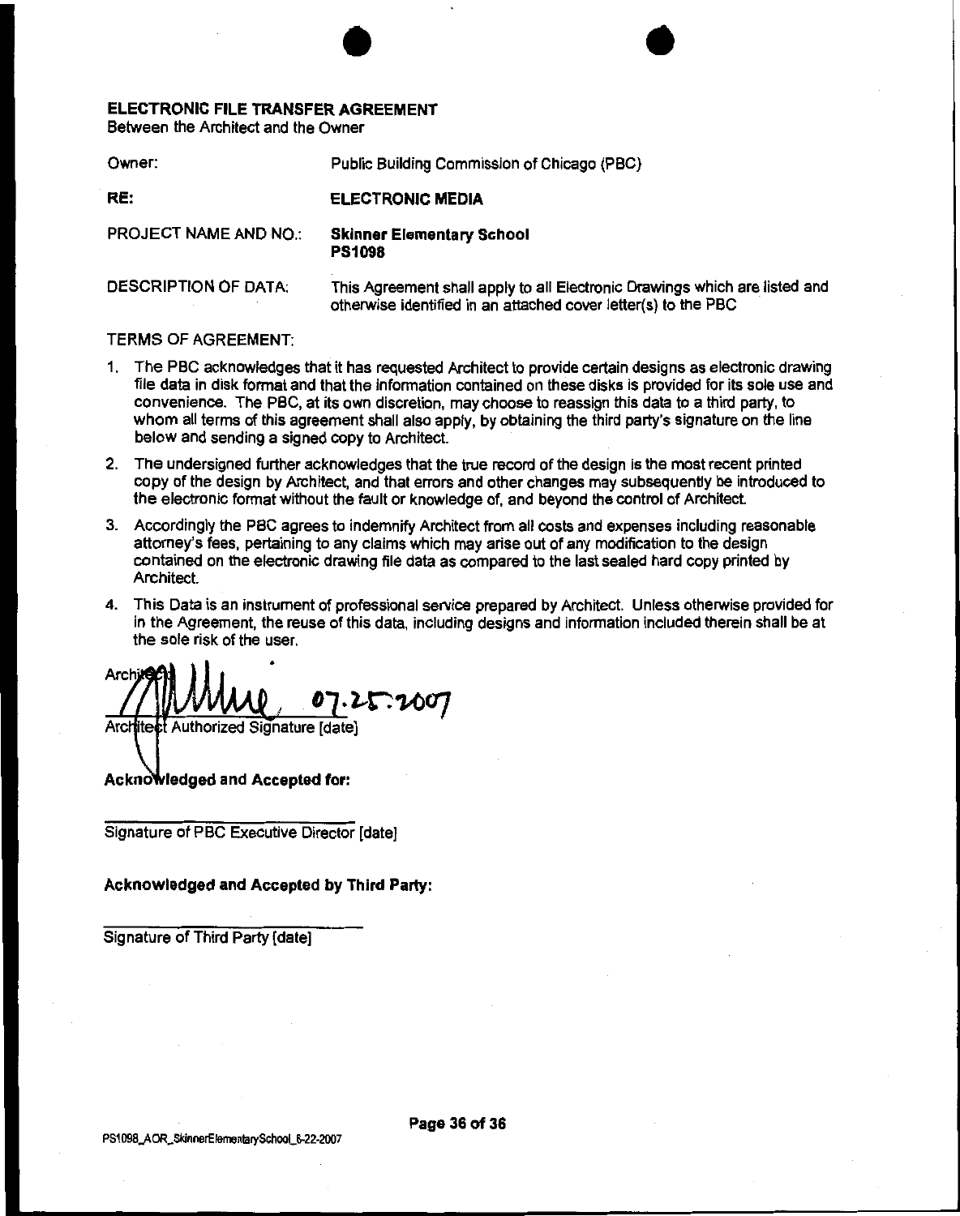**ELECTRONIC FILE TRANSFER AGREEMENT**
Between the Architect and the Owner

| | |
|---|---|
| Owner: | Public Building Commission of Chicago (PBC) |
| **RE:** | **ELECTRONIC MEDIA** |
| PROJECT NAME AND NO.: | **Skinner Elementary School PS1098** |
| DESCRIPTION OF DATA: | This Agreement shall apply to all Electronic Drawings which are listed and otherwise identified in an attached cover letter(s) to the PBC |

TERMS OF AGREEMENT:

1. The PBC acknowledges that it has requested Architect to provide certain designs as electronic drawing file data in disk format and that the information contained on these disks is provided for its sole use and convenience. The PBC, at its own discretion, may choose to reassign this data to a third party, to whom all terms of this agreement shall also apply, by obtaining the third party's signature on the line below and sending a signed copy to Architect.
2. The undersigned further acknowledges that the true record of the design is the most recent printed copy of the design by Architect, and that errors and other changes may subsequently be introduced to the electronic format without the fault or knowledge of, and beyond the control of Architect.
3. Accordingly the PBC agrees to indemnify Architect from all costs and expenses including reasonable attorney's fees, pertaining to any claims which may arise out of any modification to the design contained on the electronic drawing file data as compared to the last sealed hard copy printed by Architect.
4. This Data is an instrument of professional service prepared by Architect. Unless otherwise provided for in the Agreement, the reuse of this data, including designs and information included therein shall be at the sole risk of the user.

Architect:

07.25.2007

Architect Authorized Signature [date]

**Acknowledged and Accepted for:**

\_\_\_\_\_\_\_\_\_\_\_\_\_\_\_\_\_\_\_\_\_\_\_\_\_\_\_\_

Signature of PBC Executive Director [date]

**Acknowledged and Accepted by Third Party:**

\_\_\_\_\_\_\_\_\_\_\_\_\_\_\_\_\_\_\_\_\_\_\_\_\_\_\_\_

Signature of Third Party [date]

PS1098_AOR_SkinnerElementarySchool_6-22-2007